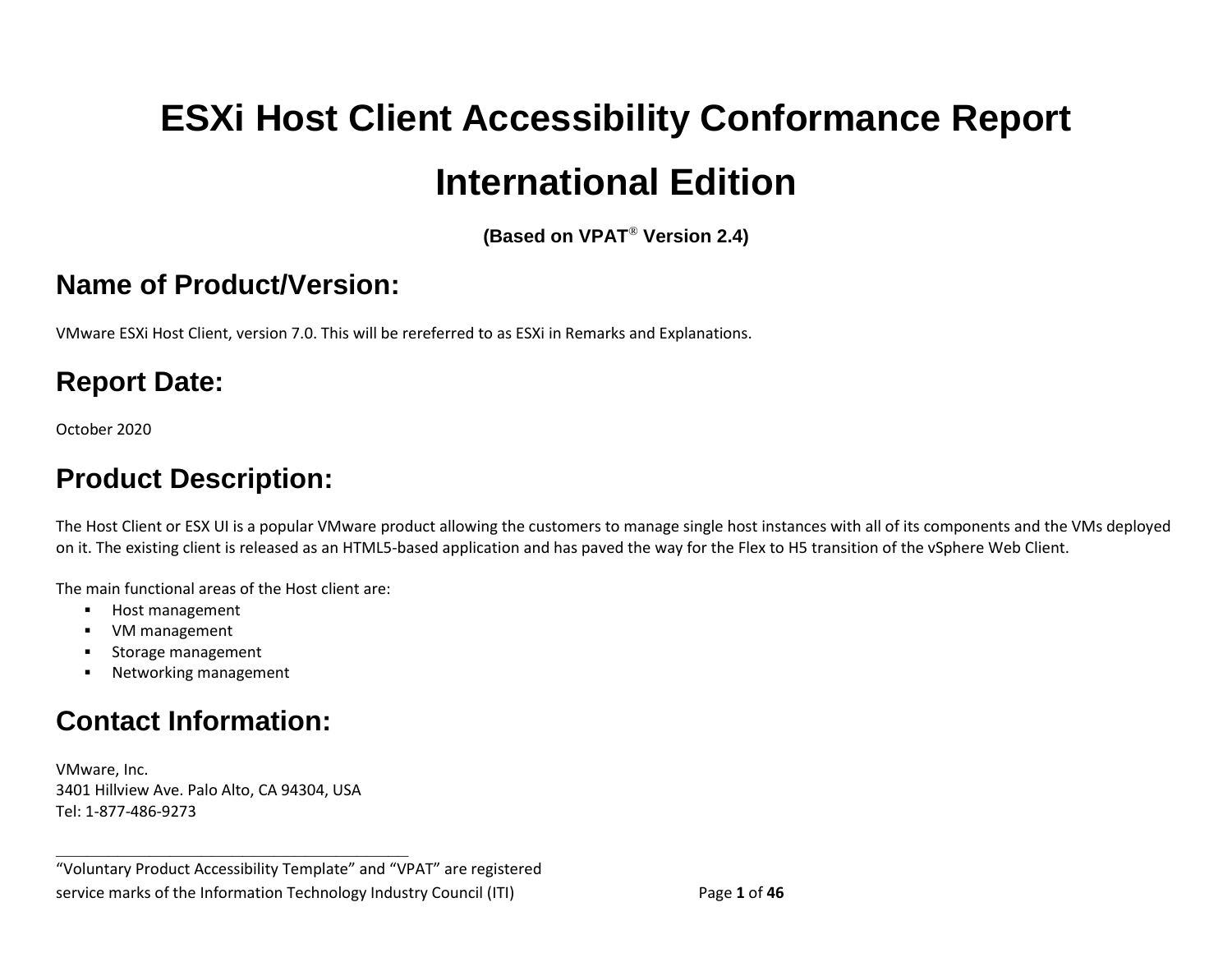# ESXi Host Client Accessibility Conformance Report

# International Edition

**(Based on VPAT® Version 2.4)**

## Name of Product/Version:

VMware ESXi Host Client, version 7.0. This will be rereferred to as ESXi in Remarks and Explanations.

## Report Date:

October 2020

## Product Description:

The Host Client or ESX UI is a popular VMware product allowing the customers to manage single host instances with all of its components and the VMs deployed on it. The existing client is released as an HTML5-based application and has paved the way for the Flex to H5 transition of the vSphere Web Client.

The main functional areas of the Host client are:

- Host management
- VM management
- Storage management
- Networking management

## Contact Information:

VMware, Inc.
3401 Hillview Ave. Palo Alto, CA 94304, USA
Tel: 1-877-486-9273

---

"Voluntary Product Accessibility Template" and "VPAT" are registered service marks of the Information Technology Industry Council (ITI)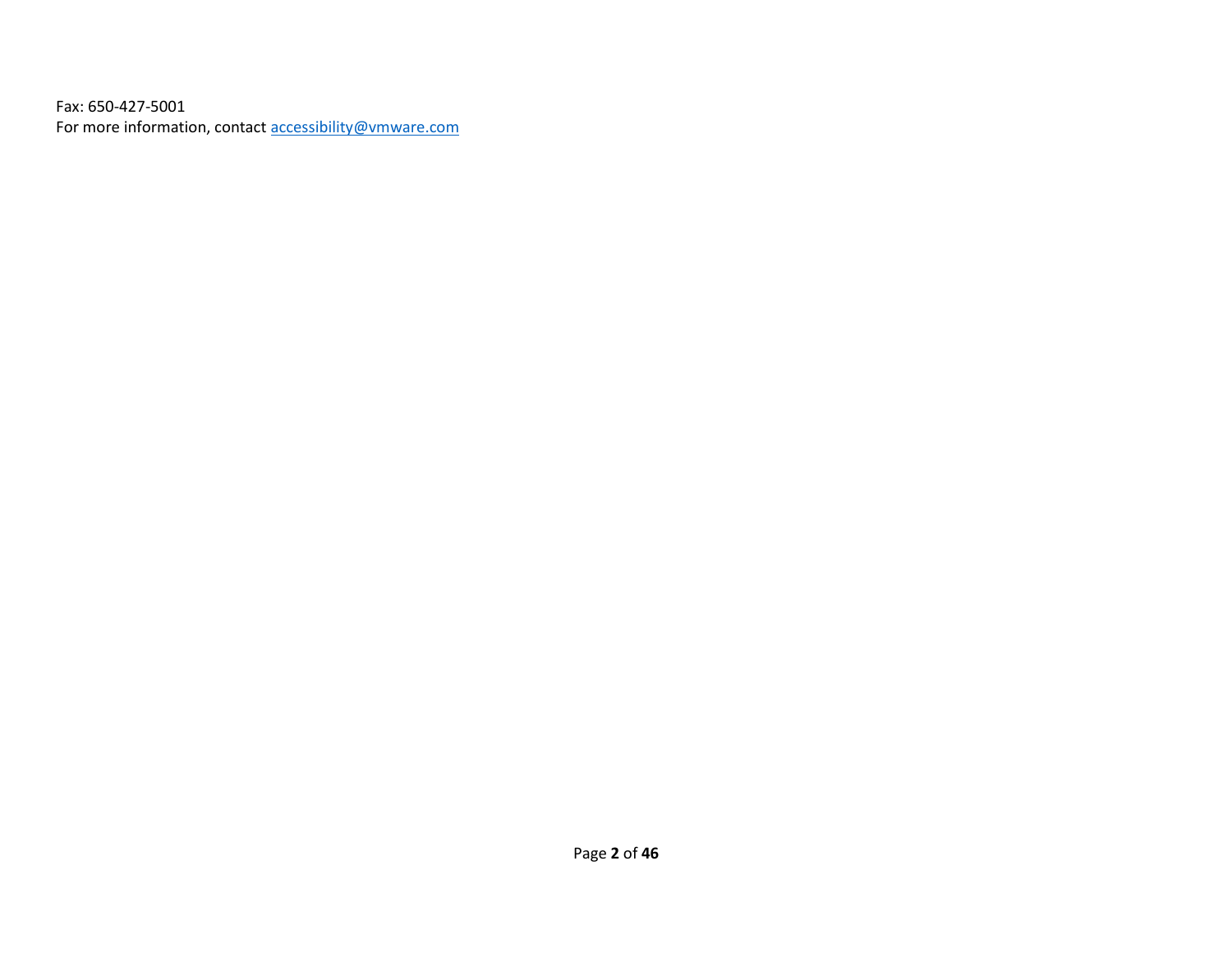Fax: 650-427-5001
For more information, contact [accessibility@vmware.com](mailto:accessibility@vmware.com)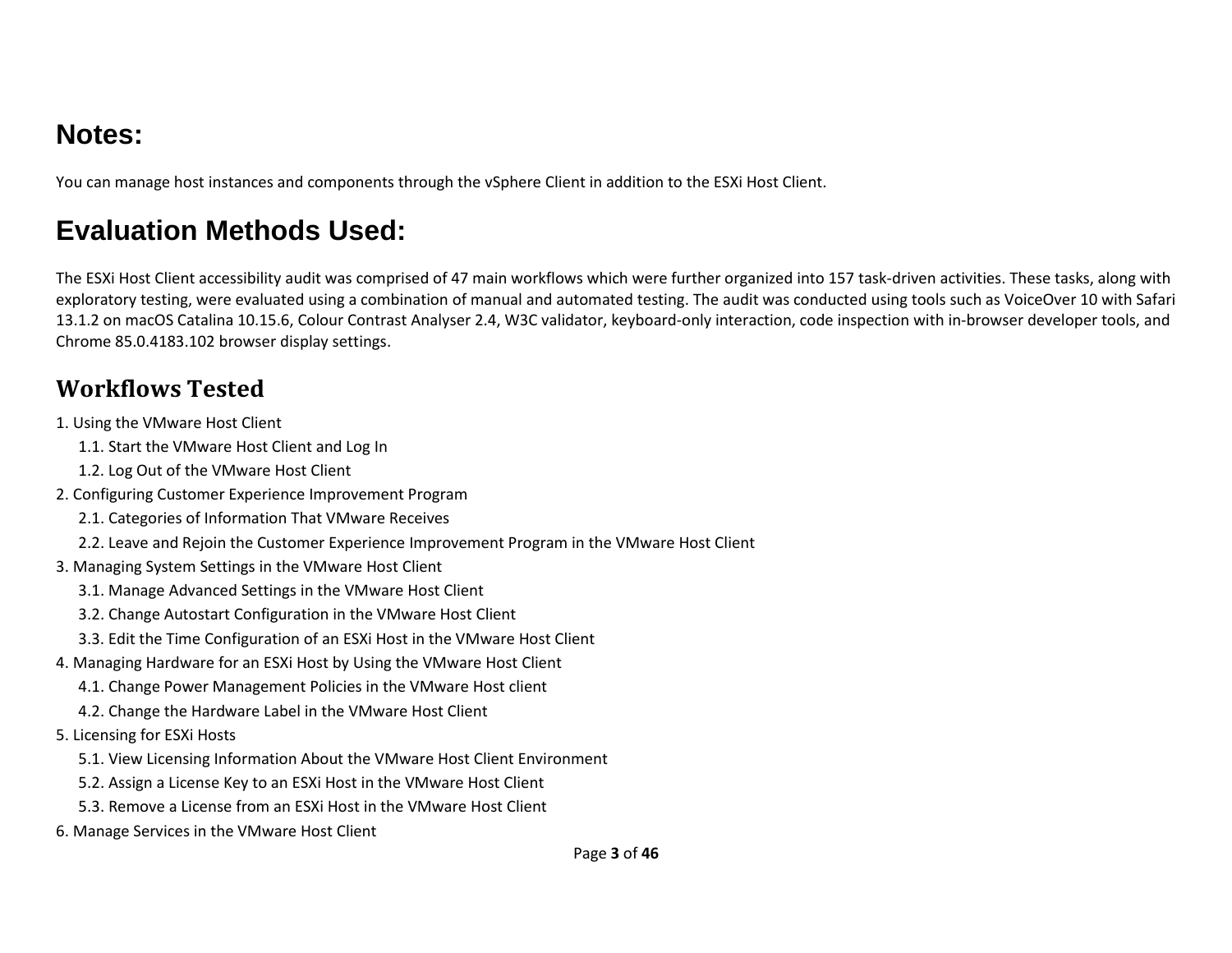## Notes:

You can manage host instances and components through the vSphere Client in addition to the ESXi Host Client.

## Evaluation Methods Used:

The ESXi Host Client accessibility audit was comprised of 47 main workflows which were further organized into 157 task-driven activities. These tasks, along with exploratory testing, were evaluated using a combination of manual and automated testing. The audit was conducted using tools such as VoiceOver 10 with Safari 13.1.2 on macOS Catalina 10.15.6, Colour Contrast Analyser 2.4, W3C validator, keyboard-only interaction, code inspection with in-browser developer tools, and Chrome 85.0.4183.102 browser display settings.

### Workflows Tested

1. Using the VMware Host Client
    1.1. Start the VMware Host Client and Log In
    1.2. Log Out of the VMware Host Client
2. Configuring Customer Experience Improvement Program
    2.1. Categories of Information That VMware Receives
    2.2. Leave and Rejoin the Customer Experience Improvement Program in the VMware Host Client
3. Managing System Settings in the VMware Host Client
    3.1. Manage Advanced Settings in the VMware Host Client
    3.2. Change Autostart Configuration in the VMware Host Client
    3.3. Edit the Time Configuration of an ESXi Host in the VMware Host Client
4. Managing Hardware for an ESXi Host by Using the VMware Host Client
    4.1. Change Power Management Policies in the VMware Host client
    4.2. Change the Hardware Label in the VMware Host Client
5. Licensing for ESXi Hosts
    5.1. View Licensing Information About the VMware Host Client Environment
    5.2. Assign a License Key to an ESXi Host in the VMware Host Client
    5.3. Remove a License from an ESXi Host in the VMware Host Client
6. Manage Services in the VMware Host Client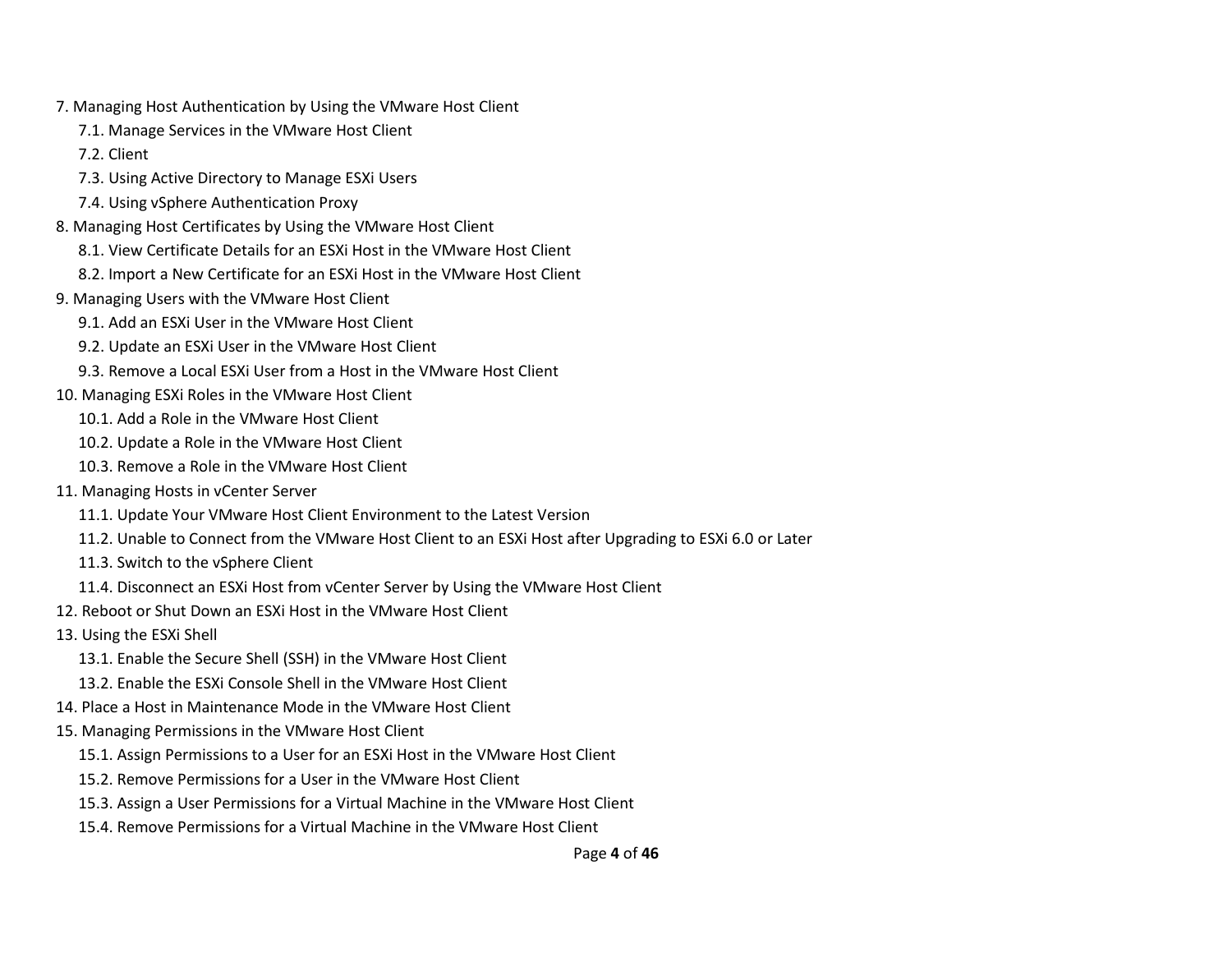- 7. Managing Host Authentication by Using the VMware Host Client
    - 7.1. Manage Services in the VMware Host Client
    - 7.2. Client
    - 7.3. Using Active Directory to Manage ESXi Users
    - 7.4. Using vSphere Authentication Proxy
- 8. Managing Host Certificates by Using the VMware Host Client
    - 8.1. View Certificate Details for an ESXi Host in the VMware Host Client
    - 8.2. Import a New Certificate for an ESXi Host in the VMware Host Client
- 9. Managing Users with the VMware Host Client
    - 9.1. Add an ESXi User in the VMware Host Client
    - 9.2. Update an ESXi User in the VMware Host Client
    - 9.3. Remove a Local ESXi User from a Host in the VMware Host Client
- 10. Managing ESXi Roles in the VMware Host Client
    - 10.1. Add a Role in the VMware Host Client
    - 10.2. Update a Role in the VMware Host Client
    - 10.3. Remove a Role in the VMware Host Client
- 11. Managing Hosts in vCenter Server
    - 11.1. Update Your VMware Host Client Environment to the Latest Version
    - 11.2. Unable to Connect from the VMware Host Client to an ESXi Host after Upgrading to ESXi 6.0 or Later
    - 11.3. Switch to the vSphere Client
    - 11.4. Disconnect an ESXi Host from vCenter Server by Using the VMware Host Client
- 12. Reboot or Shut Down an ESXi Host in the VMware Host Client
- 13. Using the ESXi Shell
    - 13.1. Enable the Secure Shell (SSH) in the VMware Host Client
    - 13.2. Enable the ESXi Console Shell in the VMware Host Client
- 14. Place a Host in Maintenance Mode in the VMware Host Client
- 15. Managing Permissions in the VMware Host Client
    - 15.1. Assign Permissions to a User for an ESXi Host in the VMware Host Client
    - 15.2. Remove Permissions for a User in the VMware Host Client
    - 15.3. Assign a User Permissions for a Virtual Machine in the VMware Host Client
    - 15.4. Remove Permissions for a Virtual Machine in the VMware Host Client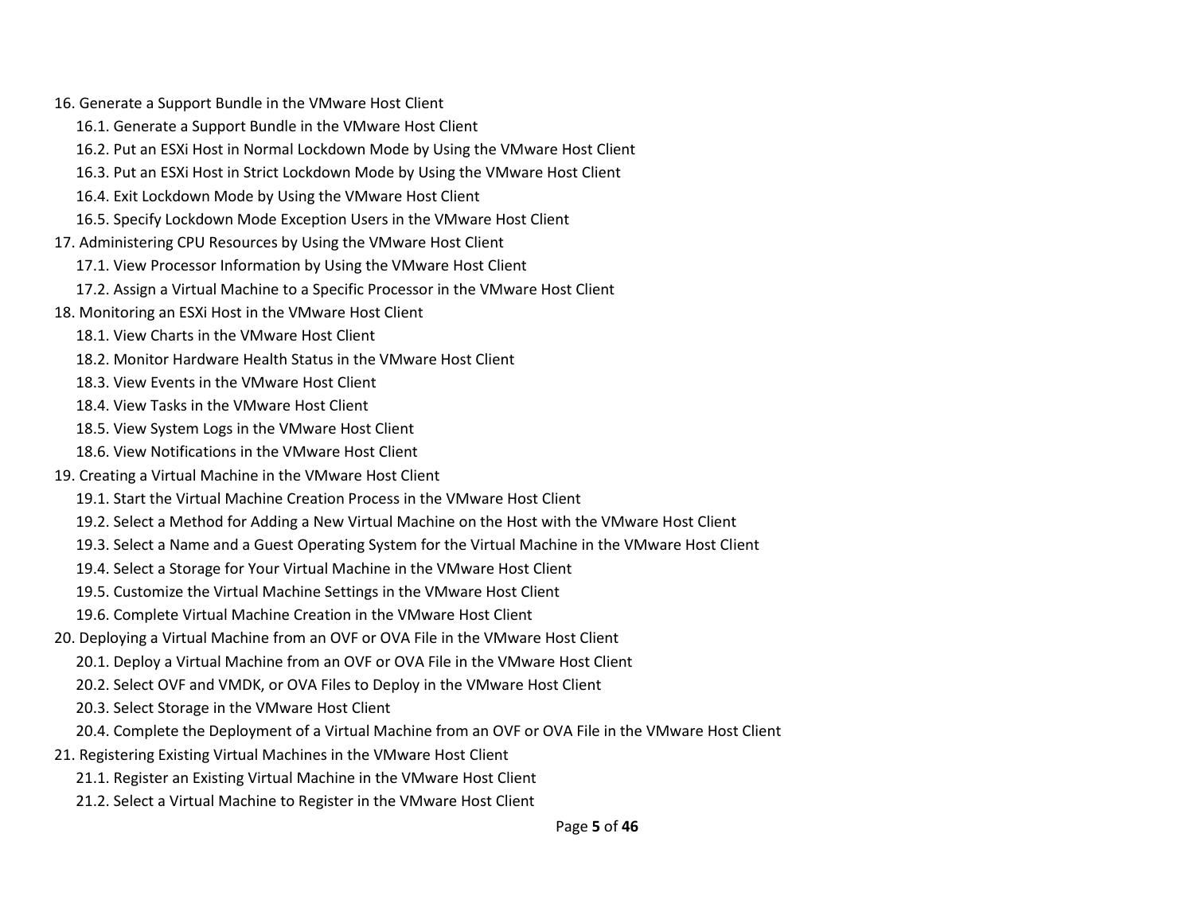16. Generate a Support Bundle in the VMware Host Client
    - 16.1. Generate a Support Bundle in the VMware Host Client
    - 16.2. Put an ESXi Host in Normal Lockdown Mode by Using the VMware Host Client
    - 16.3. Put an ESXi Host in Strict Lockdown Mode by Using the VMware Host Client
    - 16.4. Exit Lockdown Mode by Using the VMware Host Client
    - 16.5. Specify Lockdown Mode Exception Users in the VMware Host Client
17. Administering CPU Resources by Using the VMware Host Client
    - 17.1. View Processor Information by Using the VMware Host Client
    - 17.2. Assign a Virtual Machine to a Specific Processor in the VMware Host Client
18. Monitoring an ESXi Host in the VMware Host Client
    - 18.1. View Charts in the VMware Host Client
    - 18.2. Monitor Hardware Health Status in the VMware Host Client
    - 18.3. View Events in the VMware Host Client
    - 18.4. View Tasks in the VMware Host Client
    - 18.5. View System Logs in the VMware Host Client
    - 18.6. View Notifications in the VMware Host Client
19. Creating a Virtual Machine in the VMware Host Client
    - 19.1. Start the Virtual Machine Creation Process in the VMware Host Client
    - 19.2. Select a Method for Adding a New Virtual Machine on the Host with the VMware Host Client
    - 19.3. Select a Name and a Guest Operating System for the Virtual Machine in the VMware Host Client
    - 19.4. Select a Storage for Your Virtual Machine in the VMware Host Client
    - 19.5. Customize the Virtual Machine Settings in the VMware Host Client
    - 19.6. Complete Virtual Machine Creation in the VMware Host Client
20. Deploying a Virtual Machine from an OVF or OVA File in the VMware Host Client
    - 20.1. Deploy a Virtual Machine from an OVF or OVA File in the VMware Host Client
    - 20.2. Select OVF and VMDK, or OVA Files to Deploy in the VMware Host Client
    - 20.3. Select Storage in the VMware Host Client
    - 20.4. Complete the Deployment of a Virtual Machine from an OVF or OVA File in the VMware Host Client
21. Registering Existing Virtual Machines in the VMware Host Client
    - 21.1. Register an Existing Virtual Machine in the VMware Host Client
    - 21.2. Select a Virtual Machine to Register in the VMware Host Client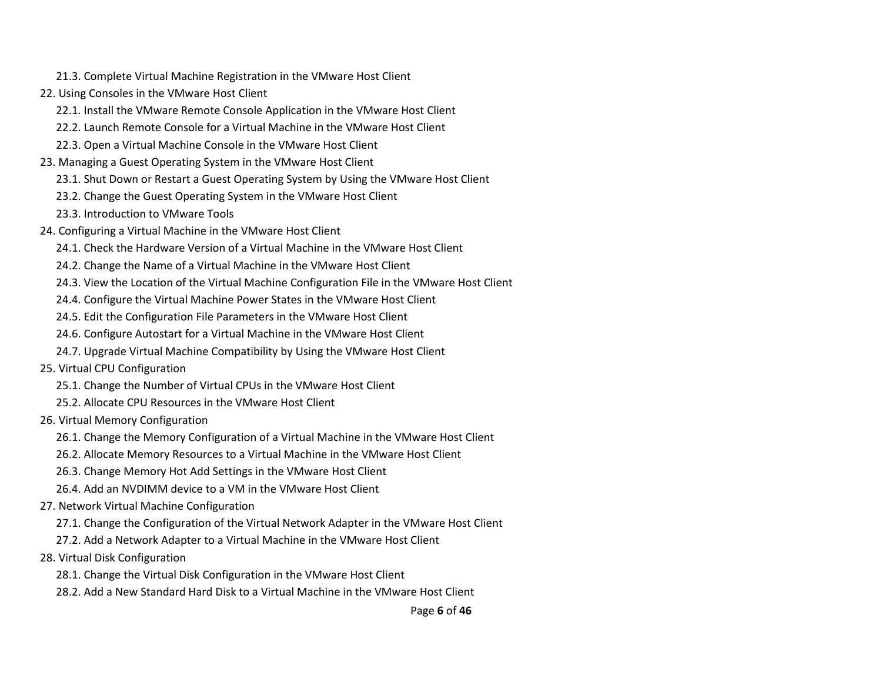- 21.3. Complete Virtual Machine Registration in the VMware Host Client
- 22. Using Consoles in the VMware Host Client
  - 22.1. Install the VMware Remote Console Application in the VMware Host Client
  - 22.2. Launch Remote Console for a Virtual Machine in the VMware Host Client
  - 22.3. Open a Virtual Machine Console in the VMware Host Client
- 23. Managing a Guest Operating System in the VMware Host Client
  - 23.1. Shut Down or Restart a Guest Operating System by Using the VMware Host Client
  - 23.2. Change the Guest Operating System in the VMware Host Client
  - 23.3. Introduction to VMware Tools
- 24. Configuring a Virtual Machine in the VMware Host Client
  - 24.1. Check the Hardware Version of a Virtual Machine in the VMware Host Client
  - 24.2. Change the Name of a Virtual Machine in the VMware Host Client
  - 24.3. View the Location of the Virtual Machine Configuration File in the VMware Host Client
  - 24.4. Configure the Virtual Machine Power States in the VMware Host Client
  - 24.5. Edit the Configuration File Parameters in the VMware Host Client
  - 24.6. Configure Autostart for a Virtual Machine in the VMware Host Client
  - 24.7. Upgrade Virtual Machine Compatibility by Using the VMware Host Client
- 25. Virtual CPU Configuration
  - 25.1. Change the Number of Virtual CPUs in the VMware Host Client
  - 25.2. Allocate CPU Resources in the VMware Host Client
- 26. Virtual Memory Configuration
  - 26.1. Change the Memory Configuration of a Virtual Machine in the VMware Host Client
  - 26.2. Allocate Memory Resources to a Virtual Machine in the VMware Host Client
  - 26.3. Change Memory Hot Add Settings in the VMware Host Client
  - 26.4. Add an NVDIMM device to a VM in the VMware Host Client
- 27. Network Virtual Machine Configuration
  - 27.1. Change the Configuration of the Virtual Network Adapter in the VMware Host Client
  - 27.2. Add a Network Adapter to a Virtual Machine in the VMware Host Client
- 28. Virtual Disk Configuration
  - 28.1. Change the Virtual Disk Configuration in the VMware Host Client
  - 28.2. Add a New Standard Hard Disk to a Virtual Machine in the VMware Host Client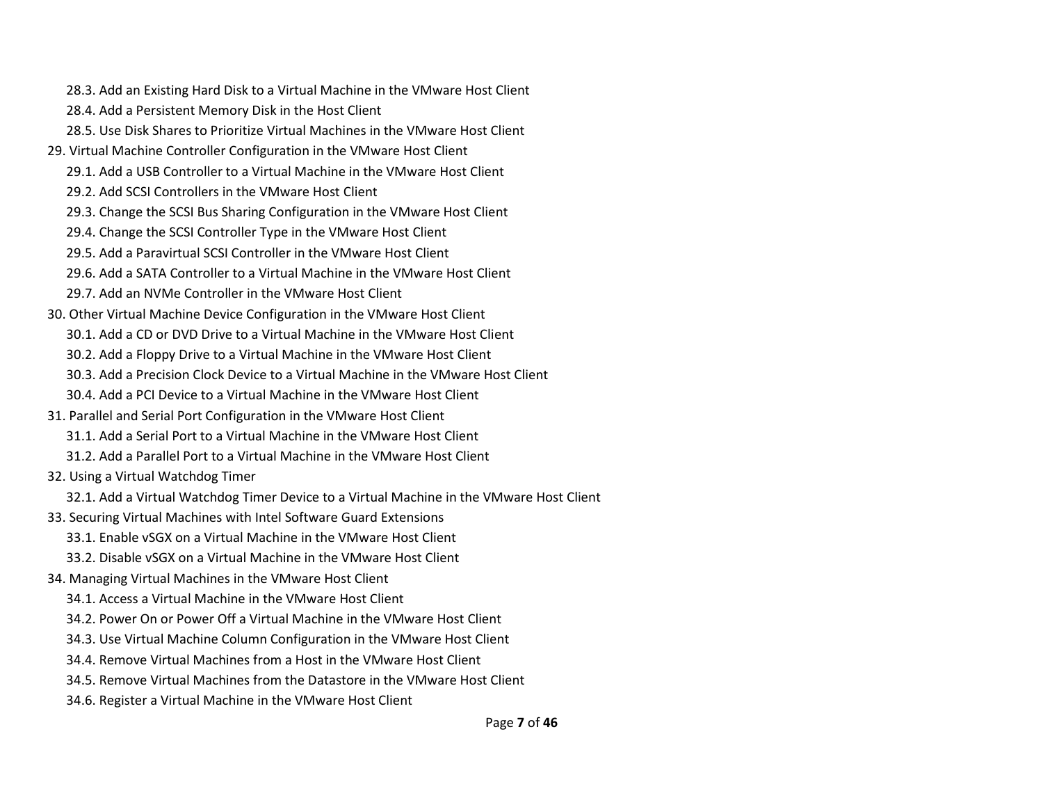- 28.3. Add an Existing Hard Disk to a Virtual Machine in the VMware Host Client
- 28.4. Add a Persistent Memory Disk in the Host Client
- 28.5. Use Disk Shares to Prioritize Virtual Machines in the VMware Host Client

29. Virtual Machine Controller Configuration in the VMware Host Client
    - 29.1. Add a USB Controller to a Virtual Machine in the VMware Host Client
    - 29.2. Add SCSI Controllers in the VMware Host Client
    - 29.3. Change the SCSI Bus Sharing Configuration in the VMware Host Client
    - 29.4. Change the SCSI Controller Type in the VMware Host Client
    - 29.5. Add a Paravirtual SCSI Controller in the VMware Host Client
    - 29.6. Add a SATA Controller to a Virtual Machine in the VMware Host Client
    - 29.7. Add an NVMe Controller in the VMware Host Client
30. Other Virtual Machine Device Configuration in the VMware Host Client
    - 30.1. Add a CD or DVD Drive to a Virtual Machine in the VMware Host Client
    - 30.2. Add a Floppy Drive to a Virtual Machine in the VMware Host Client
    - 30.3. Add a Precision Clock Device to a Virtual Machine in the VMware Host Client
    - 30.4. Add a PCI Device to a Virtual Machine in the VMware Host Client
31. Parallel and Serial Port Configuration in the VMware Host Client
    - 31.1. Add a Serial Port to a Virtual Machine in the VMware Host Client
    - 31.2. Add a Parallel Port to a Virtual Machine in the VMware Host Client
32. Using a Virtual Watchdog Timer
    - 32.1. Add a Virtual Watchdog Timer Device to a Virtual Machine in the VMware Host Client
33. Securing Virtual Machines with Intel Software Guard Extensions
    - 33.1. Enable vSGX on a Virtual Machine in the VMware Host Client
    - 33.2. Disable vSGX on a Virtual Machine in the VMware Host Client
34. Managing Virtual Machines in the VMware Host Client
    - 34.1. Access a Virtual Machine in the VMware Host Client
    - 34.2. Power On or Power Off a Virtual Machine in the VMware Host Client
    - 34.3. Use Virtual Machine Column Configuration in the VMware Host Client
    - 34.4. Remove Virtual Machines from a Host in the VMware Host Client
    - 34.5. Remove Virtual Machines from the Datastore in the VMware Host Client
    - 34.6. Register a Virtual Machine in the VMware Host Client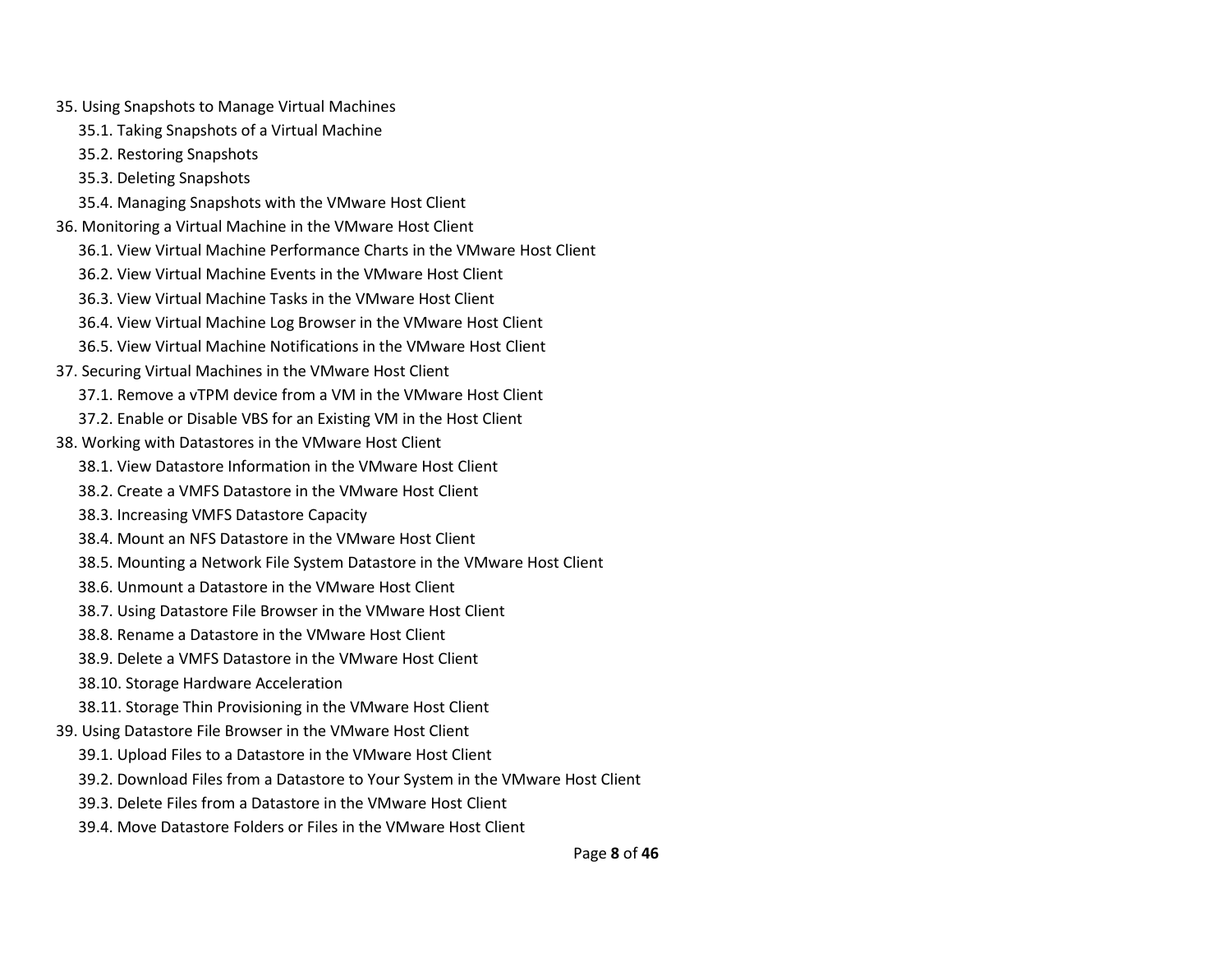35. Using Snapshots to Manage Virtual Machines
    - 35.1. Taking Snapshots of a Virtual Machine
    - 35.2. Restoring Snapshots
    - 35.3. Deleting Snapshots
    - 35.4. Managing Snapshots with the VMware Host Client
36. Monitoring a Virtual Machine in the VMware Host Client
    - 36.1. View Virtual Machine Performance Charts in the VMware Host Client
    - 36.2. View Virtual Machine Events in the VMware Host Client
    - 36.3. View Virtual Machine Tasks in the VMware Host Client
    - 36.4. View Virtual Machine Log Browser in the VMware Host Client
    - 36.5. View Virtual Machine Notifications in the VMware Host Client
37. Securing Virtual Machines in the VMware Host Client
    - 37.1. Remove a vTPM device from a VM in the VMware Host Client
    - 37.2. Enable or Disable VBS for an Existing VM in the Host Client
38. Working with Datastores in the VMware Host Client
    - 38.1. View Datastore Information in the VMware Host Client
    - 38.2. Create a VMFS Datastore in the VMware Host Client
    - 38.3. Increasing VMFS Datastore Capacity
    - 38.4. Mount an NFS Datastore in the VMware Host Client
    - 38.5. Mounting a Network File System Datastore in the VMware Host Client
    - 38.6. Unmount a Datastore in the VMware Host Client
    - 38.7. Using Datastore File Browser in the VMware Host Client
    - 38.8. Rename a Datastore in the VMware Host Client
    - 38.9. Delete a VMFS Datastore in the VMware Host Client
    - 38.10. Storage Hardware Acceleration
    - 38.11. Storage Thin Provisioning in the VMware Host Client
39. Using Datastore File Browser in the VMware Host Client
    - 39.1. Upload Files to a Datastore in the VMware Host Client
    - 39.2. Download Files from a Datastore to Your System in the VMware Host Client
    - 39.3. Delete Files from a Datastore in the VMware Host Client
    - 39.4. Move Datastore Folders or Files in the VMware Host Client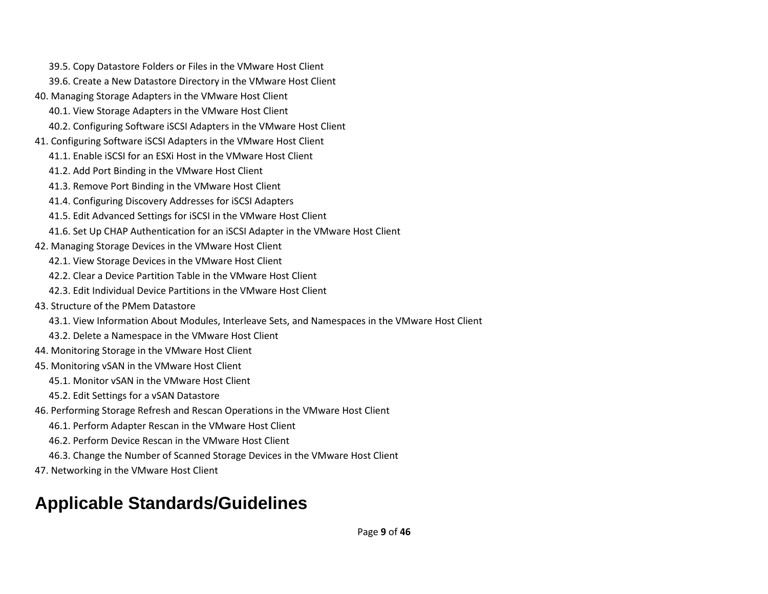- 39.5. Copy Datastore Folders or Files in the VMware Host Client
- 39.6. Create a New Datastore Directory in the VMware Host Client

40. Managing Storage Adapters in the VMware Host Client
    - 40.1. View Storage Adapters in the VMware Host Client
    - 40.2. Configuring Software iSCSI Adapters in the VMware Host Client
41. Configuring Software iSCSI Adapters in the VMware Host Client
    - 41.1. Enable iSCSI for an ESXi Host in the VMware Host Client
    - 41.2. Add Port Binding in the VMware Host Client
    - 41.3. Remove Port Binding in the VMware Host Client
    - 41.4. Configuring Discovery Addresses for iSCSI Adapters
    - 41.5. Edit Advanced Settings for iSCSI in the VMware Host Client
    - 41.6. Set Up CHAP Authentication for an iSCSI Adapter in the VMware Host Client
42. Managing Storage Devices in the VMware Host Client
    - 42.1. View Storage Devices in the VMware Host Client
    - 42.2. Clear a Device Partition Table in the VMware Host Client
    - 42.3. Edit Individual Device Partitions in the VMware Host Client
43. Structure of the PMem Datastore
    - 43.1. View Information About Modules, Interleave Sets, and Namespaces in the VMware Host Client
    - 43.2. Delete a Namespace in the VMware Host Client
44. Monitoring Storage in the VMware Host Client
45. Monitoring vSAN in the VMware Host Client
    - 45.1. Monitor vSAN in the VMware Host Client
    - 45.2. Edit Settings for a vSAN Datastore
46. Performing Storage Refresh and Rescan Operations in the VMware Host Client
    - 46.1. Perform Adapter Rescan in the VMware Host Client
    - 46.2. Perform Device Rescan in the VMware Host Client
    - 46.3. Change the Number of Scanned Storage Devices in the VMware Host Client
47. Networking in the VMware Host Client

# Applicable Standards/Guidelines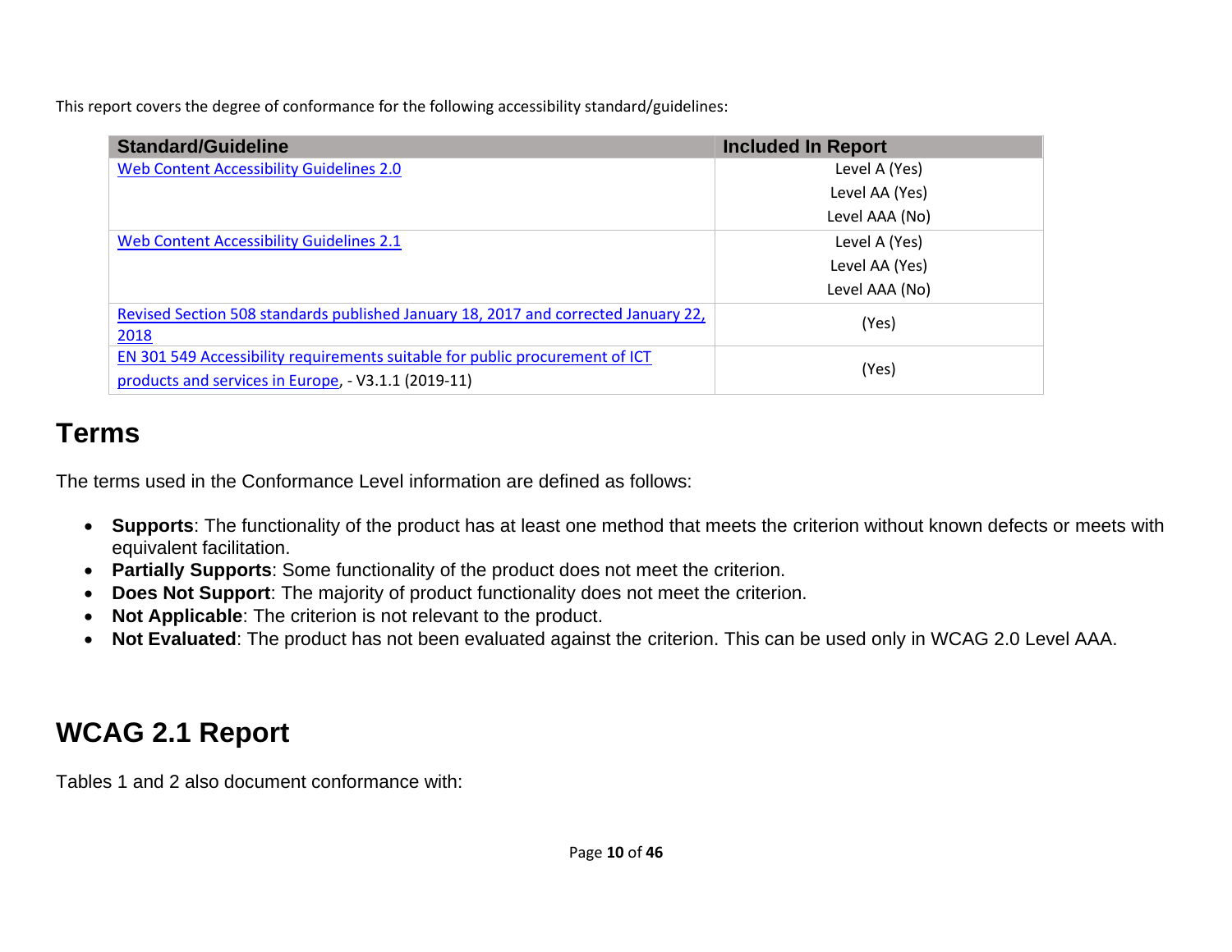This report covers the degree of conformance for the following accessibility standard/guidelines:

| Standard/Guideline | Included In Report |
| --- | --- |
| [Web Content Accessibility Guidelines 2.0]() | Level A (Yes)<br>Level AA (Yes)<br>Level AAA (No) |
| [Web Content Accessibility Guidelines 2.1]() | Level A (Yes)<br>Level AA (Yes)<br>Level AAA (No) |
| [Revised Section 508 standards published January 18, 2017 and corrected January 22, 2018]() | (Yes) |
| [EN 301 549 Accessibility requirements suitable for public procurement of ICT products and services in Europe](), - V3.1.1 (2019-11) | (Yes) |

## Terms

The terms used in the Conformance Level information are defined as follows:

- **Supports**: The functionality of the product has at least one method that meets the criterion without known defects or meets with equivalent facilitation.
- **Partially Supports**: Some functionality of the product does not meet the criterion.
- **Does Not Support**: The majority of product functionality does not meet the criterion.
- **Not Applicable**: The criterion is not relevant to the product.
- **Not Evaluated**: The product has not been evaluated against the criterion. This can be used only in WCAG 2.0 Level AAA.

## WCAG 2.1 Report

Tables 1 and 2 also document conformance with: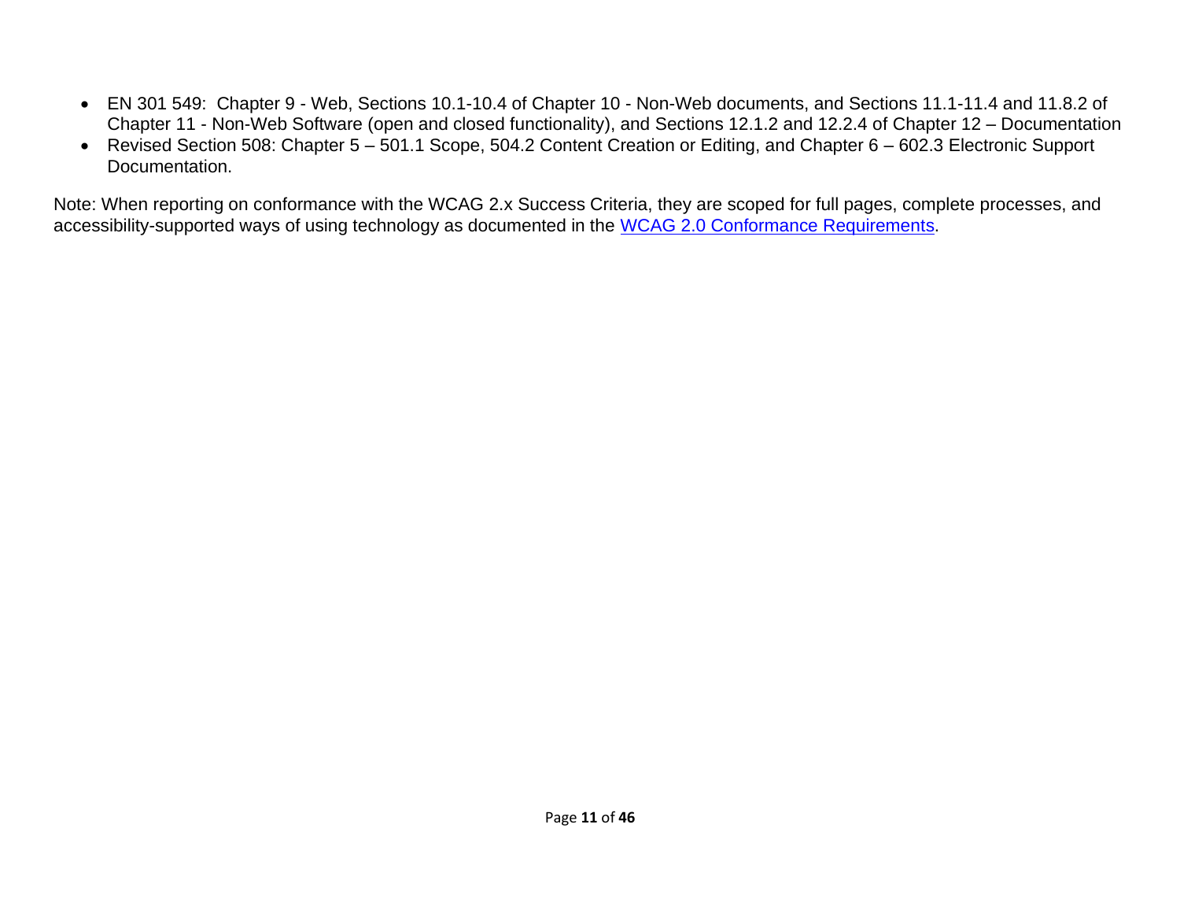- EN 301 549: Chapter 9 - Web, Sections 10.1-10.4 of Chapter 10 - Non-Web documents, and Sections 11.1-11.4 and 11.8.2 of Chapter 11 - Non-Web Software (open and closed functionality), and Sections 12.1.2 and 12.2.4 of Chapter 12 – Documentation
- Revised Section 508: Chapter 5 – 501.1 Scope, 504.2 Content Creation or Editing, and Chapter 6 – 602.3 Electronic Support Documentation.

Note: When reporting on conformance with the WCAG 2.x Success Criteria, they are scoped for full pages, complete processes, and accessibility-supported ways of using technology as documented in the WCAG 2.0 Conformance Requirements.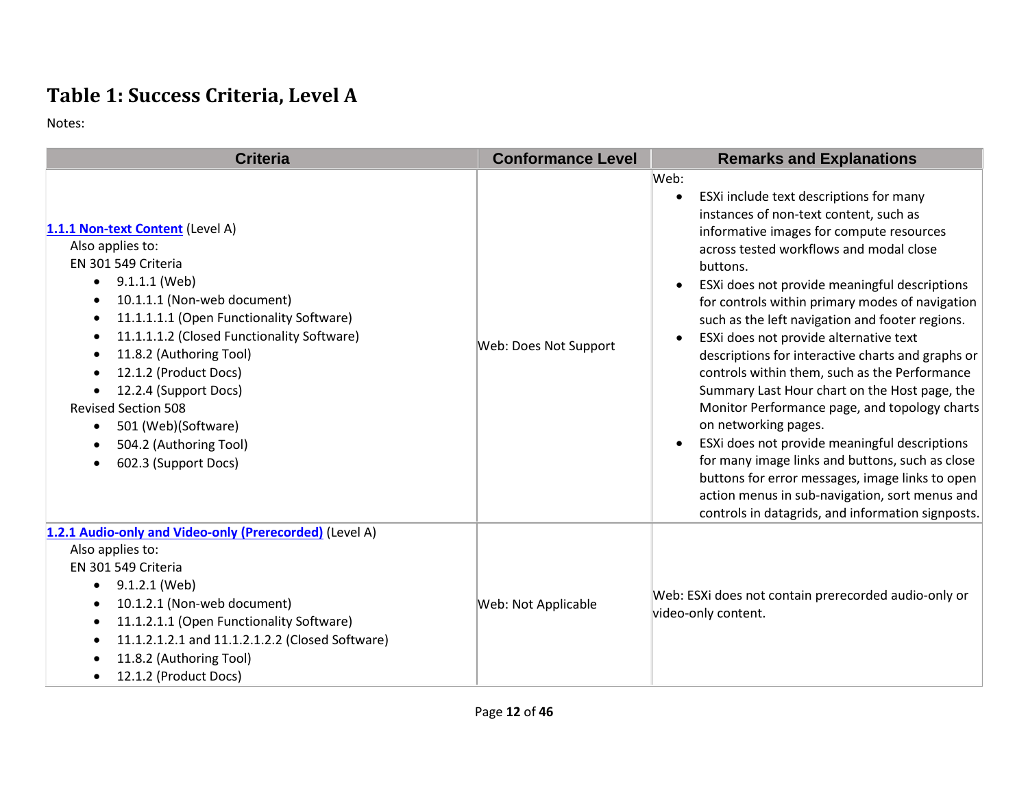# Table 1: Success Criteria, Level A

Notes:

| Criteria | Conformance Level | Remarks and Explanations |
| --- | --- | --- |
| [1.1.1 Non-text Content](#) (Level A)<br>Also applies to:<br>EN 301 549 Criteria<br>• 9.1.1.1 (Web)<br>• 10.1.1.1 (Non-web document)<br>• 11.1.1.1.1 (Open Functionality Software)<br>• 11.1.1.1.2 (Closed Functionality Software)<br>• 11.8.2 (Authoring Tool)<br>• 12.1.2 (Product Docs)<br>• 12.2.4 (Support Docs)<br>Revised Section 508<br>• 501 (Web)(Software)<br>• 504.2 (Authoring Tool)<br>• 602.3 (Support Docs) | Web: Does Not Support | Web:<br>• ESXi include text descriptions for many instances of non-text content, such as informative images for compute resources across tested workflows and modal close buttons.<br>• ESXi does not provide meaningful descriptions for controls within primary modes of navigation such as the left navigation and footer regions.<br>• ESXi does not provide alternative text descriptions for interactive charts and graphs or controls within them, such as the Performance Summary Last Hour chart on the Host page, the Monitor Performance page, and topology charts on networking pages.<br>• ESXi does not provide meaningful descriptions for many image links and buttons, such as close buttons for error messages, image links to open action menus in sub-navigation, sort menus and controls in datagrids, and information signposts. |
| [1.2.1 Audio-only and Video-only (Prerecorded)](#) (Level A)<br>Also applies to:<br>EN 301 549 Criteria<br>• 9.1.2.1 (Web)<br>• 10.1.2.1 (Non-web document)<br>• 11.1.2.1.1 (Open Functionality Software)<br>• 11.1.2.1.2.1 and 11.1.2.1.2.2 (Closed Software)<br>• 11.8.2 (Authoring Tool)<br>• 12.1.2 (Product Docs) | Web: Not Applicable | Web: ESXi does not contain prerecorded audio-only or video-only content. |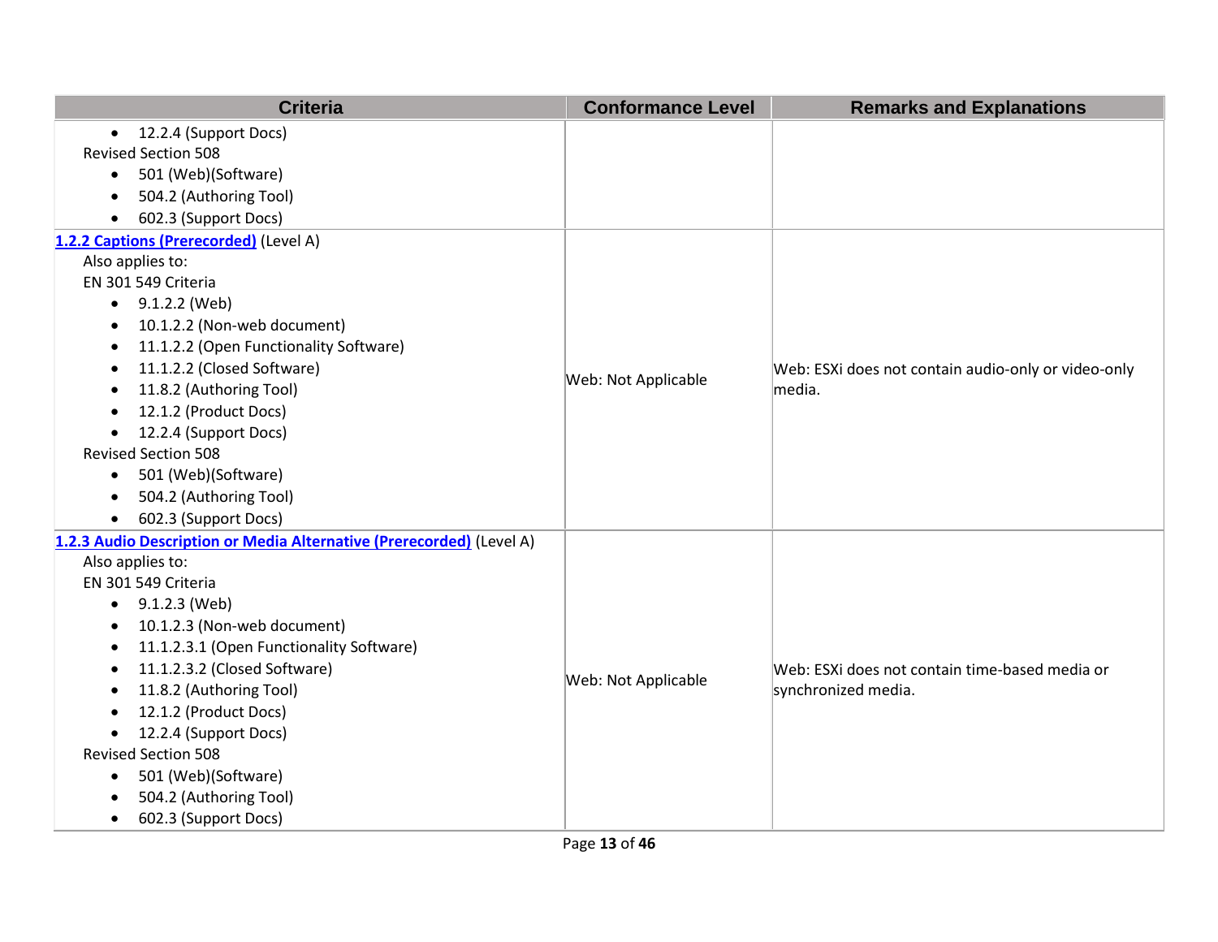| Criteria | Conformance Level | Remarks and Explanations |
|---|---|---|
| • 12.2.4 (Support Docs)<br>Revised Section 508<br>• 501 (Web)(Software)<br>• 504.2 (Authoring Tool)<br>• 602.3 (Support Docs) | | |
| **[1.2.2 Captions (Prerecorded)]** (Level A)<br>Also applies to:<br>EN 301 549 Criteria<br>• 9.1.2.2 (Web)<br>• 10.1.2.2 (Non-web document)<br>• 11.1.2.2 (Open Functionality Software)<br>• 11.1.2.2 (Closed Software)<br>• 11.8.2 (Authoring Tool)<br>• 12.1.2 (Product Docs)<br>• 12.2.4 (Support Docs)<br>Revised Section 508<br>• 501 (Web)(Software)<br>• 504.2 (Authoring Tool)<br>• 602.3 (Support Docs) | Web: Not Applicable | Web: ESXi does not contain audio-only or video-only media. |
| **[1.2.3 Audio Description or Media Alternative (Prerecorded)]** (Level A)<br>Also applies to:<br>EN 301 549 Criteria<br>• 9.1.2.3 (Web)<br>• 10.1.2.3 (Non-web document)<br>• 11.1.2.3.1 (Open Functionality Software)<br>• 11.1.2.3.2 (Closed Software)<br>• 11.8.2 (Authoring Tool)<br>• 12.1.2 (Product Docs)<br>• 12.2.4 (Support Docs)<br>Revised Section 508<br>• 501 (Web)(Software)<br>• 504.2 (Authoring Tool)<br>• 602.3 (Support Docs) | Web: Not Applicable | Web: ESXi does not contain time-based media or synchronized media. |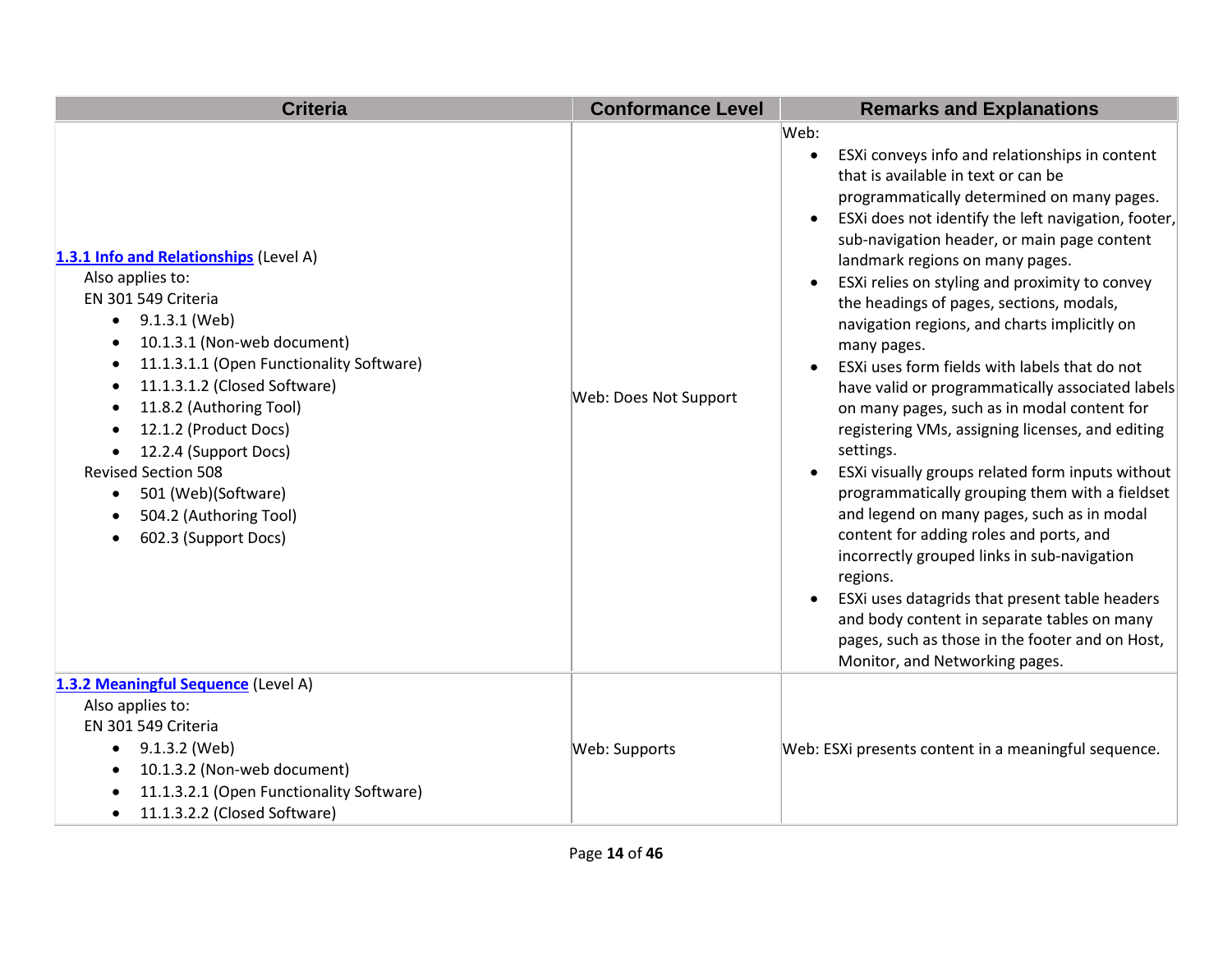| Criteria | Conformance Level | Remarks and Explanations |
| --- | --- | --- |
| [1.3.1 Info and Relationships](#) (Level A)<br>Also applies to:<br>EN 301 549 Criteria<br>• 9.1.3.1 (Web)<br>• 10.1.3.1 (Non-web document)<br>• 11.1.3.1.1 (Open Functionality Software)<br>• 11.1.3.1.2 (Closed Software)<br>• 11.8.2 (Authoring Tool)<br>• 12.1.2 (Product Docs)<br>• 12.2.4 (Support Docs)<br>Revised Section 508<br>• 501 (Web)(Software)<br>• 504.2 (Authoring Tool)<br>• 602.3 (Support Docs) | Web: Does Not Support | Web:<br>• ESXi conveys info and relationships in content that is available in text or can be programmatically determined on many pages.<br>• ESXi does not identify the left navigation, footer, sub-navigation header, or main page content landmark regions on many pages.<br>• ESXi relies on styling and proximity to convey the headings of pages, sections, modals, navigation regions, and charts implicitly on many pages.<br>• ESXi uses form fields with labels that do not have valid or programmatically associated labels on many pages, such as in modal content for registering VMs, assigning licenses, and editing settings.<br>• ESXi visually groups related form inputs without programmatically grouping them with a fieldset and legend on many pages, such as in modal content for adding roles and ports, and incorrectly grouped links in sub-navigation regions.<br>• ESXi uses datagrids that present table headers and body content in separate tables on many pages, such as those in the footer and on Host, Monitor, and Networking pages. |
| [1.3.2 Meaningful Sequence](#) (Level A)<br>Also applies to:<br>EN 301 549 Criteria<br>• 9.1.3.2 (Web)<br>• 10.1.3.2 (Non-web document)<br>• 11.1.3.2.1 (Open Functionality Software)<br>• 11.1.3.2.2 (Closed Software) | Web: Supports | Web: ESXi presents content in a meaningful sequence. |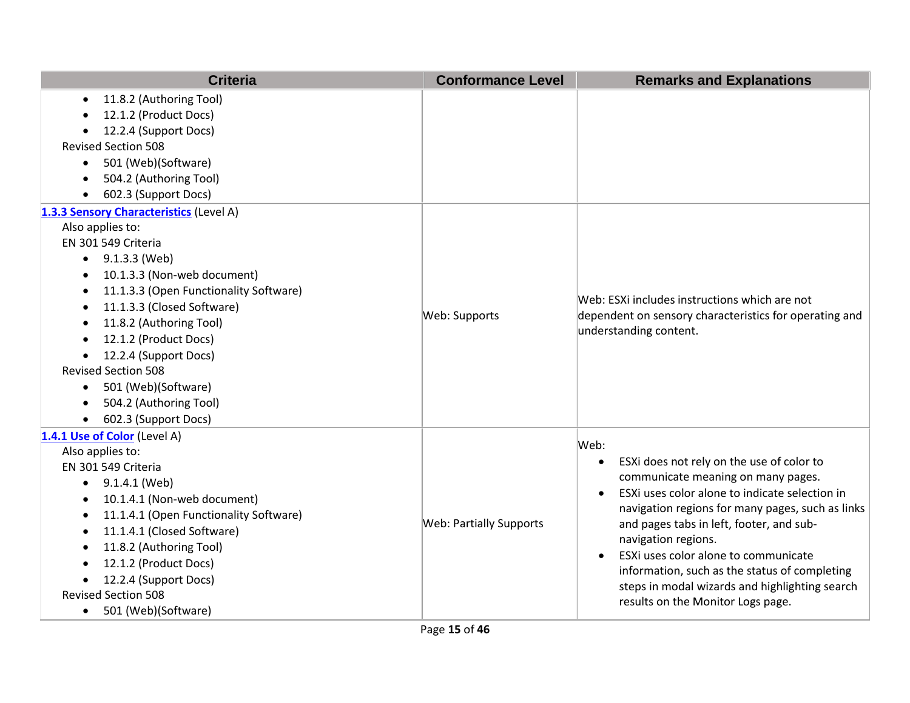| Criteria | Conformance Level | Remarks and Explanations |
|---|---|---|
| • 11.8.2 (Authoring Tool)<br>• 12.1.2 (Product Docs)<br>• 12.2.4 (Support Docs)<br>Revised Section 508<br>• 501 (Web)(Software)<br>• 504.2 (Authoring Tool)<br>• 602.3 (Support Docs) | | |
| **1.3.3 Sensory Characteristics** (Level A)<br>Also applies to:<br>EN 301 549 Criteria<br>• 9.1.3.3 (Web)<br>• 10.1.3.3 (Non-web document)<br>• 11.1.3.3 (Open Functionality Software)<br>• 11.1.3.3 (Closed Software)<br>• 11.8.2 (Authoring Tool)<br>• 12.1.2 (Product Docs)<br>• 12.2.4 (Support Docs)<br>Revised Section 508<br>• 501 (Web)(Software)<br>• 504.2 (Authoring Tool)<br>• 602.3 (Support Docs) | Web: Supports | Web: ESXi includes instructions which are not dependent on sensory characteristics for operating and understanding content. |
| **1.4.1 Use of Color** (Level A)<br>Also applies to:<br>EN 301 549 Criteria<br>• 9.1.4.1 (Web)<br>• 10.1.4.1 (Non-web document)<br>• 11.1.4.1 (Open Functionality Software)<br>• 11.1.4.1 (Closed Software)<br>• 11.8.2 (Authoring Tool)<br>• 12.1.2 (Product Docs)<br>• 12.2.4 (Support Docs)<br>Revised Section 508<br>• 501 (Web)(Software) | Web: Partially Supports | Web:<br>• ESXi does not rely on the use of color to communicate meaning on many pages.<br>• ESXi uses color alone to indicate selection in navigation regions for many pages, such as links and pages tabs in left, footer, and sub-navigation regions.<br>• ESXi uses color alone to communicate information, such as the status of completing steps in modal wizards and highlighting search results on the Monitor Logs page. |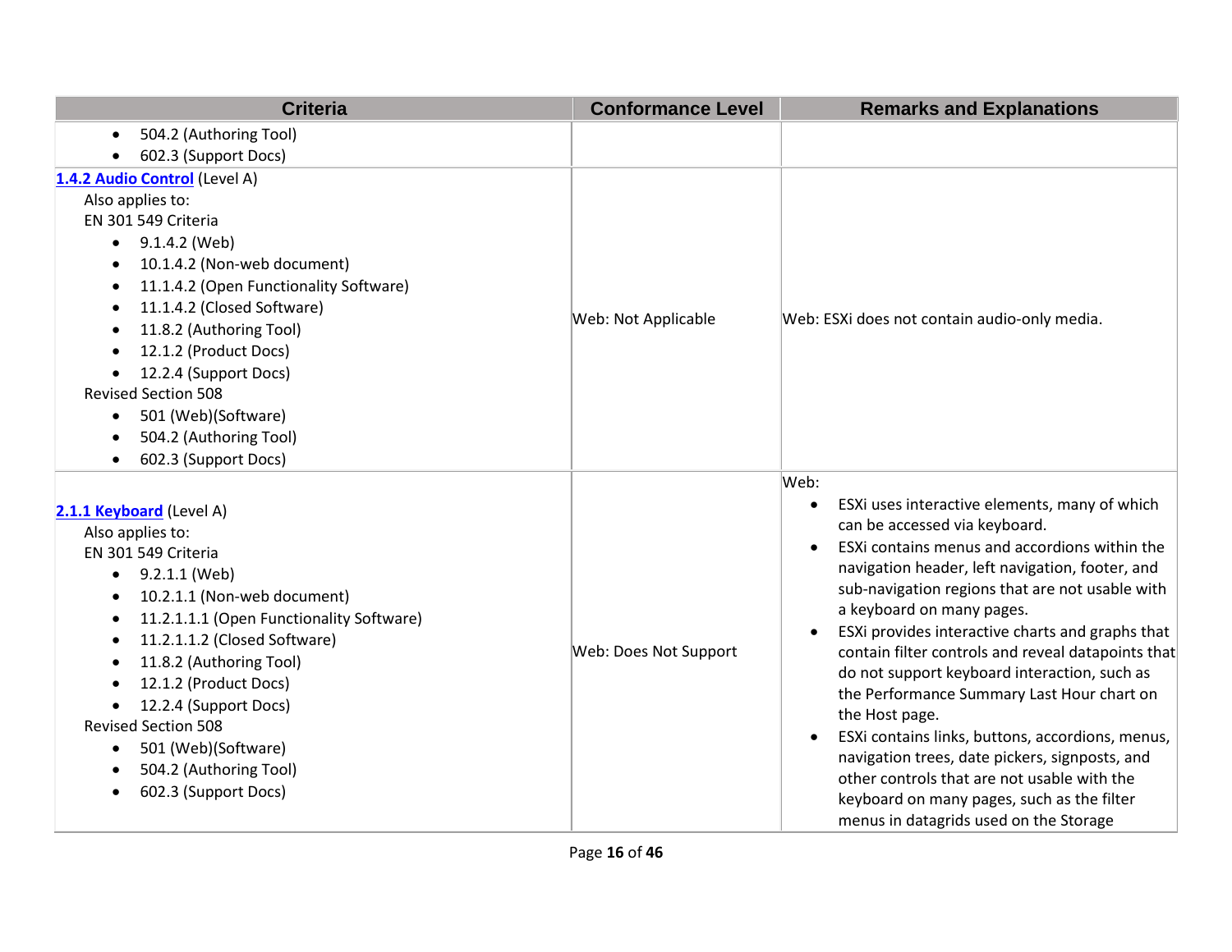| Criteria | Conformance Level | Remarks and Explanations |
|---|---|---|
| • 504.2 (Authoring Tool)<br>• 602.3 (Support Docs) | | |
| **[1.4.2 Audio Control](#)** (Level A)<br>Also applies to:<br>EN 301 549 Criteria<br>• 9.1.4.2 (Web)<br>• 10.1.4.2 (Non-web document)<br>• 11.1.4.2 (Open Functionality Software)<br>• 11.1.4.2 (Closed Software)<br>• 11.8.2 (Authoring Tool)<br>• 12.1.2 (Product Docs)<br>• 12.2.4 (Support Docs)<br>Revised Section 508<br>• 501 (Web)(Software)<br>• 504.2 (Authoring Tool)<br>• 602.3 (Support Docs) | Web: Not Applicable | Web: ESXi does not contain audio-only media. |
| **[2.1.1 Keyboard](#)** (Level A)<br>Also applies to:<br>EN 301 549 Criteria<br>• 9.2.1.1 (Web)<br>• 10.2.1.1 (Non-web document)<br>• 11.2.1.1.1 (Open Functionality Software)<br>• 11.2.1.1.2 (Closed Software)<br>• 11.8.2 (Authoring Tool)<br>• 12.1.2 (Product Docs)<br>• 12.2.4 (Support Docs)<br>Revised Section 508<br>• 501 (Web)(Software)<br>• 504.2 (Authoring Tool)<br>• 602.3 (Support Docs) | Web: Does Not Support | Web:<br>• ESXi uses interactive elements, many of which can be accessed via keyboard.<br>• ESXi contains menus and accordions within the navigation header, left navigation, footer, and sub-navigation regions that are not usable with a keyboard on many pages.<br>• ESXi provides interactive charts and graphs that contain filter controls and reveal datapoints that do not support keyboard interaction, such as the Performance Summary Last Hour chart on the Host page.<br>• ESXi contains links, buttons, accordions, menus, navigation trees, date pickers, signposts, and other controls that are not usable with the keyboard on many pages, such as the filter menus in datagrids used on the Storage |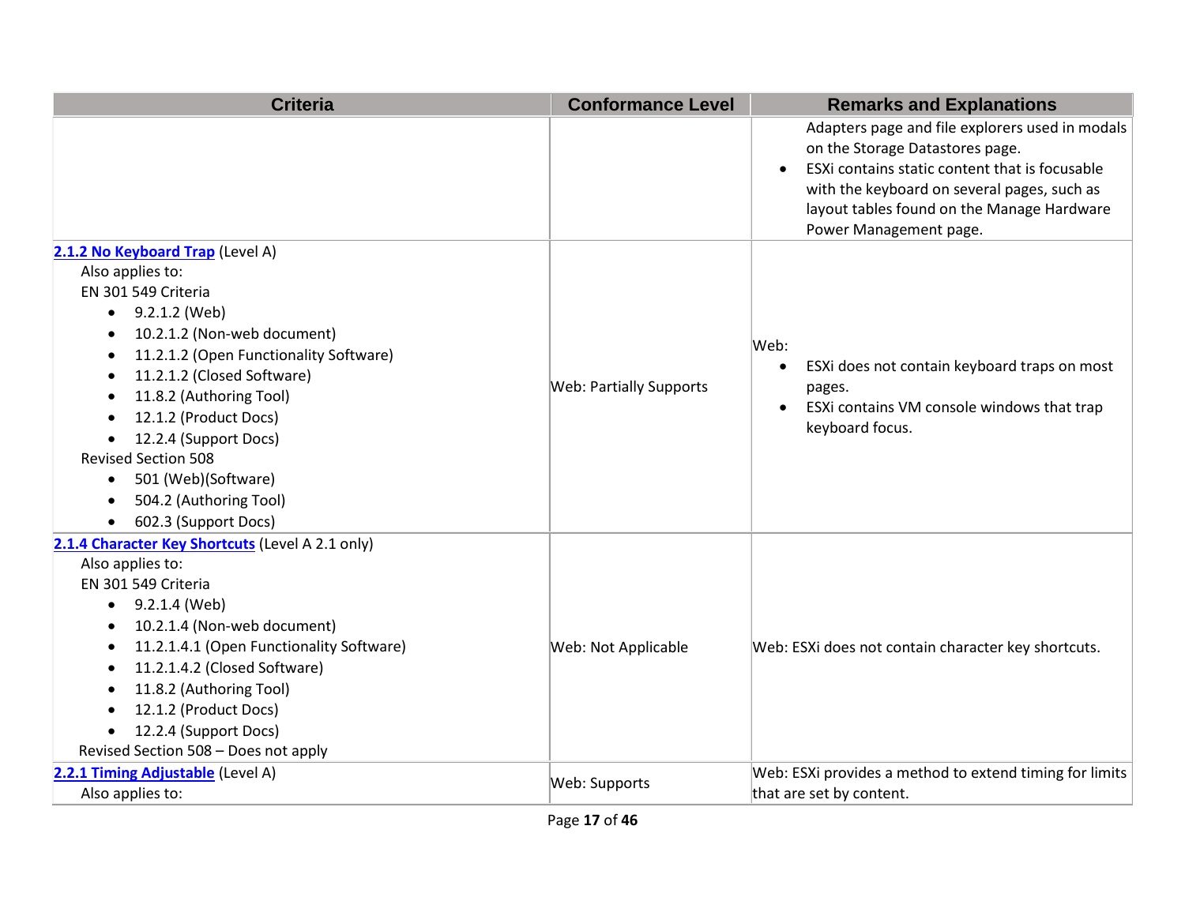| Criteria | Conformance Level | Remarks and Explanations |
| --- | --- | --- |
| | | Adapters page and file explorers used in modals on the Storage Datastores page.<br>• ESXi contains static content that is focusable with the keyboard on several pages, such as layout tables found on the Manage Hardware Power Management page. |
| **2.1.2 No Keyboard Trap** (Level A)<br>Also applies to:<br>EN 301 549 Criteria<br>• 9.2.1.2 (Web)<br>• 10.2.1.2 (Non-web document)<br>• 11.2.1.2 (Open Functionality Software)<br>• 11.2.1.2 (Closed Software)<br>• 11.8.2 (Authoring Tool)<br>• 12.1.2 (Product Docs)<br>• 12.2.4 (Support Docs)<br>Revised Section 508<br>• 501 (Web)(Software)<br>• 504.2 (Authoring Tool)<br>• 602.3 (Support Docs) | Web: Partially Supports | Web:<br>• ESXi does not contain keyboard traps on most pages.<br>• ESXi contains VM console windows that trap keyboard focus. |
| **2.1.4 Character Key Shortcuts** (Level A 2.1 only)<br>Also applies to:<br>EN 301 549 Criteria<br>• 9.2.1.4 (Web)<br>• 10.2.1.4 (Non-web document)<br>• 11.2.1.4.1 (Open Functionality Software)<br>• 11.2.1.4.2 (Closed Software)<br>• 11.8.2 (Authoring Tool)<br>• 12.1.2 (Product Docs)<br>• 12.2.4 (Support Docs)<br>Revised Section 508 – Does not apply | Web: Not Applicable | Web: ESXi does not contain character key shortcuts. |
| **2.2.1 Timing Adjustable** (Level A)<br>Also applies to: | Web: Supports | Web: ESXi provides a method to extend timing for limits that are set by content. |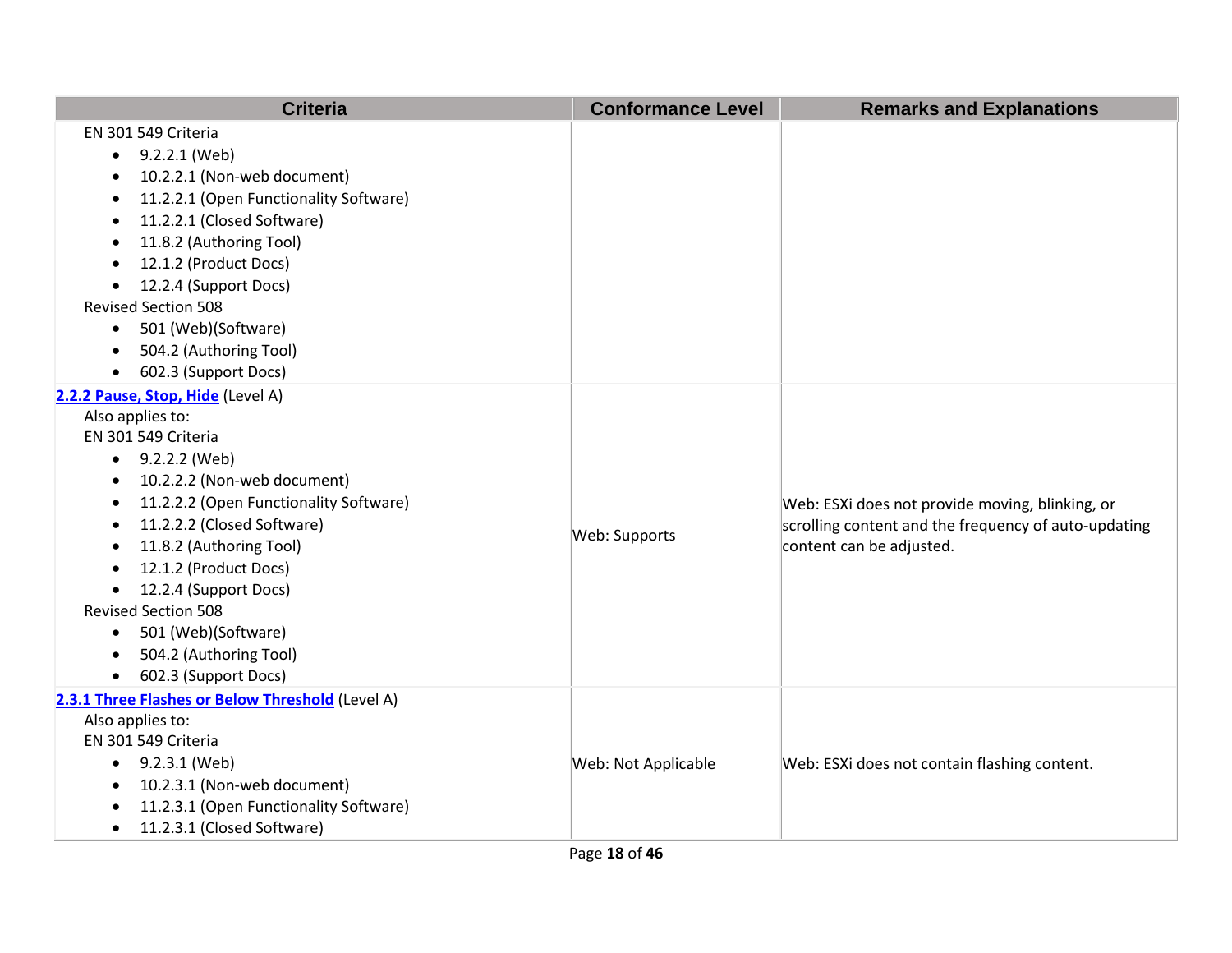| Criteria | Conformance Level | Remarks and Explanations |
|---|---|---|
| EN 301 549 Criteria<br>• 9.2.2.1 (Web)<br>• 10.2.2.1 (Non-web document)<br>• 11.2.2.1 (Open Functionality Software)<br>• 11.2.2.1 (Closed Software)<br>• 11.8.2 (Authoring Tool)<br>• 12.1.2 (Product Docs)<br>• 12.2.4 (Support Docs)<br>Revised Section 508<br>• 501 (Web)(Software)<br>• 504.2 (Authoring Tool)<br>• 602.3 (Support Docs) | | |
| [2.2.2 Pause, Stop, Hide](#) (Level A)<br>Also applies to:<br>EN 301 549 Criteria<br>• 9.2.2.2 (Web)<br>• 10.2.2.2 (Non-web document)<br>• 11.2.2.2 (Open Functionality Software)<br>• 11.2.2.2 (Closed Software)<br>• 11.8.2 (Authoring Tool)<br>• 12.1.2 (Product Docs)<br>• 12.2.4 (Support Docs)<br>Revised Section 508<br>• 501 (Web)(Software)<br>• 504.2 (Authoring Tool)<br>• 602.3 (Support Docs) | Web: Supports | Web: ESXi does not provide moving, blinking, or scrolling content and the frequency of auto-updating content can be adjusted. |
| [2.3.1 Three Flashes or Below Threshold](#) (Level A)<br>Also applies to:<br>EN 301 549 Criteria<br>• 9.2.3.1 (Web)<br>• 10.2.3.1 (Non-web document)<br>• 11.2.3.1 (Open Functionality Software)<br>• 11.2.3.1 (Closed Software) | Web: Not Applicable | Web: ESXi does not contain flashing content. |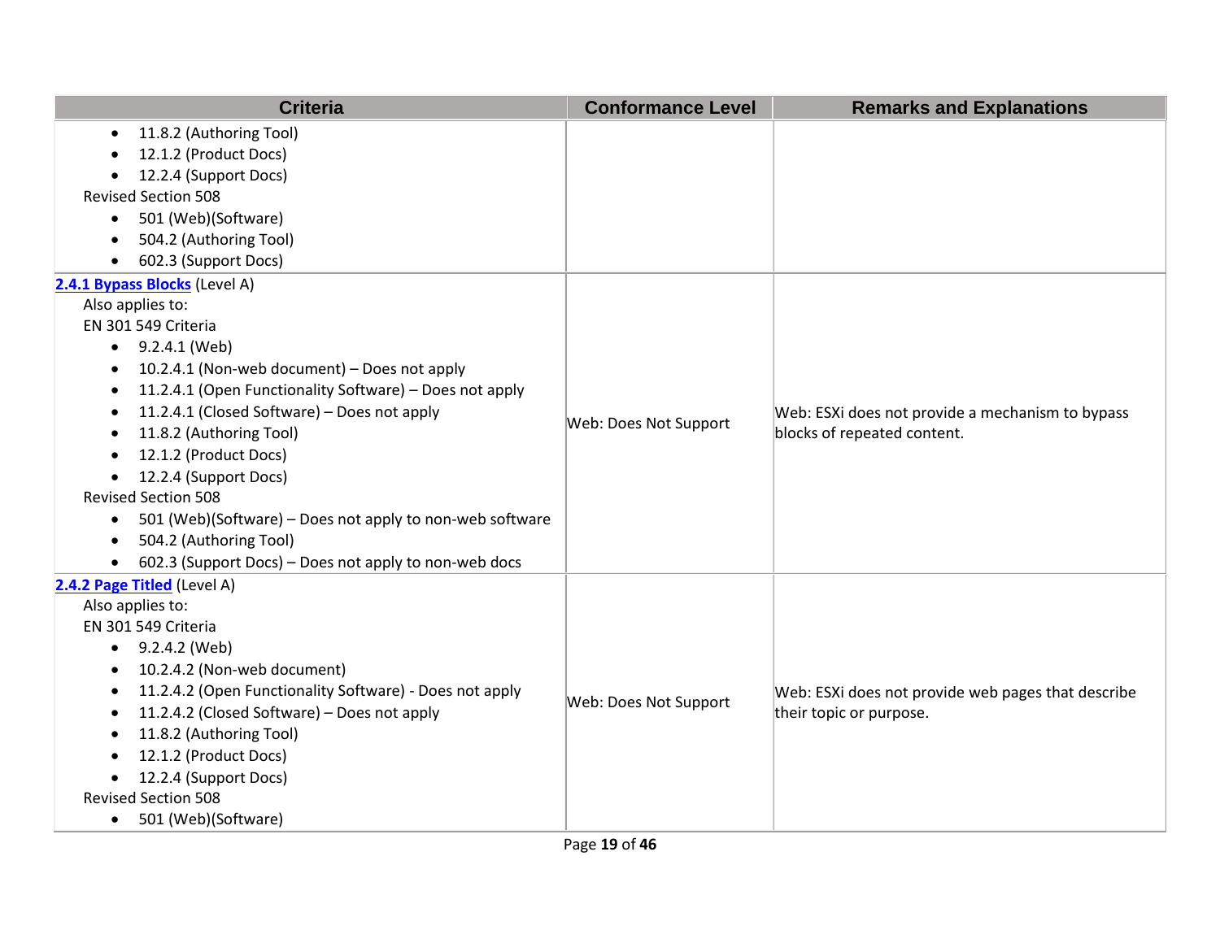| Criteria | Conformance Level | Remarks and Explanations |
|---|---|---|
| • 11.8.2 (Authoring Tool)<br>• 12.1.2 (Product Docs)<br>• 12.2.4 (Support Docs)<br>Revised Section 508<br>• 501 (Web)(Software)<br>• 504.2 (Authoring Tool)<br>• 602.3 (Support Docs) | | |
| **2.4.1 Bypass Blocks** (Level A)<br>Also applies to:<br>EN 301 549 Criteria<br>• 9.2.4.1 (Web)<br>• 10.2.4.1 (Non-web document) – Does not apply<br>• 11.2.4.1 (Open Functionality Software) – Does not apply<br>• 11.2.4.1 (Closed Software) – Does not apply<br>• 11.8.2 (Authoring Tool)<br>• 12.1.2 (Product Docs)<br>• 12.2.4 (Support Docs)<br>Revised Section 508<br>• 501 (Web)(Software) – Does not apply to non-web software<br>• 504.2 (Authoring Tool)<br>• 602.3 (Support Docs) – Does not apply to non-web docs | Web: Does Not Support | Web: ESXi does not provide a mechanism to bypass blocks of repeated content. |
| **2.4.2 Page Titled** (Level A)<br>Also applies to:<br>EN 301 549 Criteria<br>• 9.2.4.2 (Web)<br>• 10.2.4.2 (Non-web document)<br>• 11.2.4.2 (Open Functionality Software) - Does not apply<br>• 11.2.4.2 (Closed Software) – Does not apply<br>• 11.8.2 (Authoring Tool)<br>• 12.1.2 (Product Docs)<br>• 12.2.4 (Support Docs)<br>Revised Section 508<br>• 501 (Web)(Software) | Web: Does Not Support | Web: ESXi does not provide web pages that describe their topic or purpose. |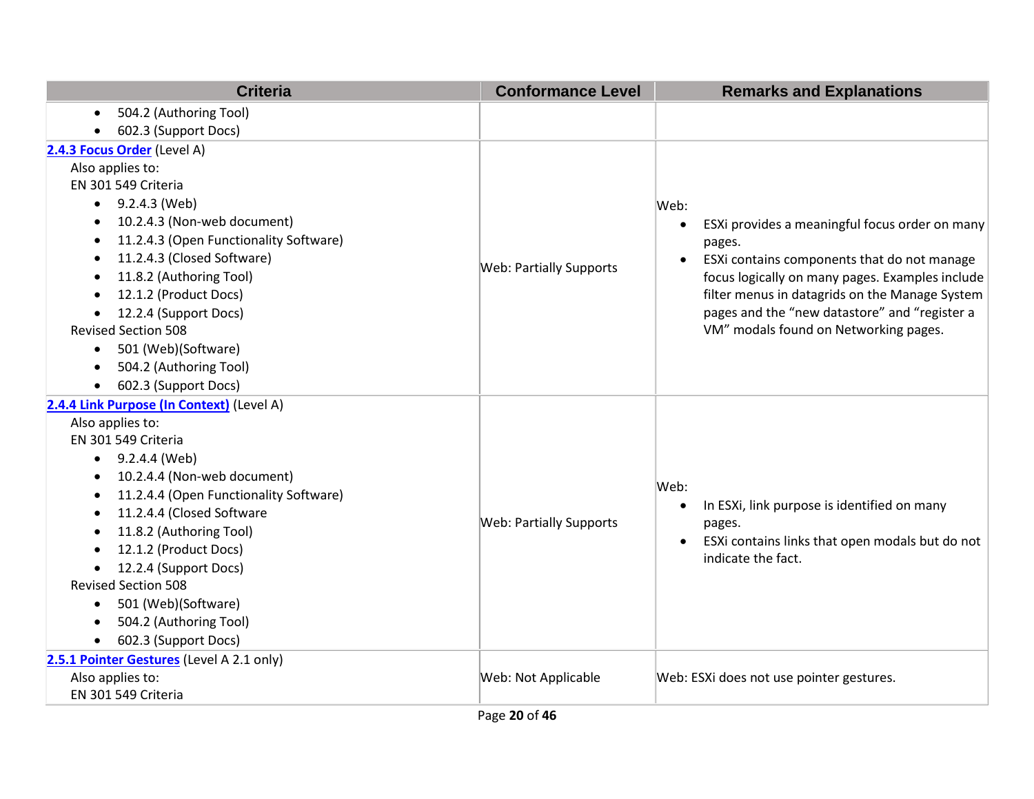| Criteria | Conformance Level | Remarks and Explanations |
|---|---|---|
| • 504.2 (Authoring Tool)<br>• 602.3 (Support Docs) | | |
| **2.4.3 Focus Order** (Level A)<br>Also applies to:<br>EN 301 549 Criteria<br>• 9.2.4.3 (Web)<br>• 10.2.4.3 (Non-web document)<br>• 11.2.4.3 (Open Functionality Software)<br>• 11.2.4.3 (Closed Software)<br>• 11.8.2 (Authoring Tool)<br>• 12.1.2 (Product Docs)<br>• 12.2.4 (Support Docs)<br>Revised Section 508<br>• 501 (Web)(Software)<br>• 504.2 (Authoring Tool)<br>• 602.3 (Support Docs) | Web: Partially Supports | Web:<br>• ESXi provides a meaningful focus order on many pages.<br>• ESXi contains components that do not manage focus logically on many pages. Examples include filter menus in datagrids on the Manage System pages and the “new datastore” and “register a VM” modals found on Networking pages. |
| **2.4.4 Link Purpose (In Context)** (Level A)<br>Also applies to:<br>EN 301 549 Criteria<br>• 9.2.4.4 (Web)<br>• 10.2.4.4 (Non-web document)<br>• 11.2.4.4 (Open Functionality Software)<br>• 11.2.4.4 (Closed Software<br>• 11.8.2 (Authoring Tool)<br>• 12.1.2 (Product Docs)<br>• 12.2.4 (Support Docs)<br>Revised Section 508<br>• 501 (Web)(Software)<br>• 504.2 (Authoring Tool)<br>• 602.3 (Support Docs) | Web: Partially Supports | Web:<br>• In ESXi, link purpose is identified on many pages.<br>• ESXi contains links that open modals but do not indicate the fact. |
| **2.5.1 Pointer Gestures** (Level A 2.1 only)<br>Also applies to:<br>EN 301 549 Criteria | Web: Not Applicable | Web: ESXi does not use pointer gestures. |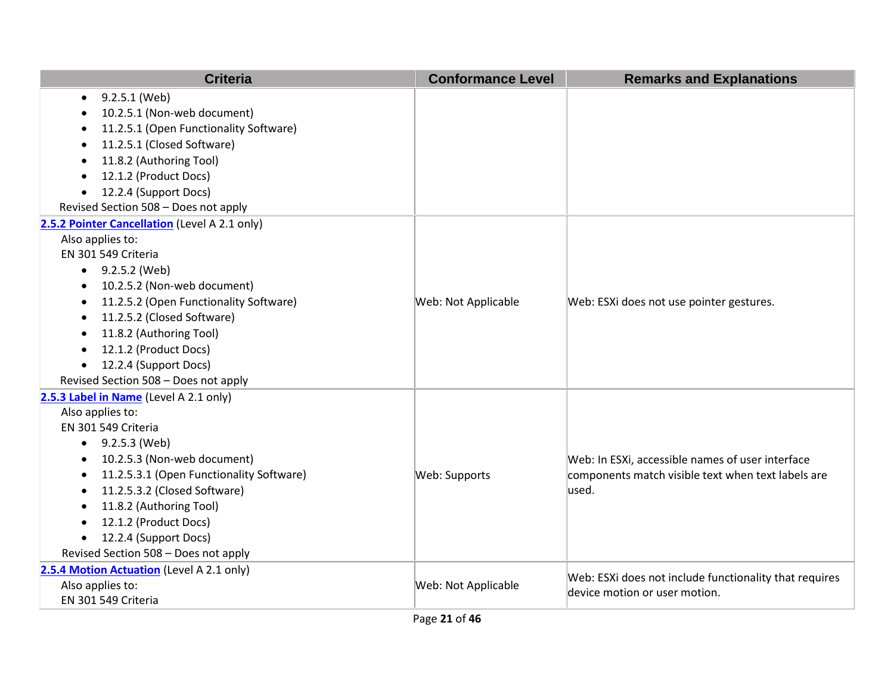| Criteria | Conformance Level | Remarks and Explanations |
|---|---|---|
| • 9.2.5.1 (Web)<br>• 10.2.5.1 (Non-web document)<br>• 11.2.5.1 (Open Functionality Software)<br>• 11.2.5.1 (Closed Software)<br>• 11.8.2 (Authoring Tool)<br>• 12.1.2 (Product Docs)<br>• 12.2.4 (Support Docs)<br>Revised Section 508 – Does not apply | | |
| **2.5.2 Pointer Cancellation** (Level A 2.1 only)<br>Also applies to:<br>EN 301 549 Criteria<br>• 9.2.5.2 (Web)<br>• 10.2.5.2 (Non-web document)<br>• 11.2.5.2 (Open Functionality Software)<br>• 11.2.5.2 (Closed Software)<br>• 11.8.2 (Authoring Tool)<br>• 12.1.2 (Product Docs)<br>• 12.2.4 (Support Docs)<br>Revised Section 508 – Does not apply | Web: Not Applicable | Web: ESXi does not use pointer gestures. |
| **2.5.3 Label in Name** (Level A 2.1 only)<br>Also applies to:<br>EN 301 549 Criteria<br>• 9.2.5.3 (Web)<br>• 10.2.5.3 (Non-web document)<br>• 11.2.5.3.1 (Open Functionality Software)<br>• 11.2.5.3.2 (Closed Software)<br>• 11.8.2 (Authoring Tool)<br>• 12.1.2 (Product Docs)<br>• 12.2.4 (Support Docs)<br>Revised Section 508 – Does not apply | Web: Supports | Web: In ESXi, accessible names of user interface components match visible text when text labels are used. |
| **2.5.4 Motion Actuation** (Level A 2.1 only)<br>Also applies to:<br>EN 301 549 Criteria | Web: Not Applicable | Web: ESXi does not include functionality that requires device motion or user motion. |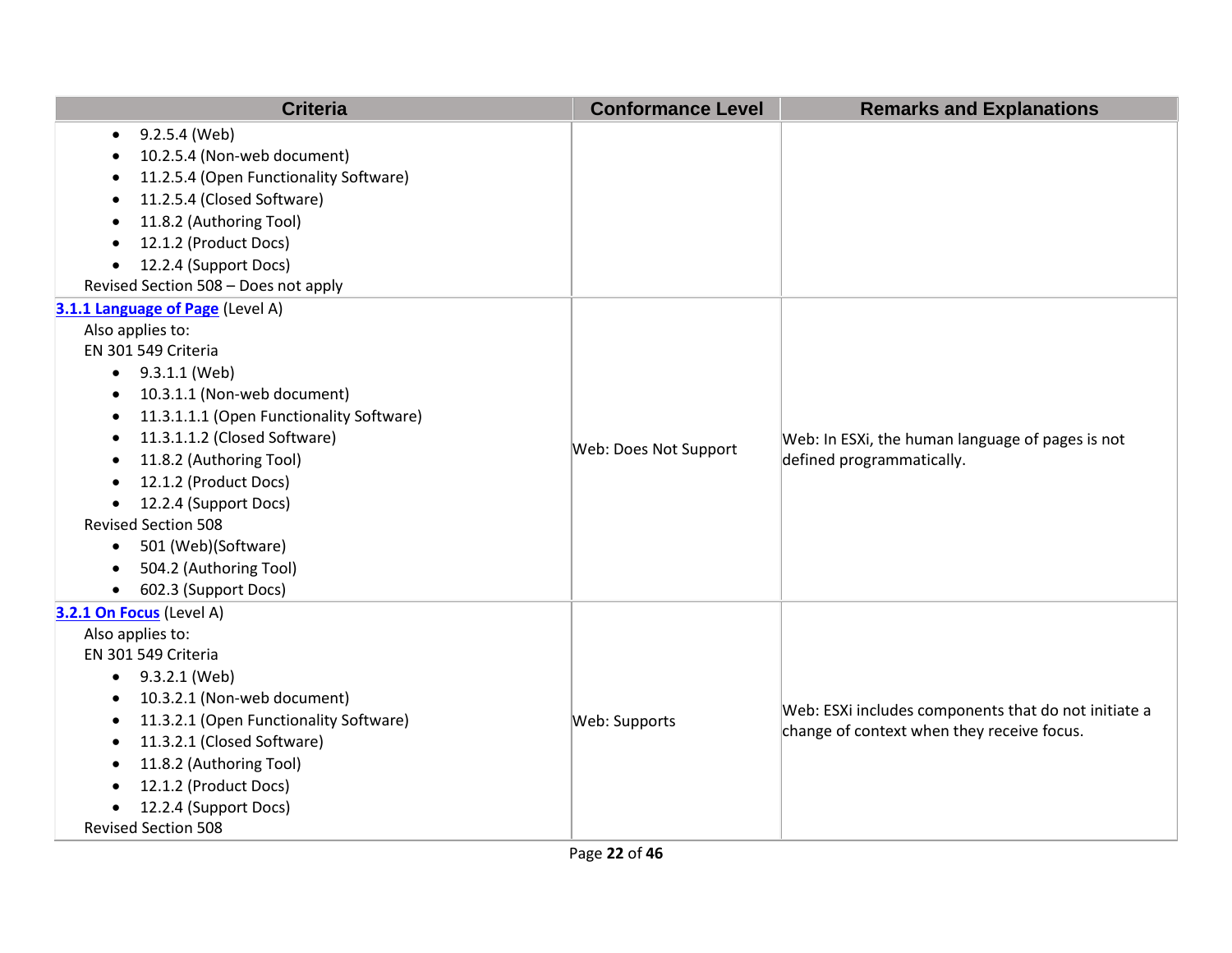| Criteria | Conformance Level | Remarks and Explanations |
|---|---|---|
| <ul><li>9.2.5.4 (Web)</li><li>10.2.5.4 (Non-web document)</li><li>11.2.5.4 (Open Functionality Software)</li><li>11.2.5.4 (Closed Software)</li><li>11.8.2 (Authoring Tool)</li><li>12.1.2 (Product Docs)</li><li>12.2.4 (Support Docs)</li></ul>Revised Section 508 – Does not apply | | |
| **[3.1.1 Language of Page](#)** (Level A)<br>Also applies to:<br>EN 301 549 Criteria<ul><li>9.3.1.1 (Web)</li><li>10.3.1.1 (Non-web document)</li><li>11.3.1.1.1 (Open Functionality Software)</li><li>11.3.1.1.2 (Closed Software)</li><li>11.8.2 (Authoring Tool)</li><li>12.1.2 (Product Docs)</li><li>12.2.4 (Support Docs)</li></ul>Revised Section 508<ul><li>501 (Web)(Software)</li><li>504.2 (Authoring Tool)</li><li>602.3 (Support Docs)</li></ul> | Web: Does Not Support | Web: In ESXi, the human language of pages is not defined programmatically. |
| **[3.2.1 On Focus](#)** (Level A)<br>Also applies to:<br>EN 301 549 Criteria<ul><li>9.3.2.1 (Web)</li><li>10.3.2.1 (Non-web document)</li><li>11.3.2.1 (Open Functionality Software)</li><li>11.3.2.1 (Closed Software)</li><li>11.8.2 (Authoring Tool)</li><li>12.1.2 (Product Docs)</li><li>12.2.4 (Support Docs)</li></ul>Revised Section 508 | Web: Supports | Web: ESXi includes components that do not initiate a change of context when they receive focus. |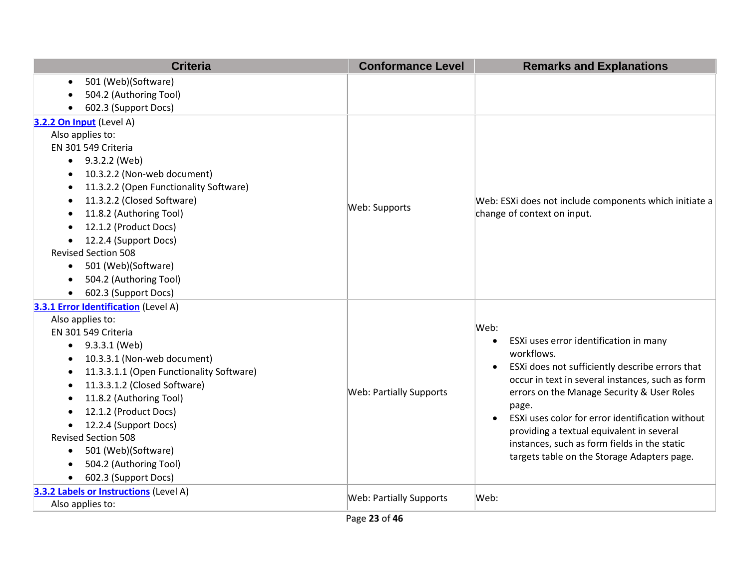| Criteria | Conformance Level | Remarks and Explanations |
|---|---|---|
| • 501 (Web)(Software)<br>• 504.2 (Authoring Tool)<br>• 602.3 (Support Docs) | | |
| **[3.2.2 On Input](#)** (Level A)<br>Also applies to:<br>EN 301 549 Criteria<br>• 9.3.2.2 (Web)<br>• 10.3.2.2 (Non-web document)<br>• 11.3.2.2 (Open Functionality Software)<br>• 11.3.2.2 (Closed Software)<br>• 11.8.2 (Authoring Tool)<br>• 12.1.2 (Product Docs)<br>• 12.2.4 (Support Docs)<br>Revised Section 508<br>• 501 (Web)(Software)<br>• 504.2 (Authoring Tool)<br>• 602.3 (Support Docs) | Web: Supports | Web: ESXi does not include components which initiate a change of context on input. |
| **[3.3.1 Error Identification](#)** (Level A)<br>Also applies to:<br>EN 301 549 Criteria<br>• 9.3.3.1 (Web)<br>• 10.3.3.1 (Non-web document)<br>• 11.3.3.1.1 (Open Functionality Software)<br>• 11.3.3.1.2 (Closed Software)<br>• 11.8.2 (Authoring Tool)<br>• 12.1.2 (Product Docs)<br>• 12.2.4 (Support Docs)<br>Revised Section 508<br>• 501 (Web)(Software)<br>• 504.2 (Authoring Tool)<br>• 602.3 (Support Docs) | Web: Partially Supports | Web:<br>• ESXi uses error identification in many workflows.<br>• ESXi does not sufficiently describe errors that occur in text in several instances, such as form errors on the Manage Security & User Roles page.<br>• ESXi uses color for error identification without providing a textual equivalent in several instances, such as form fields in the static targets table on the Storage Adapters page. |
| **[3.3.2 Labels or Instructions](#)** (Level A)<br>Also applies to: | Web: Partially Supports | Web: |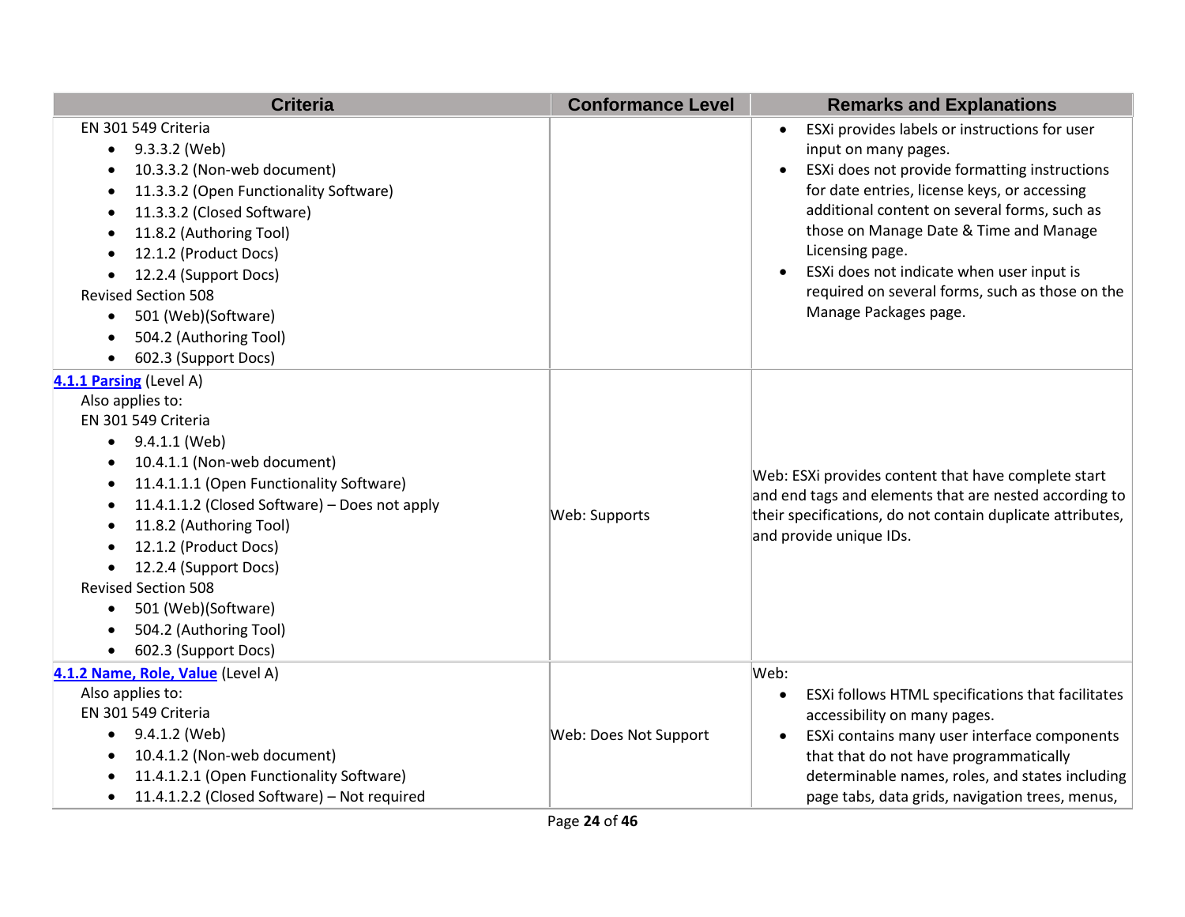| Criteria | Conformance Level | Remarks and Explanations |
|---|---|---|
| EN 301 549 Criteria<br>• 9.3.3.2 (Web)<br>• 10.3.3.2 (Non-web document)<br>• 11.3.3.2 (Open Functionality Software)<br>• 11.3.3.2 (Closed Software)<br>• 11.8.2 (Authoring Tool)<br>• 12.1.2 (Product Docs)<br>• 12.2.4 (Support Docs)<br>Revised Section 508<br>• 501 (Web)(Software)<br>• 504.2 (Authoring Tool)<br>• 602.3 (Support Docs) | | • ESXi provides labels or instructions for user input on many pages.<br>• ESXi does not provide formatting instructions for date entries, license keys, or accessing additional content on several forms, such as those on Manage Date & Time and Manage Licensing page.<br>• ESXi does not indicate when user input is required on several forms, such as those on the Manage Packages page. |
| **4.1.1 Parsing** (Level A)<br>Also applies to:<br>EN 301 549 Criteria<br>• 9.4.1.1 (Web)<br>• 10.4.1.1 (Non-web document)<br>• 11.4.1.1.1 (Open Functionality Software)<br>• 11.4.1.1.2 (Closed Software) – Does not apply<br>• 11.8.2 (Authoring Tool)<br>• 12.1.2 (Product Docs)<br>• 12.2.4 (Support Docs)<br>Revised Section 508<br>• 501 (Web)(Software)<br>• 504.2 (Authoring Tool)<br>• 602.3 (Support Docs) | Web: Supports | Web: ESXi provides content that have complete start and end tags and elements that are nested according to their specifications, do not contain duplicate attributes, and provide unique IDs. |
| **4.1.2 Name, Role, Value** (Level A)<br>Also applies to:<br>EN 301 549 Criteria<br>• 9.4.1.2 (Web)<br>• 10.4.1.2 (Non-web document)<br>• 11.4.1.2.1 (Open Functionality Software)<br>• 11.4.1.2.2 (Closed Software) – Not required | Web: Does Not Support | Web:<br>• ESXi follows HTML specifications that facilitates accessibility on many pages.<br>• ESXi contains many user interface components that that do not have programmatically determinable names, roles, and states including page tabs, data grids, navigation trees, menus, |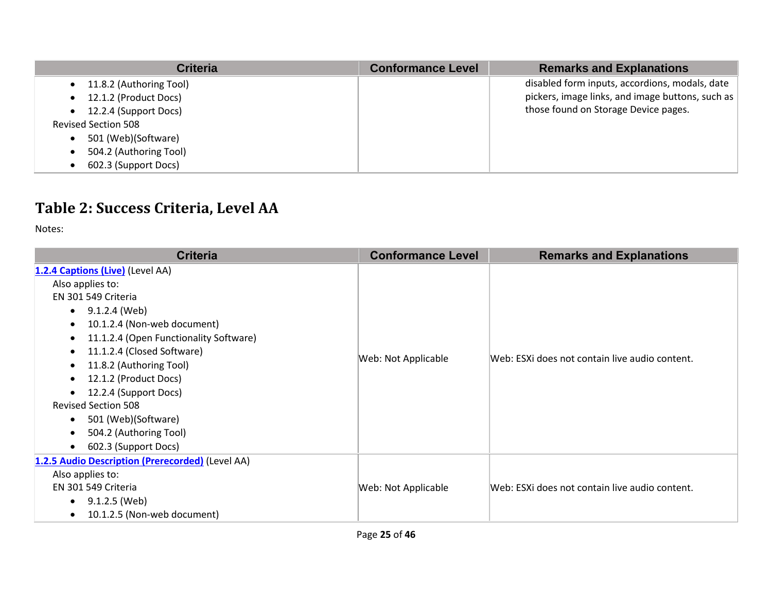| Criteria | Conformance Level | Remarks and Explanations |
|---|---|---|
| • 11.8.2 (Authoring Tool)<br>• 12.1.2 (Product Docs)<br>• 12.2.4 (Support Docs)<br>Revised Section 508<br>• 501 (Web)(Software)<br>• 504.2 (Authoring Tool)<br>• 602.3 (Support Docs) | | disabled form inputs, accordions, modals, date pickers, image links, and image buttons, such as those found on Storage Device pages. |

## Table 2: Success Criteria, Level AA

Notes:

| Criteria | Conformance Level | Remarks and Explanations |
|---|---|---|
| **1.2.4 Captions (Live)** (Level AA)<br>Also applies to:<br>EN 301 549 Criteria<br>• 9.1.2.4 (Web)<br>• 10.1.2.4 (Non-web document)<br>• 11.1.2.4 (Open Functionality Software)<br>• 11.1.2.4 (Closed Software)<br>• 11.8.2 (Authoring Tool)<br>• 12.1.2 (Product Docs)<br>• 12.2.4 (Support Docs)<br>Revised Section 508<br>• 501 (Web)(Software)<br>• 504.2 (Authoring Tool)<br>• 602.3 (Support Docs) | Web: Not Applicable | Web: ESXi does not contain live audio content. |
| **1.2.5 Audio Description (Prerecorded)** (Level AA)<br>Also applies to:<br>EN 301 549 Criteria<br>• 9.1.2.5 (Web)<br>• 10.1.2.5 (Non-web document) | Web: Not Applicable | Web: ESXi does not contain live audio content. |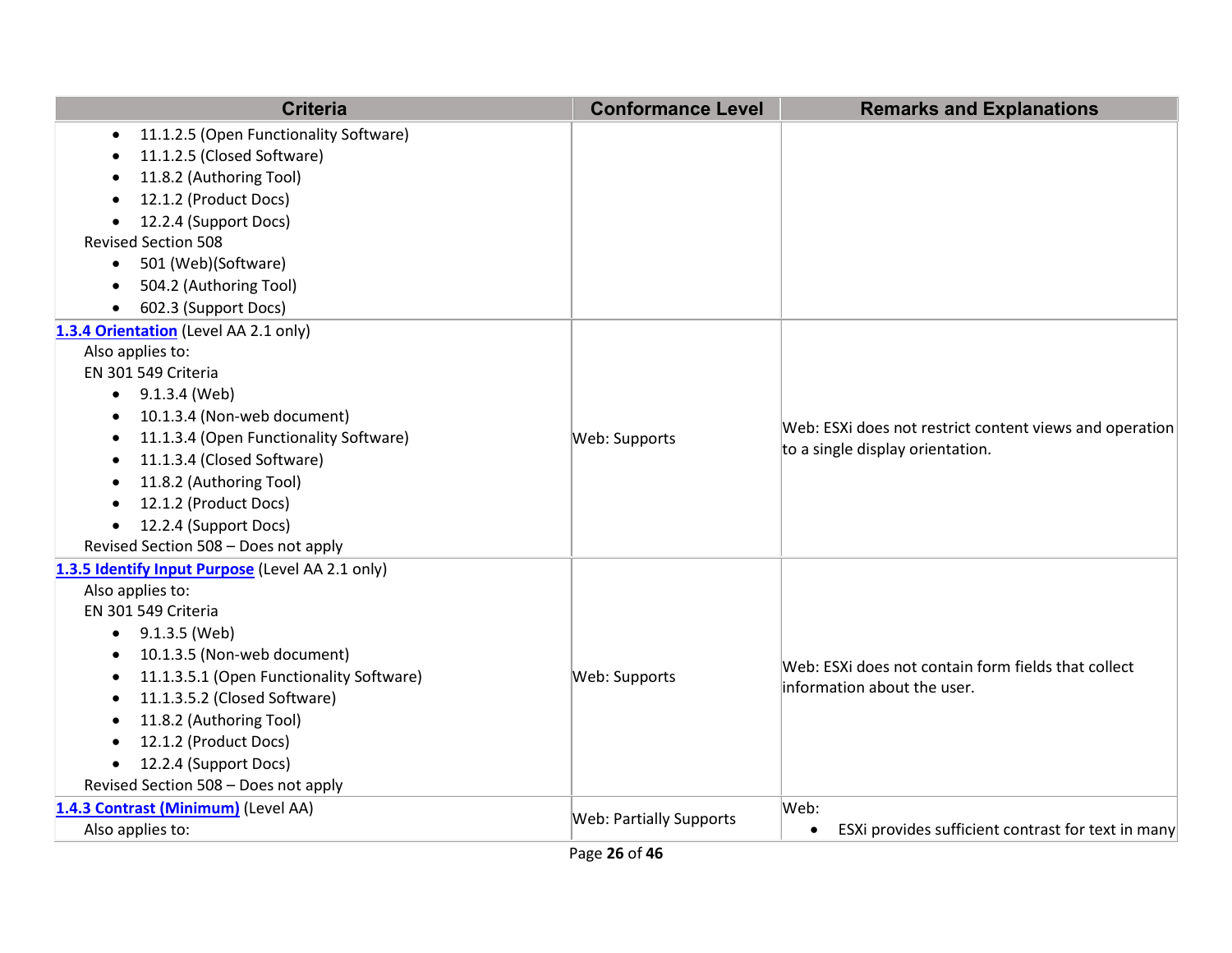| Criteria | Conformance Level | Remarks and Explanations |
|---|---|---|
| • 11.1.2.5 (Open Functionality Software)<br>• 11.1.2.5 (Closed Software)<br>• 11.8.2 (Authoring Tool)<br>• 12.1.2 (Product Docs)<br>• 12.2.4 (Support Docs)<br>Revised Section 508<br>• 501 (Web)(Software)<br>• 504.2 (Authoring Tool)<br>• 602.3 (Support Docs) | | |
| **1.3.4 Orientation** (Level AA 2.1 only)<br>Also applies to:<br>EN 301 549 Criteria<br>• 9.1.3.4 (Web)<br>• 10.1.3.4 (Non-web document)<br>• 11.1.3.4 (Open Functionality Software)<br>• 11.1.3.4 (Closed Software)<br>• 11.8.2 (Authoring Tool)<br>• 12.1.2 (Product Docs)<br>• 12.2.4 (Support Docs)<br>Revised Section 508 – Does not apply | Web: Supports | Web: ESXi does not restrict content views and operation to a single display orientation. |
| **1.3.5 Identify Input Purpose** (Level AA 2.1 only)<br>Also applies to:<br>EN 301 549 Criteria<br>• 9.1.3.5 (Web)<br>• 10.1.3.5 (Non-web document)<br>• 11.1.3.5.1 (Open Functionality Software)<br>• 11.1.3.5.2 (Closed Software)<br>• 11.8.2 (Authoring Tool)<br>• 12.1.2 (Product Docs)<br>• 12.2.4 (Support Docs)<br>Revised Section 508 – Does not apply | Web: Supports | Web: ESXi does not contain form fields that collect information about the user. |
| **1.4.3 Contrast (Minimum)** (Level AA)<br>Also applies to: | Web: Partially Supports | Web:<br>• ESXi provides sufficient contrast for text in many |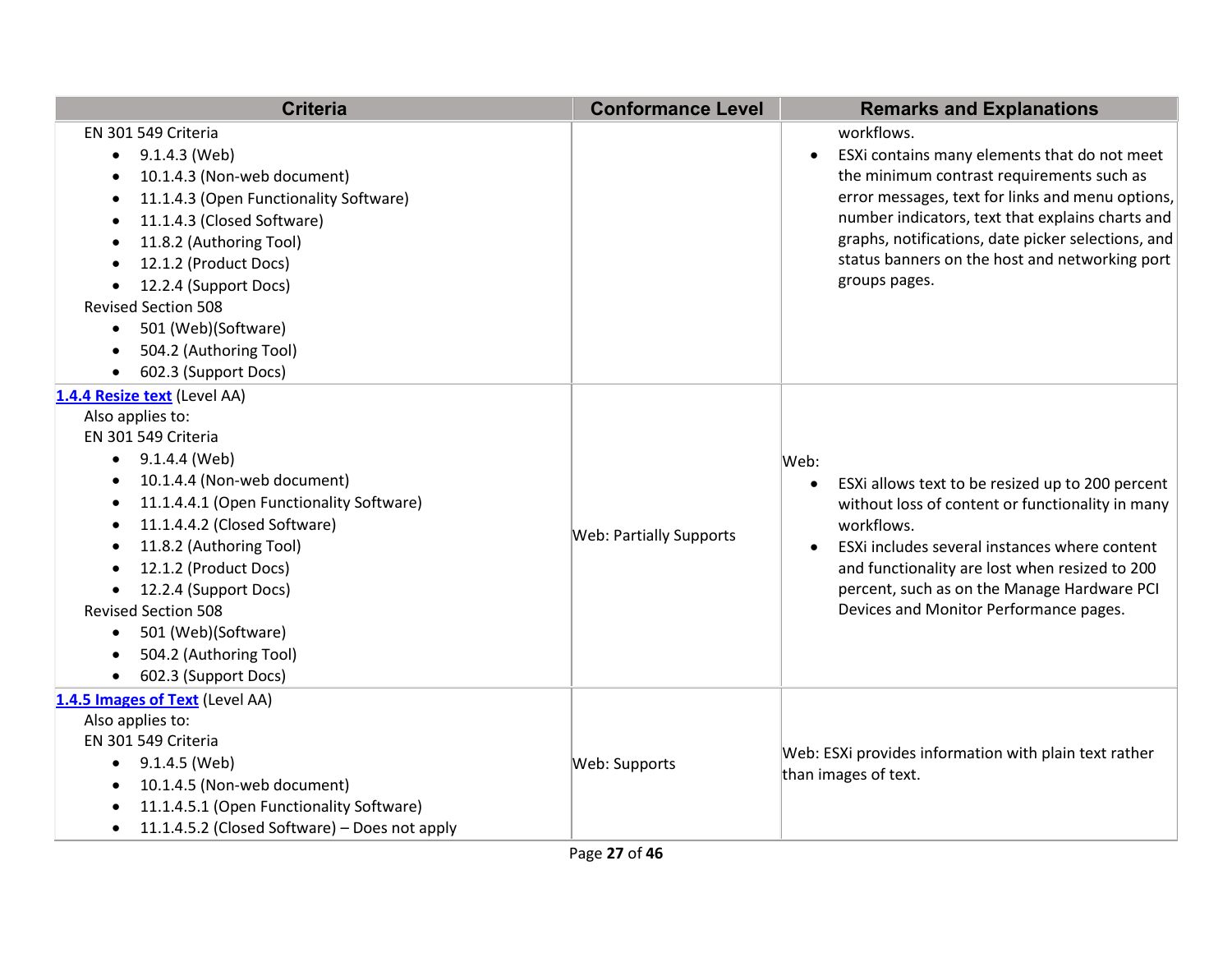| Criteria | Conformance Level | Remarks and Explanations |
|---|---|---|
| EN 301 549 Criteria<br>• 9.1.4.3 (Web)<br>• 10.1.4.3 (Non-web document)<br>• 11.1.4.3 (Open Functionality Software)<br>• 11.1.4.3 (Closed Software)<br>• 11.8.2 (Authoring Tool)<br>• 12.1.2 (Product Docs)<br>• 12.2.4 (Support Docs)<br>Revised Section 508<br>• 501 (Web)(Software)<br>• 504.2 (Authoring Tool)<br>• 602.3 (Support Docs) | | workflows.<br>• ESXi contains many elements that do not meet the minimum contrast requirements such as error messages, text for links and menu options, number indicators, text that explains charts and graphs, notifications, date picker selections, and status banners on the host and networking port groups pages. |
| **1.4.4 Resize text** (Level AA)<br>Also applies to:<br>EN 301 549 Criteria<br>• 9.1.4.4 (Web)<br>• 10.1.4.4 (Non-web document)<br>• 11.1.4.4.1 (Open Functionality Software)<br>• 11.1.4.4.2 (Closed Software)<br>• 11.8.2 (Authoring Tool)<br>• 12.1.2 (Product Docs)<br>• 12.2.4 (Support Docs)<br>Revised Section 508<br>• 501 (Web)(Software)<br>• 504.2 (Authoring Tool)<br>• 602.3 (Support Docs) | Web: Partially Supports | Web:<br>• ESXi allows text to be resized up to 200 percent without loss of content or functionality in many workflows.<br>• ESXi includes several instances where content and functionality are lost when resized to 200 percent, such as on the Manage Hardware PCI Devices and Monitor Performance pages. |
| **1.4.5 Images of Text** (Level AA)<br>Also applies to:<br>EN 301 549 Criteria<br>• 9.1.4.5 (Web)<br>• 10.1.4.5 (Non-web document)<br>• 11.1.4.5.1 (Open Functionality Software)<br>• 11.1.4.5.2 (Closed Software) – Does not apply | Web: Supports | Web: ESXi provides information with plain text rather than images of text. |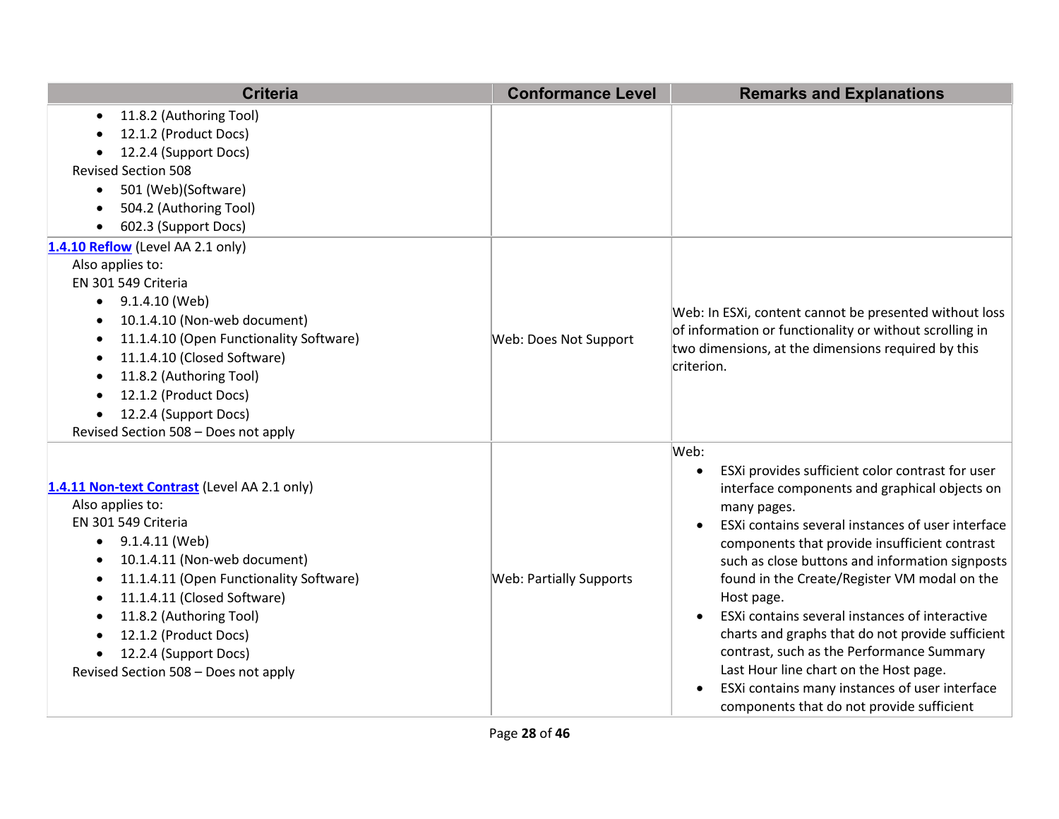| Criteria | Conformance Level | Remarks and Explanations |
|---|---|---|
| • 11.8.2 (Authoring Tool)<br>• 12.1.2 (Product Docs)<br>• 12.2.4 (Support Docs)<br>Revised Section 508<br>• 501 (Web)(Software)<br>• 504.2 (Authoring Tool)<br>• 602.3 (Support Docs) | | |
| **1.4.10 Reflow** (Level AA 2.1 only)<br>Also applies to:<br>EN 301 549 Criteria<br>• 9.1.4.10 (Web)<br>• 10.1.4.10 (Non-web document)<br>• 11.1.4.10 (Open Functionality Software)<br>• 11.1.4.10 (Closed Software)<br>• 11.8.2 (Authoring Tool)<br>• 12.1.2 (Product Docs)<br>• 12.2.4 (Support Docs)<br>Revised Section 508 – Does not apply | Web: Does Not Support | Web: In ESXi, content cannot be presented without loss of information or functionality or without scrolling in two dimensions, at the dimensions required by this criterion. |
| **1.4.11 Non-text Contrast** (Level AA 2.1 only)<br>Also applies to:<br>EN 301 549 Criteria<br>• 9.1.4.11 (Web)<br>• 10.1.4.11 (Non-web document)<br>• 11.1.4.11 (Open Functionality Software)<br>• 11.1.4.11 (Closed Software)<br>• 11.8.2 (Authoring Tool)<br>• 12.1.2 (Product Docs)<br>• 12.2.4 (Support Docs)<br>Revised Section 508 – Does not apply | Web: Partially Supports | Web:<br>• ESXi provides sufficient color contrast for user interface components and graphical objects on many pages.<br>• ESXi contains several instances of user interface components that provide insufficient contrast such as close buttons and information signposts found in the Create/Register VM modal on the Host page.<br>• ESXi contains several instances of interactive charts and graphs that do not provide sufficient contrast, such as the Performance Summary Last Hour line chart on the Host page.<br>• ESXi contains many instances of user interface components that do not provide sufficient |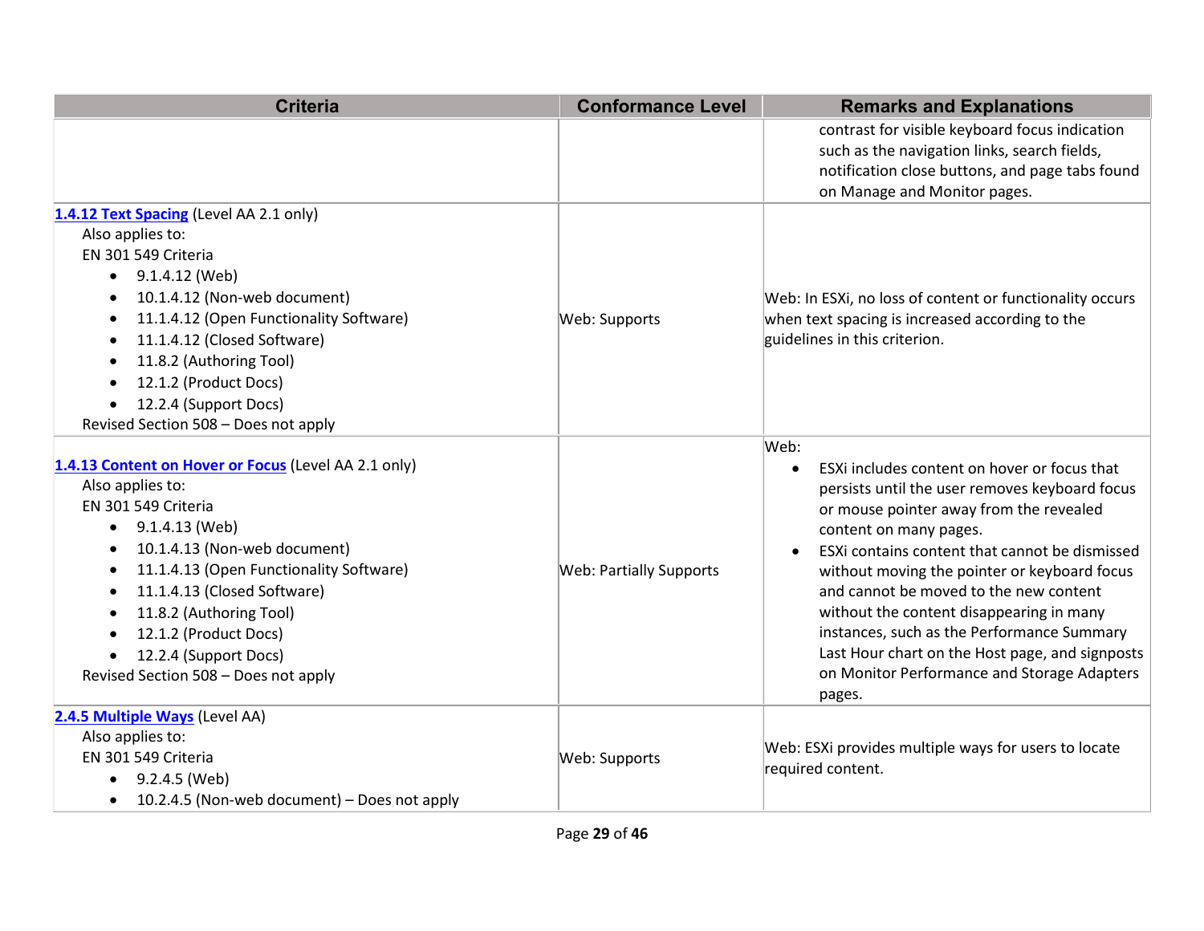| Criteria | Conformance Level | Remarks and Explanations |
|---|---|---|
| | | contrast for visible keyboard focus indication such as the navigation links, search fields, notification close buttons, and page tabs found on Manage and Monitor pages. |
| [1.4.12 Text Spacing](#) (Level AA 2.1 only)<br>Also applies to:<br>EN 301 549 Criteria<br>• 9.1.4.12 (Web)<br>• 10.1.4.12 (Non-web document)<br>• 11.1.4.12 (Open Functionality Software)<br>• 11.1.4.12 (Closed Software)<br>• 11.8.2 (Authoring Tool)<br>• 12.1.2 (Product Docs)<br>• 12.2.4 (Support Docs)<br>Revised Section 508 – Does not apply | Web: Supports | Web: In ESXi, no loss of content or functionality occurs when text spacing is increased according to the guidelines in this criterion. |
| [1.4.13 Content on Hover or Focus](#) (Level AA 2.1 only)<br>Also applies to:<br>EN 301 549 Criteria<br>• 9.1.4.13 (Web)<br>• 10.1.4.13 (Non-web document)<br>• 11.1.4.13 (Open Functionality Software)<br>• 11.1.4.13 (Closed Software)<br>• 11.8.2 (Authoring Tool)<br>• 12.1.2 (Product Docs)<br>• 12.2.4 (Support Docs)<br>Revised Section 508 – Does not apply | Web: Partially Supports | Web:<br>• ESXi includes content on hover or focus that persists until the user removes keyboard focus or mouse pointer away from the revealed content on many pages.<br>• ESXi contains content that cannot be dismissed without moving the pointer or keyboard focus and cannot be moved to the new content without the content disappearing in many instances, such as the Performance Summary Last Hour chart on the Host page, and signposts on Monitor Performance and Storage Adapters pages. |
| [2.4.5 Multiple Ways](#) (Level AA)<br>Also applies to:<br>EN 301 549 Criteria<br>• 9.2.4.5 (Web)<br>• 10.2.4.5 (Non-web document) – Does not apply | Web: Supports | Web: ESXi provides multiple ways for users to locate required content. |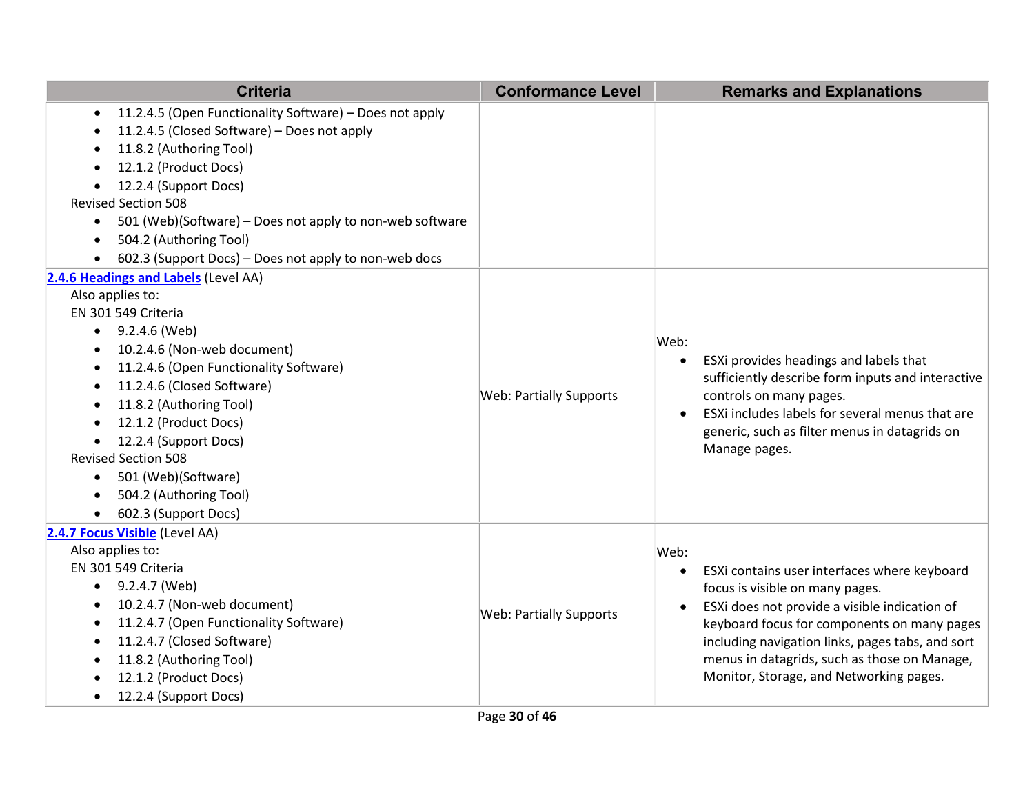| Criteria | Conformance Level | Remarks and Explanations |
|---|---|---|
| • 11.2.4.5 (Open Functionality Software) – Does not apply<br>• 11.2.4.5 (Closed Software) – Does not apply<br>• 11.8.2 (Authoring Tool)<br>• 12.1.2 (Product Docs)<br>• 12.2.4 (Support Docs)<br>Revised Section 508<br>• 501 (Web)(Software) – Does not apply to non-web software<br>• 504.2 (Authoring Tool)<br>• 602.3 (Support Docs) – Does not apply to non-web docs | | |
| **2.4.6 Headings and Labels** (Level AA)<br>Also applies to:<br>EN 301 549 Criteria<br>• 9.2.4.6 (Web)<br>• 10.2.4.6 (Non-web document)<br>• 11.2.4.6 (Open Functionality Software)<br>• 11.2.4.6 (Closed Software)<br>• 11.8.2 (Authoring Tool)<br>• 12.1.2 (Product Docs)<br>• 12.2.4 (Support Docs)<br>Revised Section 508<br>• 501 (Web)(Software)<br>• 504.2 (Authoring Tool)<br>• 602.3 (Support Docs) | Web: Partially Supports | Web:<br>• ESXi provides headings and labels that sufficiently describe form inputs and interactive controls on many pages.<br>• ESXi includes labels for several menus that are generic, such as filter menus in datagrids on Manage pages. |
| **2.4.7 Focus Visible** (Level AA)<br>Also applies to:<br>EN 301 549 Criteria<br>• 9.2.4.7 (Web)<br>• 10.2.4.7 (Non-web document)<br>• 11.2.4.7 (Open Functionality Software)<br>• 11.2.4.7 (Closed Software)<br>• 11.8.2 (Authoring Tool)<br>• 12.1.2 (Product Docs)<br>• 12.2.4 (Support Docs) | Web: Partially Supports | Web:<br>• ESXi contains user interfaces where keyboard focus is visible on many pages.<br>• ESXi does not provide a visible indication of keyboard focus for components on many pages including navigation links, pages tabs, and sort menus in datagrids, such as those on Manage, Monitor, Storage, and Networking pages. |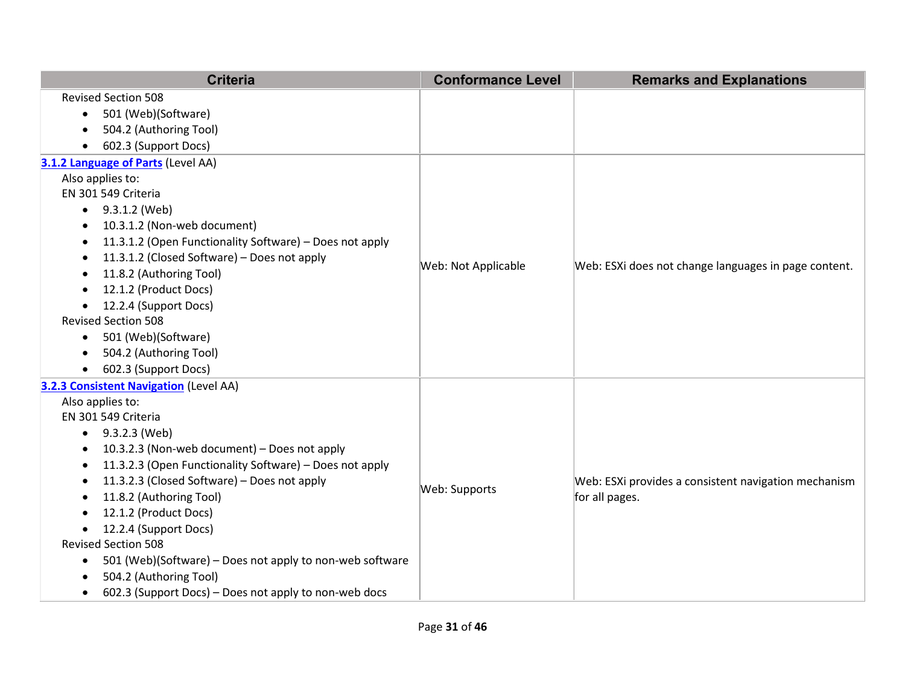| Criteria | Conformance Level | Remarks and Explanations |
|---|---|---|
| Revised Section 508<br>• 501 (Web)(Software)<br>• 504.2 (Authoring Tool)<br>• 602.3 (Support Docs) | | |
| [**3.1.2 Language of Parts**]() (Level AA)<br>Also applies to:<br>EN 301 549 Criteria<br>• 9.3.1.2 (Web)<br>• 10.3.1.2 (Non-web document)<br>• 11.3.1.2 (Open Functionality Software) – Does not apply<br>• 11.3.1.2 (Closed Software) – Does not apply<br>• 11.8.2 (Authoring Tool)<br>• 12.1.2 (Product Docs)<br>• 12.2.4 (Support Docs)<br>Revised Section 508<br>• 501 (Web)(Software)<br>• 504.2 (Authoring Tool)<br>• 602.3 (Support Docs) | Web: Not Applicable | Web: ESXi does not change languages in page content. |
| [**3.2.3 Consistent Navigation**]() (Level AA)<br>Also applies to:<br>EN 301 549 Criteria<br>• 9.3.2.3 (Web)<br>• 10.3.2.3 (Non-web document) – Does not apply<br>• 11.3.2.3 (Open Functionality Software) – Does not apply<br>• 11.3.2.3 (Closed Software) – Does not apply<br>• 11.8.2 (Authoring Tool)<br>• 12.1.2 (Product Docs)<br>• 12.2.4 (Support Docs)<br>Revised Section 508<br>• 501 (Web)(Software) – Does not apply to non-web software<br>• 504.2 (Authoring Tool)<br>• 602.3 (Support Docs) – Does not apply to non-web docs | Web: Supports | Web: ESXi provides a consistent navigation mechanism for all pages. |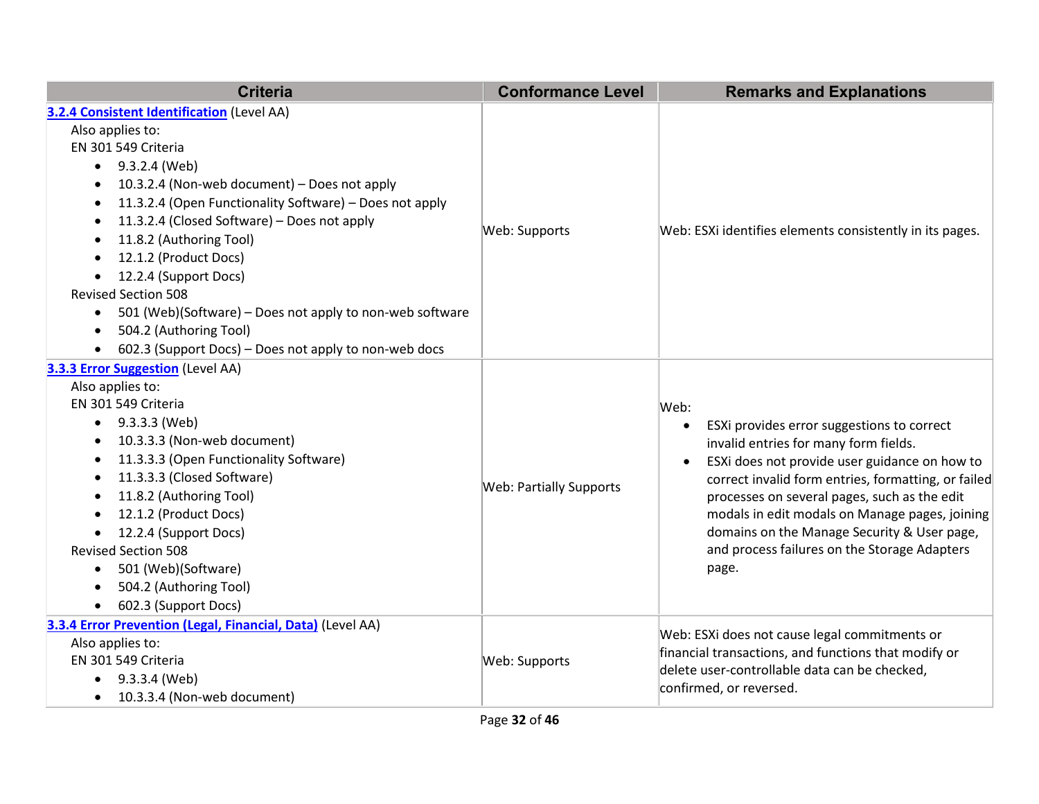| Criteria | Conformance Level | Remarks and Explanations |
| --- | --- | --- |
| **3.2.4 Consistent Identification** (Level AA)<br>Also applies to:<br>EN 301 549 Criteria<br>• 9.3.2.4 (Web)<br>• 10.3.2.4 (Non-web document) – Does not apply<br>• 11.3.2.4 (Open Functionality Software) – Does not apply<br>• 11.3.2.4 (Closed Software) – Does not apply<br>• 11.8.2 (Authoring Tool)<br>• 12.1.2 (Product Docs)<br>• 12.2.4 (Support Docs)<br>Revised Section 508<br>• 501 (Web)(Software) – Does not apply to non-web software<br>• 504.2 (Authoring Tool)<br>• 602.3 (Support Docs) – Does not apply to non-web docs | Web: Supports | Web: ESXi identifies elements consistently in its pages. |
| **3.3.3 Error Suggestion** (Level AA)<br>Also applies to:<br>EN 301 549 Criteria<br>• 9.3.3.3 (Web)<br>• 10.3.3.3 (Non-web document)<br>• 11.3.3.3 (Open Functionality Software)<br>• 11.3.3.3 (Closed Software)<br>• 11.8.2 (Authoring Tool)<br>• 12.1.2 (Product Docs)<br>• 12.2.4 (Support Docs)<br>Revised Section 508<br>• 501 (Web)(Software)<br>• 504.2 (Authoring Tool)<br>• 602.3 (Support Docs) | Web: Partially Supports | Web:<br>• ESXi provides error suggestions to correct invalid entries for many form fields.<br>• ESXi does not provide user guidance on how to correct invalid form entries, formatting, or failed processes on several pages, such as the edit modals in edit modals on Manage pages, joining domains on the Manage Security & User page, and process failures on the Storage Adapters page. |
| **3.3.4 Error Prevention (Legal, Financial, Data)** (Level AA)<br>Also applies to:<br>EN 301 549 Criteria<br>• 9.3.3.4 (Web)<br>• 10.3.3.4 (Non-web document) | Web: Supports | Web: ESXi does not cause legal commitments or financial transactions, and functions that modify or delete user-controllable data can be checked, confirmed, or reversed. |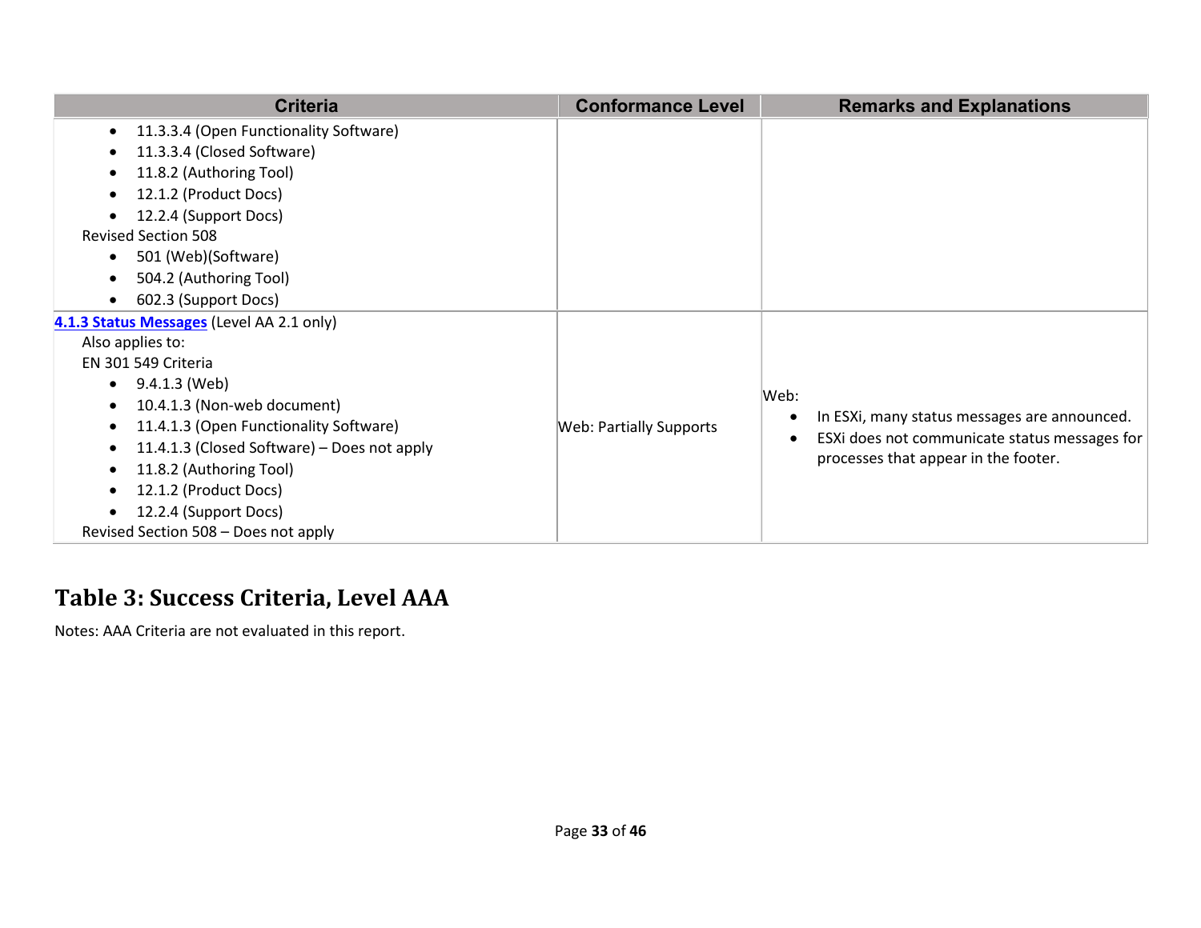| Criteria | Conformance Level | Remarks and Explanations |
|---|---|---|
| <ul><li>11.3.3.4 (Open Functionality Software)</li><li>11.3.3.4 (Closed Software)</li><li>11.8.2 (Authoring Tool)</li><li>12.1.2 (Product Docs)</li><li>12.2.4 (Support Docs)</li></ul>Revised Section 508<ul><li>501 (Web)(Software)</li><li>504.2 (Authoring Tool)</li><li>602.3 (Support Docs)</li></ul> | | |
| **4.1.3 Status Messages** (Level AA 2.1 only)<br>Also applies to:<br>EN 301 549 Criteria<ul><li>9.4.1.3 (Web)</li><li>10.4.1.3 (Non-web document)</li><li>11.4.1.3 (Open Functionality Software)</li><li>11.4.1.3 (Closed Software) – Does not apply</li><li>11.8.2 (Authoring Tool)</li><li>12.1.2 (Product Docs)</li><li>12.2.4 (Support Docs)</li></ul>Revised Section 508 – Does not apply | Web: Partially Supports | Web:<ul><li>In ESXi, many status messages are announced.</li><li>ESXi does not communicate status messages for processes that appear in the footer.</li></ul> |

## Table 3: Success Criteria, Level AAA

Notes: AAA Criteria are not evaluated in this report.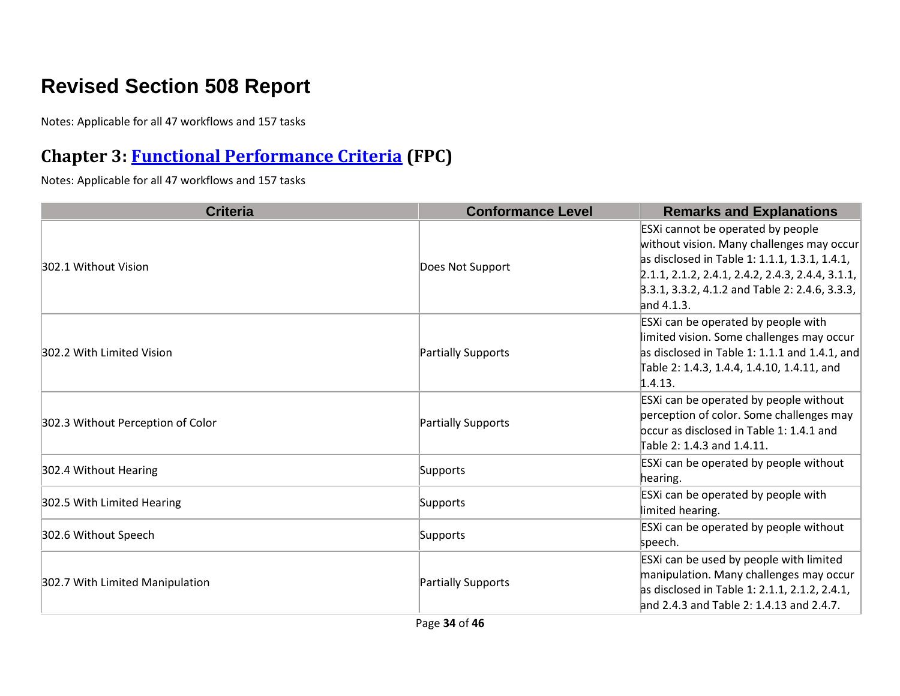# Revised Section 508 Report

Notes: Applicable for all 47 workflows and 157 tasks

## Chapter 3: Functional Performance Criteria (FPC)

Notes: Applicable for all 47 workflows and 157 tasks

| Criteria | Conformance Level | Remarks and Explanations |
|---|---|---|
| 302.1 Without Vision | Does Not Support | ESXi cannot be operated by people without vision. Many challenges may occur as disclosed in Table 1: 1.1.1, 1.3.1, 1.4.1, 2.1.1, 2.1.2, 2.4.1, 2.4.2, 2.4.3, 2.4.4, 3.1.1, 3.3.1, 3.3.2, 4.1.2 and Table 2: 2.4.6, 3.3.3, and 4.1.3. |
| 302.2 With Limited Vision | Partially Supports | ESXi can be operated by people with limited vision. Some challenges may occur as disclosed in Table 1: 1.1.1 and 1.4.1, and Table 2: 1.4.3, 1.4.4, 1.4.10, 1.4.11, and 1.4.13. |
| 302.3 Without Perception of Color | Partially Supports | ESXi can be operated by people without perception of color. Some challenges may occur as disclosed in Table 1: 1.4.1 and Table 2: 1.4.3 and 1.4.11. |
| 302.4 Without Hearing | Supports | ESXi can be operated by people without hearing. |
| 302.5 With Limited Hearing | Supports | ESXi can be operated by people with limited hearing. |
| 302.6 Without Speech | Supports | ESXi can be operated by people without speech. |
| 302.7 With Limited Manipulation | Partially Supports | ESXi can be used by people with limited manipulation. Many challenges may occur as disclosed in Table 1: 2.1.1, 2.1.2, 2.4.1, and 2.4.3 and Table 2: 1.4.13 and 2.4.7. |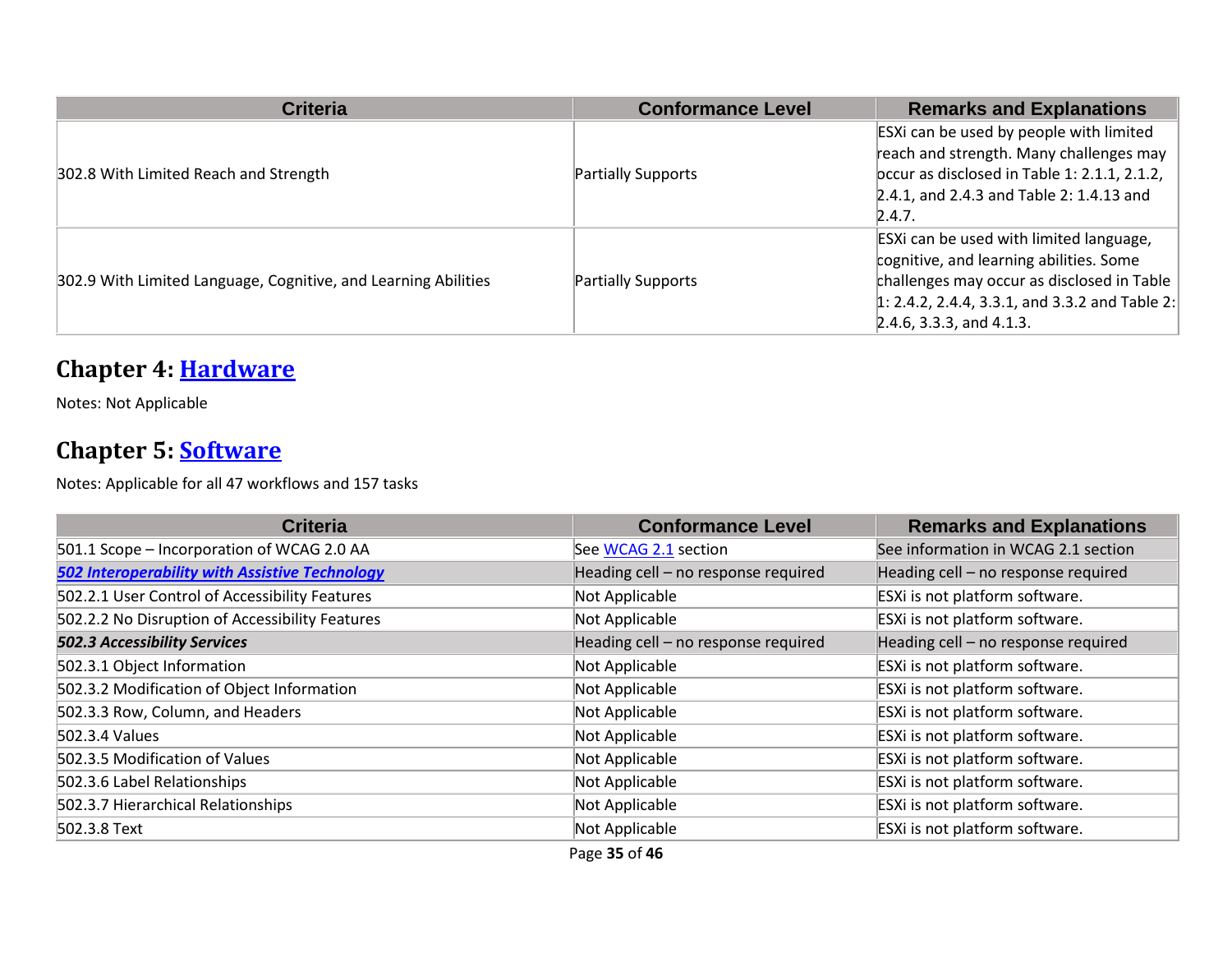| Criteria | Conformance Level | Remarks and Explanations |
| --- | --- | --- |
| 302.8 With Limited Reach and Strength | Partially Supports | ESXi can be used by people with limited reach and strength. Many challenges may occur as disclosed in Table 1: 2.1.1, 2.1.2, 2.4.1, and 2.4.3 and Table 2: 1.4.13 and 2.4.7. |
| 302.9 With Limited Language, Cognitive, and Learning Abilities | Partially Supports | ESXi can be used with limited language, cognitive, and learning abilities. Some challenges may occur as disclosed in Table 1: 2.4.2, 2.4.4, 3.3.1, and 3.3.2 and Table 2: 2.4.6, 3.3.3, and 4.1.3. |

## Chapter 4: [Hardware]

Notes: Not Applicable

## Chapter 5: [Software]

Notes: Applicable for all 47 workflows and 157 tasks

| Criteria | Conformance Level | Remarks and Explanations |
| --- | --- | --- |
| 501.1 Scope – Incorporation of WCAG 2.0 AA | See [WCAG 2.1] section | See information in WCAG 2.1 section |
| ***[502 Interoperability with Assistive Technology]*** | Heading cell – no response required | Heading cell – no response required |
| 502.2.1 User Control of Accessibility Features | Not Applicable | ESXi is not platform software. |
| 502.2.2 No Disruption of Accessibility Features | Not Applicable | ESXi is not platform software. |
| ***502.3 Accessibility Services*** | Heading cell – no response required | Heading cell – no response required |
| 502.3.1 Object Information | Not Applicable | ESXi is not platform software. |
| 502.3.2 Modification of Object Information | Not Applicable | ESXi is not platform software. |
| 502.3.3 Row, Column, and Headers | Not Applicable | ESXi is not platform software. |
| 502.3.4 Values | Not Applicable | ESXi is not platform software. |
| 502.3.5 Modification of Values | Not Applicable | ESXi is not platform software. |
| 502.3.6 Label Relationships | Not Applicable | ESXi is not platform software. |
| 502.3.7 Hierarchical Relationships | Not Applicable | ESXi is not platform software. |
| 502.3.8 Text | Not Applicable | ESXi is not platform software. |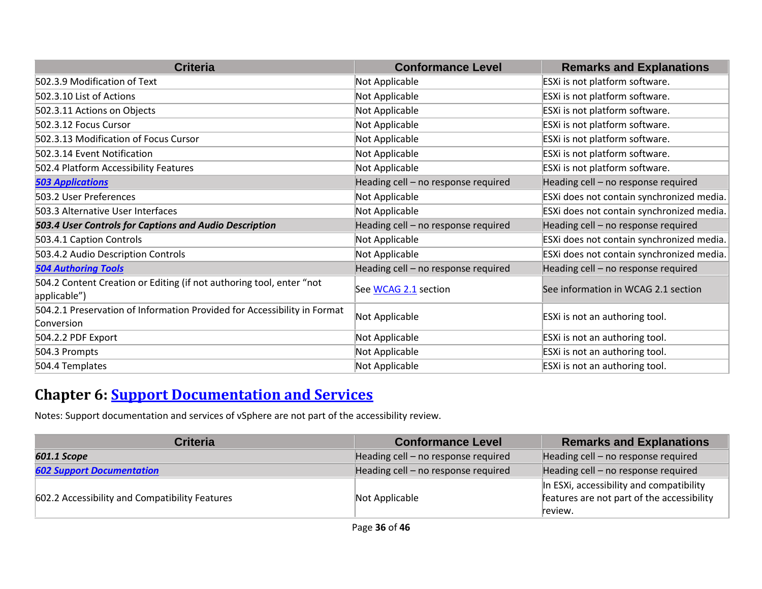| Criteria | Conformance Level | Remarks and Explanations |
|---|---|---|
| 502.3.9 Modification of Text | Not Applicable | ESXi is not platform software. |
| 502.3.10 List of Actions | Not Applicable | ESXi is not platform software. |
| 502.3.11 Actions on Objects | Not Applicable | ESXi is not platform software. |
| 502.3.12 Focus Cursor | Not Applicable | ESXi is not platform software. |
| 502.3.13 Modification of Focus Cursor | Not Applicable | ESXi is not platform software. |
| 502.3.14 Event Notification | Not Applicable | ESXi is not platform software. |
| 502.4 Platform Accessibility Features | Not Applicable | ESXi is not platform software. |
| ***503 Applications*** | Heading cell – no response required | Heading cell – no response required |
| 503.2 User Preferences | Not Applicable | ESXi does not contain synchronized media. |
| 503.3 Alternative User Interfaces | Not Applicable | ESXi does not contain synchronized media. |
| ***503.4 User Controls for Captions and Audio Description*** | Heading cell – no response required | Heading cell – no response required |
| 503.4.1 Caption Controls | Not Applicable | ESXi does not contain synchronized media. |
| 503.4.2 Audio Description Controls | Not Applicable | ESXi does not contain synchronized media. |
| ***504 Authoring Tools*** | Heading cell – no response required | Heading cell – no response required |
| 504.2 Content Creation or Editing (if not authoring tool, enter "not applicable") | See WCAG 2.1 section | See information in WCAG 2.1 section |
| 504.2.1 Preservation of Information Provided for Accessibility in Format Conversion | Not Applicable | ESXi is not an authoring tool. |
| 504.2.2 PDF Export | Not Applicable | ESXi is not an authoring tool. |
| 504.3 Prompts | Not Applicable | ESXi is not an authoring tool. |
| 504.4 Templates | Not Applicable | ESXi is not an authoring tool. |

## Chapter 6: Support Documentation and Services

Notes: Support documentation and services of vSphere are not part of the accessibility review.

| Criteria | Conformance Level | Remarks and Explanations |
|---|---|---|
| ***601.1 Scope*** | Heading cell – no response required | Heading cell – no response required |
| ***602 Support Documentation*** | Heading cell – no response required | Heading cell – no response required |
| 602.2 Accessibility and Compatibility Features | Not Applicable | In ESXi, accessibility and compatibility features are not part of the accessibility review. |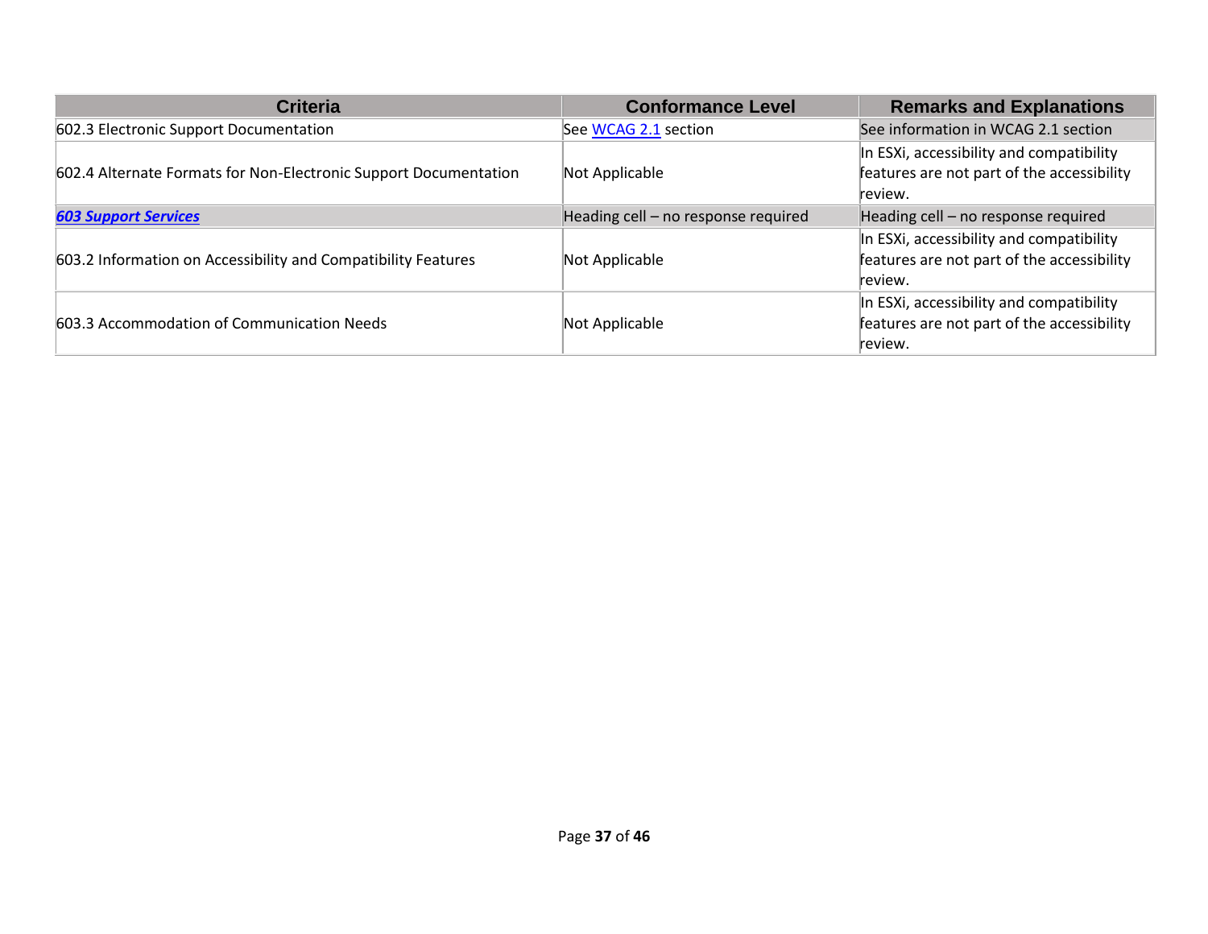| Criteria | Conformance Level | Remarks and Explanations |
|---|---|---|
| 602.3 Electronic Support Documentation | See WCAG 2.1 section | See information in WCAG 2.1 section |
| 602.4 Alternate Formats for Non-Electronic Support Documentation | Not Applicable | In ESXi, accessibility and compatibility features are not part of the accessibility review. |
| ***603 Support Services*** | Heading cell – no response required | Heading cell – no response required |
| 603.2 Information on Accessibility and Compatibility Features | Not Applicable | In ESXi, accessibility and compatibility features are not part of the accessibility review. |
| 603.3 Accommodation of Communication Needs | Not Applicable | In ESXi, accessibility and compatibility features are not part of the accessibility review. |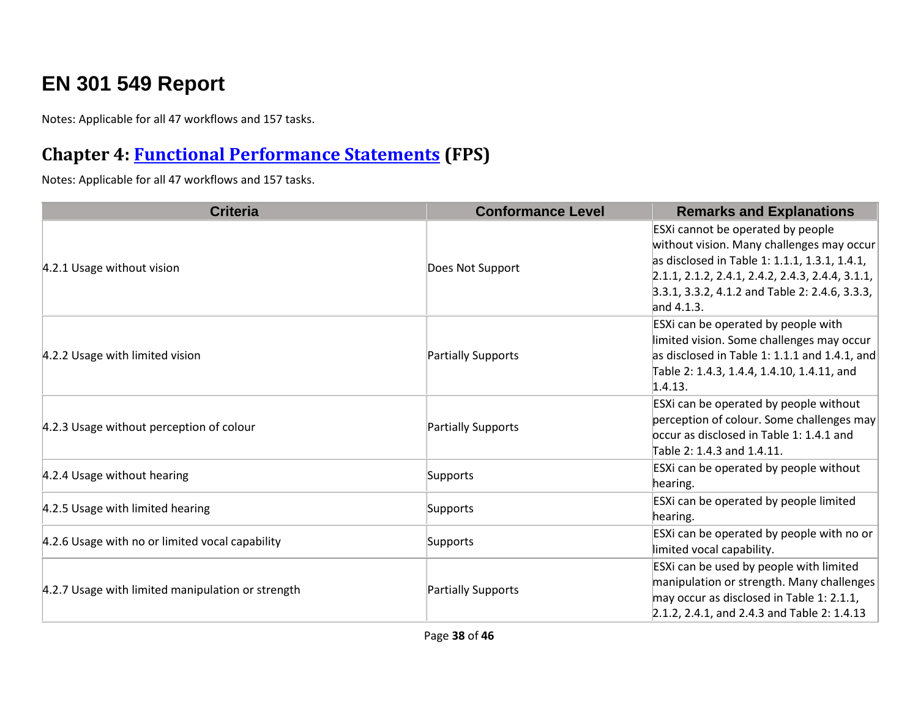# EN 301 549 Report

Notes: Applicable for all 47 workflows and 157 tasks.

## Chapter 4: [Functional Performance Statements](#) (FPS)

Notes: Applicable for all 47 workflows and 157 tasks.

| Criteria | Conformance Level | Remarks and Explanations |
|---|---|---|
| 4.2.1 Usage without vision | Does Not Support | ESXi cannot be operated by people without vision. Many challenges may occur as disclosed in Table 1: 1.1.1, 1.3.1, 1.4.1, 2.1.1, 2.1.2, 2.4.1, 2.4.2, 2.4.3, 2.4.4, 3.1.1, 3.3.1, 3.3.2, 4.1.2 and Table 2: 2.4.6, 3.3.3, and 4.1.3. |
| 4.2.2 Usage with limited vision | Partially Supports | ESXi can be operated by people with limited vision. Some challenges may occur as disclosed in Table 1: 1.1.1 and 1.4.1, and Table 2: 1.4.3, 1.4.4, 1.4.10, 1.4.11, and 1.4.13. |
| 4.2.3 Usage without perception of colour | Partially Supports | ESXi can be operated by people without perception of colour. Some challenges may occur as disclosed in Table 1: 1.4.1 and Table 2: 1.4.3 and 1.4.11. |
| 4.2.4 Usage without hearing | Supports | ESXi can be operated by people without hearing. |
| 4.2.5 Usage with limited hearing | Supports | ESXi can be operated by people limited hearing. |
| 4.2.6 Usage with no or limited vocal capability | Supports | ESXi can be operated by people with no or limited vocal capability. |
| 4.2.7 Usage with limited manipulation or strength | Partially Supports | ESXi can be used by people with limited manipulation or strength. Many challenges may occur as disclosed in Table 1: 2.1.1, 2.1.2, 2.4.1, and 2.4.3 and Table 2: 1.4.13 |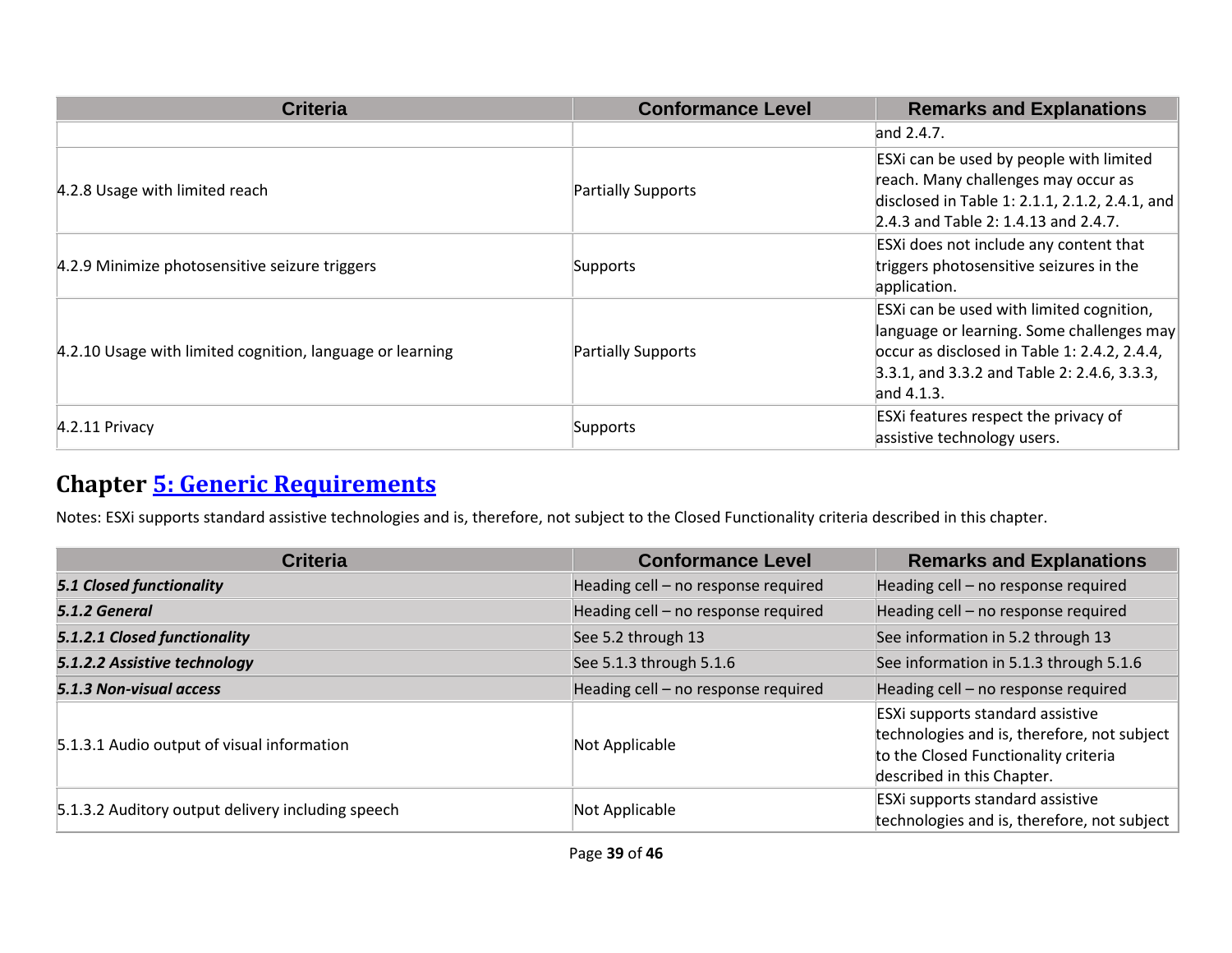| Criteria | Conformance Level | Remarks and Explanations |
|---|---|---|
| | | and 2.4.7. |
| 4.2.8 Usage with limited reach | Partially Supports | ESXi can be used by people with limited reach. Many challenges may occur as disclosed in Table 1: 2.1.1, 2.1.2, 2.4.1, and 2.4.3 and Table 2: 1.4.13 and 2.4.7. |
| 4.2.9 Minimize photosensitive seizure triggers | Supports | ESXi does not include any content that triggers photosensitive seizures in the application. |
| 4.2.10 Usage with limited cognition, language or learning | Partially Supports | ESXi can be used with limited cognition, language or learning. Some challenges may occur as disclosed in Table 1: 2.4.2, 2.4.4, 3.3.1, and 3.3.2 and Table 2: 2.4.6, 3.3.3, and 4.1.3. |
| 4.2.11 Privacy | Supports | ESXi features respect the privacy of assistive technology users. |

## Chapter 5: Generic Requirements

Notes: ESXi supports standard assistive technologies and is, therefore, not subject to the Closed Functionality criteria described in this chapter.

| Criteria | Conformance Level | Remarks and Explanations |
|---|---|---|
| ***5.1 Closed functionality*** | Heading cell – no response required | Heading cell – no response required |
| ***5.1.2 General*** | Heading cell – no response required | Heading cell – no response required |
| ***5.1.2.1 Closed functionality*** | See 5.2 through 13 | See information in 5.2 through 13 |
| ***5.1.2.2 Assistive technology*** | See 5.1.3 through 5.1.6 | See information in 5.1.3 through 5.1.6 |
| ***5.1.3 Non-visual access*** | Heading cell – no response required | Heading cell – no response required |
| 5.1.3.1 Audio output of visual information | Not Applicable | ESXi supports standard assistive technologies and is, therefore, not subject to the Closed Functionality criteria described in this Chapter. |
| 5.1.3.2 Auditory output delivery including speech | Not Applicable | ESXi supports standard assistive technologies and is, therefore, not subject |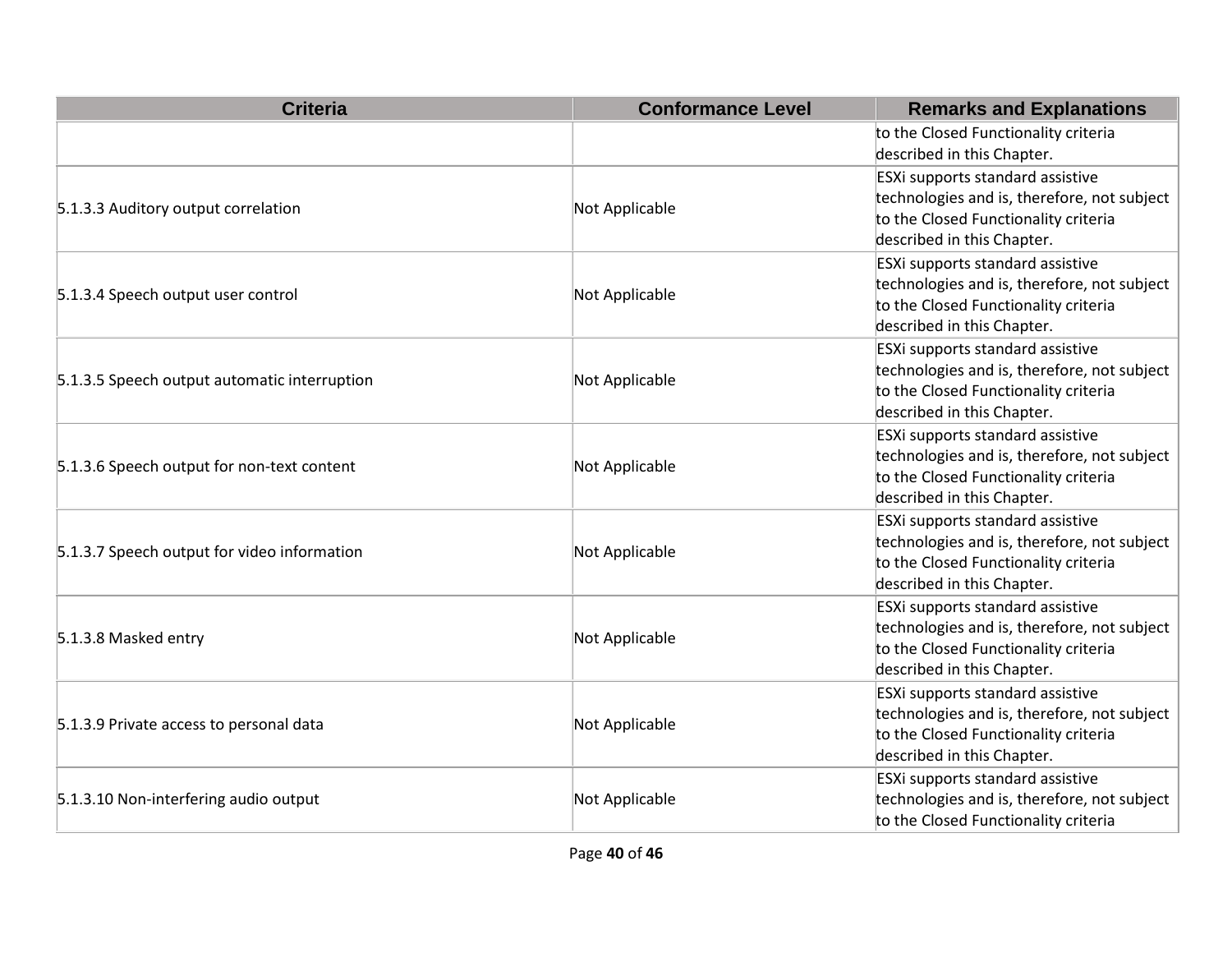| Criteria | Conformance Level | Remarks and Explanations |
| --- | --- | --- |
| | | to the Closed Functionality criteria described in this Chapter. |
| 5.1.3.3 Auditory output correlation | Not Applicable | ESXi supports standard assistive technologies and is, therefore, not subject to the Closed Functionality criteria described in this Chapter. |
| 5.1.3.4 Speech output user control | Not Applicable | ESXi supports standard assistive technologies and is, therefore, not subject to the Closed Functionality criteria described in this Chapter. |
| 5.1.3.5 Speech output automatic interruption | Not Applicable | ESXi supports standard assistive technologies and is, therefore, not subject to the Closed Functionality criteria described in this Chapter. |
| 5.1.3.6 Speech output for non-text content | Not Applicable | ESXi supports standard assistive technologies and is, therefore, not subject to the Closed Functionality criteria described in this Chapter. |
| 5.1.3.7 Speech output for video information | Not Applicable | ESXi supports standard assistive technologies and is, therefore, not subject to the Closed Functionality criteria described in this Chapter. |
| 5.1.3.8 Masked entry | Not Applicable | ESXi supports standard assistive technologies and is, therefore, not subject to the Closed Functionality criteria described in this Chapter. |
| 5.1.3.9 Private access to personal data | Not Applicable | ESXi supports standard assistive technologies and is, therefore, not subject to the Closed Functionality criteria described in this Chapter. |
| 5.1.3.10 Non-interfering audio output | Not Applicable | ESXi supports standard assistive technologies and is, therefore, not subject to the Closed Functionality criteria |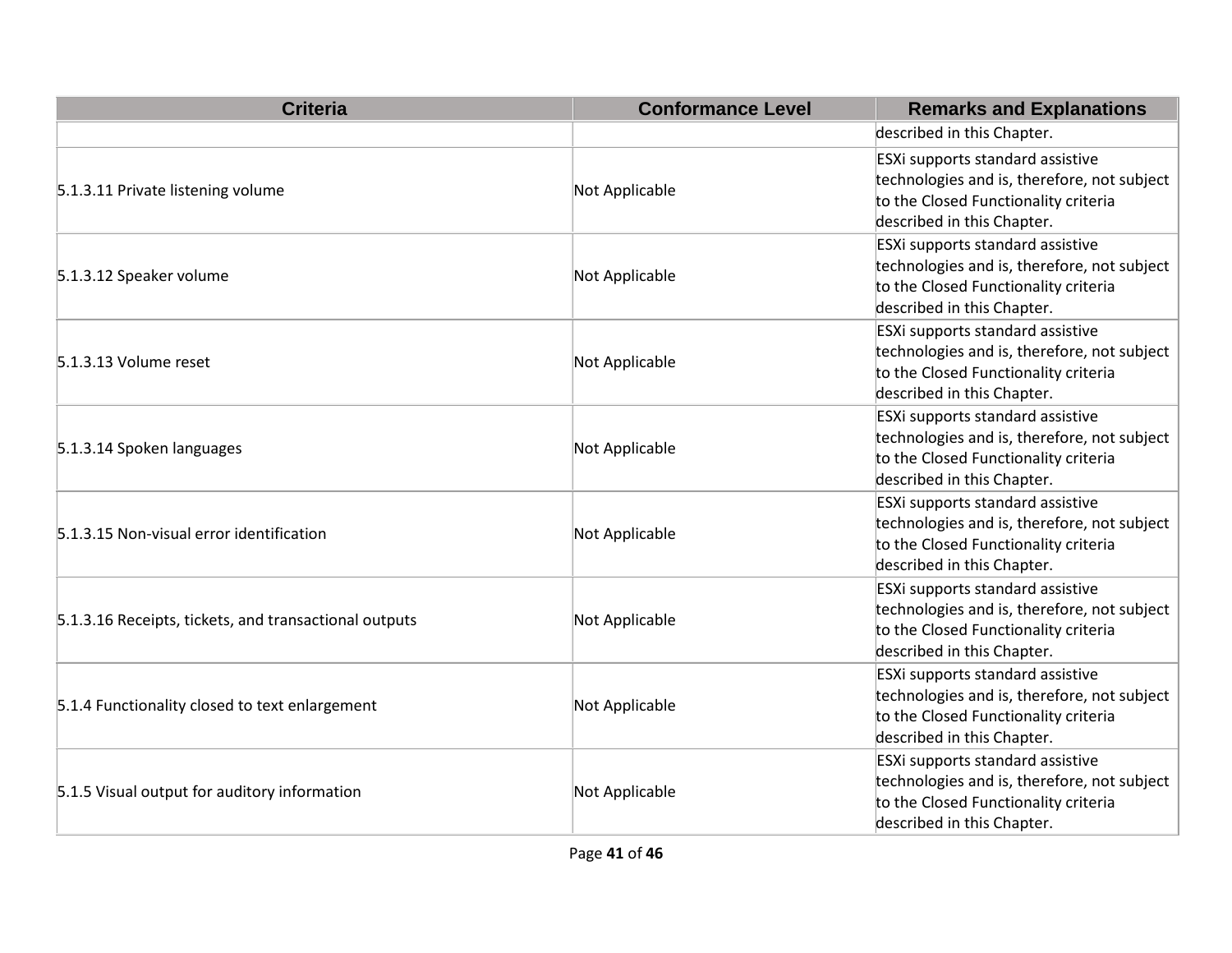| Criteria | Conformance Level | Remarks and Explanations |
|---|---|---|
| | | described in this Chapter. |
| 5.1.3.11 Private listening volume | Not Applicable | ESXi supports standard assistive technologies and is, therefore, not subject to the Closed Functionality criteria described in this Chapter. |
| 5.1.3.12 Speaker volume | Not Applicable | ESXi supports standard assistive technologies and is, therefore, not subject to the Closed Functionality criteria described in this Chapter. |
| 5.1.3.13 Volume reset | Not Applicable | ESXi supports standard assistive technologies and is, therefore, not subject to the Closed Functionality criteria described in this Chapter. |
| 5.1.3.14 Spoken languages | Not Applicable | ESXi supports standard assistive technologies and is, therefore, not subject to the Closed Functionality criteria described in this Chapter. |
| 5.1.3.15 Non-visual error identification | Not Applicable | ESXi supports standard assistive technologies and is, therefore, not subject to the Closed Functionality criteria described in this Chapter. |
| 5.1.3.16 Receipts, tickets, and transactional outputs | Not Applicable | ESXi supports standard assistive technologies and is, therefore, not subject to the Closed Functionality criteria described in this Chapter. |
| 5.1.4 Functionality closed to text enlargement | Not Applicable | ESXi supports standard assistive technologies and is, therefore, not subject to the Closed Functionality criteria described in this Chapter. |
| 5.1.5 Visual output for auditory information | Not Applicable | ESXi supports standard assistive technologies and is, therefore, not subject to the Closed Functionality criteria described in this Chapter. |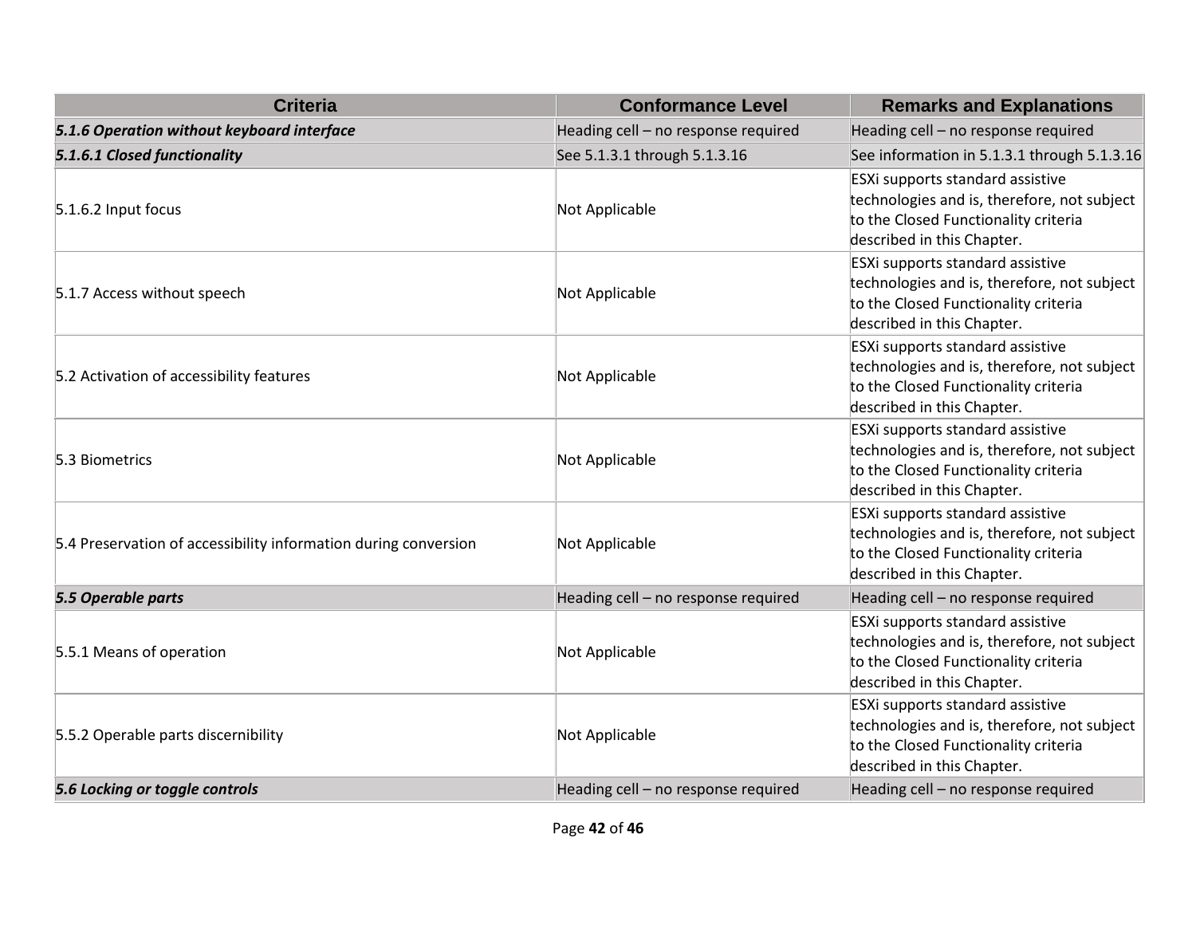| Criteria | Conformance Level | Remarks and Explanations |
|---|---|---|
| ***5.1.6 Operation without keyboard interface*** | Heading cell – no response required | Heading cell – no response required |
| ***5.1.6.1 Closed functionality*** | See 5.1.3.1 through 5.1.3.16 | See information in 5.1.3.1 through 5.1.3.16 |
| 5.1.6.2 Input focus | Not Applicable | ESXi supports standard assistive technologies and is, therefore, not subject to the Closed Functionality criteria described in this Chapter. |
| 5.1.7 Access without speech | Not Applicable | ESXi supports standard assistive technologies and is, therefore, not subject to the Closed Functionality criteria described in this Chapter. |
| 5.2 Activation of accessibility features | Not Applicable | ESXi supports standard assistive technologies and is, therefore, not subject to the Closed Functionality criteria described in this Chapter. |
| 5.3 Biometrics | Not Applicable | ESXi supports standard assistive technologies and is, therefore, not subject to the Closed Functionality criteria described in this Chapter. |
| 5.4 Preservation of accessibility information during conversion | Not Applicable | ESXi supports standard assistive technologies and is, therefore, not subject to the Closed Functionality criteria described in this Chapter. |
| ***5.5 Operable parts*** | Heading cell – no response required | Heading cell – no response required |
| 5.5.1 Means of operation | Not Applicable | ESXi supports standard assistive technologies and is, therefore, not subject to the Closed Functionality criteria described in this Chapter. |
| 5.5.2 Operable parts discernibility | Not Applicable | ESXi supports standard assistive technologies and is, therefore, not subject to the Closed Functionality criteria described in this Chapter. |
| ***5.6 Locking or toggle controls*** | Heading cell – no response required | Heading cell – no response required |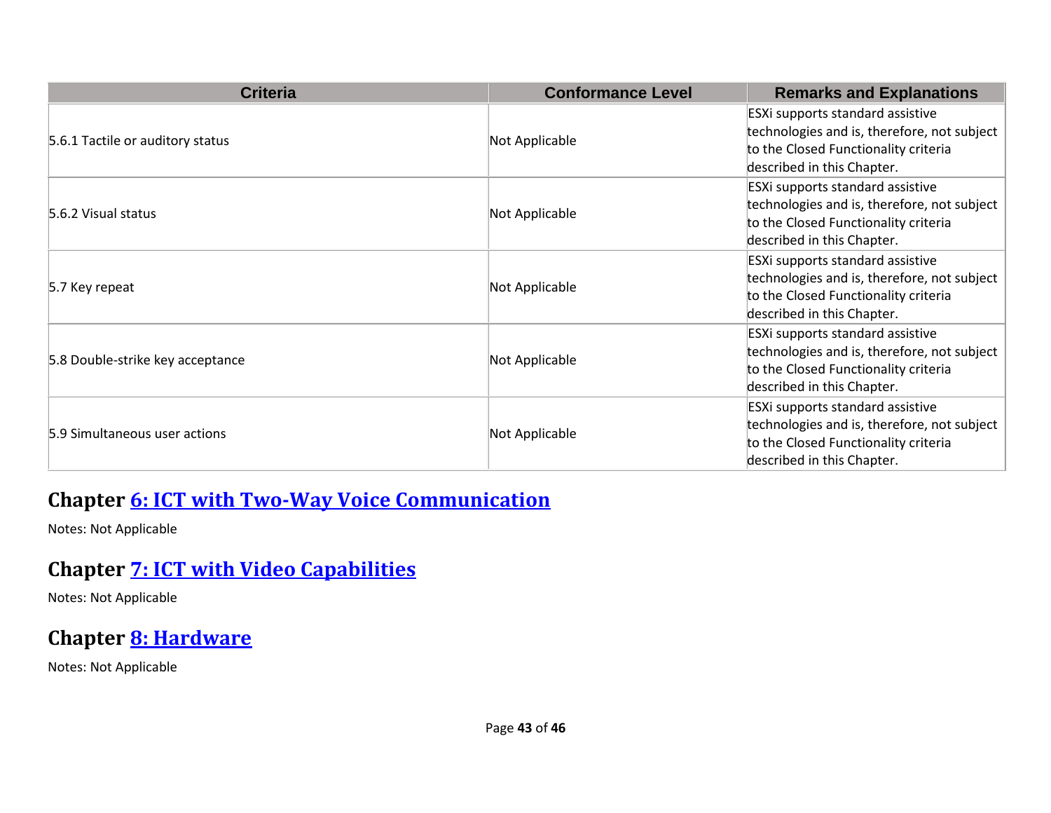| Criteria | Conformance Level | Remarks and Explanations |
|---|---|---|
| 5.6.1 Tactile or auditory status | Not Applicable | ESXi supports standard assistive technologies and is, therefore, not subject to the Closed Functionality criteria described in this Chapter. |
| 5.6.2 Visual status | Not Applicable | ESXi supports standard assistive technologies and is, therefore, not subject to the Closed Functionality criteria described in this Chapter. |
| 5.7 Key repeat | Not Applicable | ESXi supports standard assistive technologies and is, therefore, not subject to the Closed Functionality criteria described in this Chapter. |
| 5.8 Double-strike key acceptance | Not Applicable | ESXi supports standard assistive technologies and is, therefore, not subject to the Closed Functionality criteria described in this Chapter. |
| 5.9 Simultaneous user actions | Not Applicable | ESXi supports standard assistive technologies and is, therefore, not subject to the Closed Functionality criteria described in this Chapter. |

## Chapter 6: ICT with Two-Way Voice Communication

Notes: Not Applicable

## Chapter 7: ICT with Video Capabilities

Notes: Not Applicable

## Chapter 8: Hardware

Notes: Not Applicable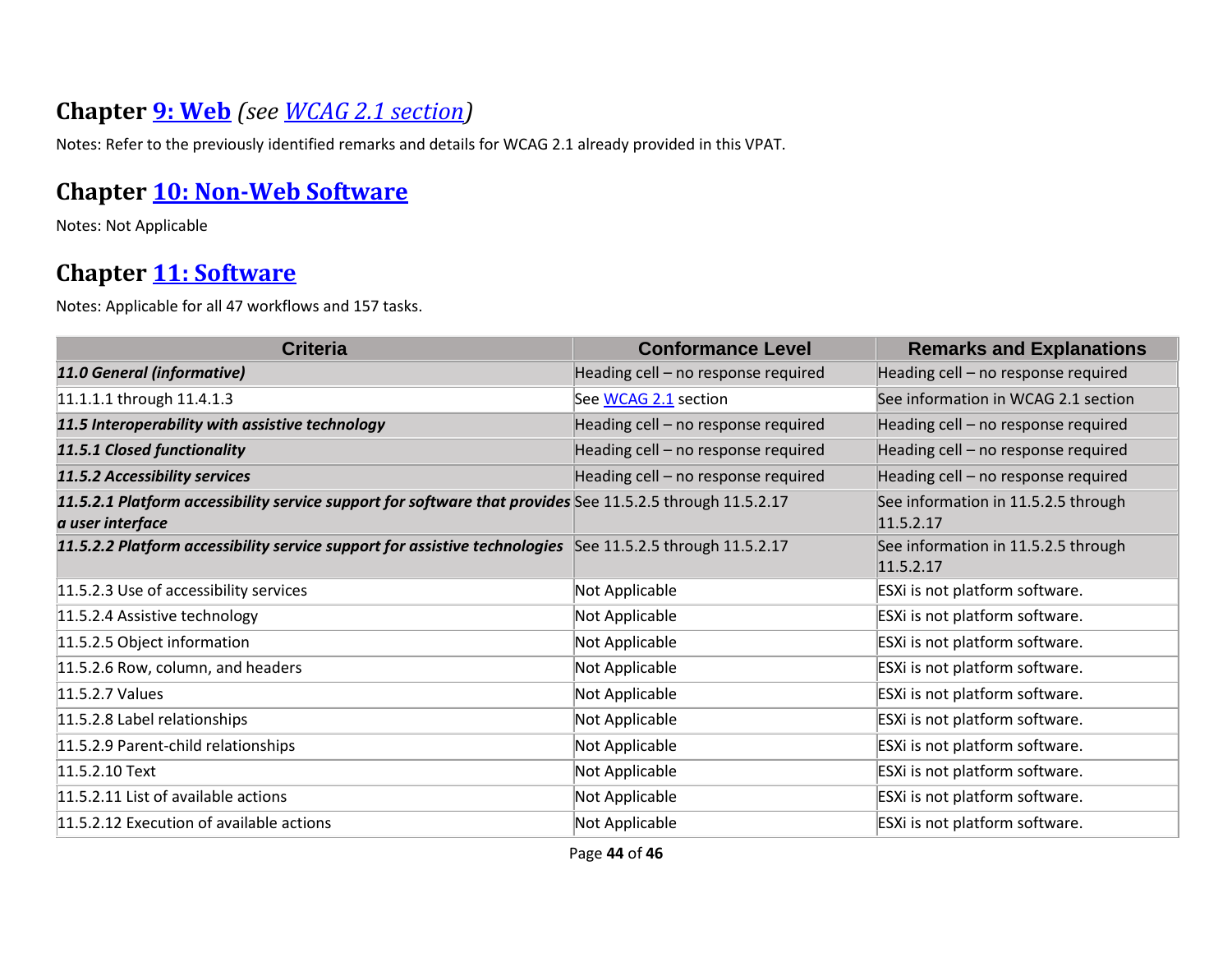## Chapter [9: Web](#) *(see [WCAG 2.1 section](#))*

Notes: Refer to the previously identified remarks and details for WCAG 2.1 already provided in this VPAT.

## Chapter [10: Non-Web Software](#)

Notes: Not Applicable

## Chapter [11: Software](#)

Notes: Applicable for all 47 workflows and 157 tasks.

| Criteria | Conformance Level | Remarks and Explanations |
|---|---|---|
| ***11.0 General (informative)*** | Heading cell – no response required | Heading cell – no response required |
| 11.1.1.1 through 11.4.1.3 | See [WCAG 2.1](#) section | See information in WCAG 2.1 section |
| ***11.5 Interoperability with assistive technology*** | Heading cell – no response required | Heading cell – no response required |
| ***11.5.1 Closed functionality*** | Heading cell – no response required | Heading cell – no response required |
| ***11.5.2 Accessibility services*** | Heading cell – no response required | Heading cell – no response required |
| ***11.5.2.1 Platform accessibility service support for software that provides a user interface*** | See 11.5.2.5 through 11.5.2.17 | See information in 11.5.2.5 through 11.5.2.17 |
| ***11.5.2.2 Platform accessibility service support for assistive technologies*** | See 11.5.2.5 through 11.5.2.17 | See information in 11.5.2.5 through 11.5.2.17 |
| 11.5.2.3 Use of accessibility services | Not Applicable | ESXi is not platform software. |
| 11.5.2.4 Assistive technology | Not Applicable | ESXi is not platform software. |
| 11.5.2.5 Object information | Not Applicable | ESXi is not platform software. |
| 11.5.2.6 Row, column, and headers | Not Applicable | ESXi is not platform software. |
| 11.5.2.7 Values | Not Applicable | ESXi is not platform software. |
| 11.5.2.8 Label relationships | Not Applicable | ESXi is not platform software. |
| 11.5.2.9 Parent-child relationships | Not Applicable | ESXi is not platform software. |
| 11.5.2.10 Text | Not Applicable | ESXi is not platform software. |
| 11.5.2.11 List of available actions | Not Applicable | ESXi is not platform software. |
| 11.5.2.12 Execution of available actions | Not Applicable | ESXi is not platform software. |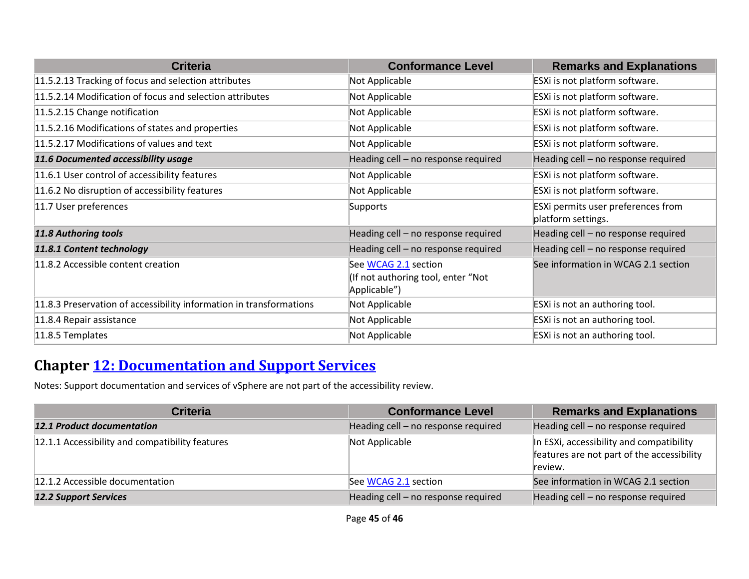| Criteria | Conformance Level | Remarks and Explanations |
|---|---|---|
| 11.5.2.13 Tracking of focus and selection attributes | Not Applicable | ESXi is not platform software. |
| 11.5.2.14 Modification of focus and selection attributes | Not Applicable | ESXi is not platform software. |
| 11.5.2.15 Change notification | Not Applicable | ESXi is not platform software. |
| 11.5.2.16 Modifications of states and properties | Not Applicable | ESXi is not platform software. |
| 11.5.2.17 Modifications of values and text | Not Applicable | ESXi is not platform software. |
| ***11.6 Documented accessibility usage*** | Heading cell – no response required | Heading cell – no response required |
| 11.6.1 User control of accessibility features | Not Applicable | ESXi is not platform software. |
| 11.6.2 No disruption of accessibility features | Not Applicable | ESXi is not platform software. |
| 11.7 User preferences | Supports | ESXi permits user preferences from platform settings. |
| ***11.8 Authoring tools*** | Heading cell – no response required | Heading cell – no response required |
| ***11.8.1 Content technology*** | Heading cell – no response required | Heading cell – no response required |
| 11.8.2 Accessible content creation | See [WCAG 2.1](#) section (If not authoring tool, enter "Not Applicable") | See information in WCAG 2.1 section |
| 11.8.3 Preservation of accessibility information in transformations | Not Applicable | ESXi is not an authoring tool. |
| 11.8.4 Repair assistance | Not Applicable | ESXi is not an authoring tool. |
| 11.8.5 Templates | Not Applicable | ESXi is not an authoring tool. |

## Chapter [12: Documentation and Support Services](#)

Notes: Support documentation and services of vSphere are not part of the accessibility review.

| Criteria | Conformance Level | Remarks and Explanations |
|---|---|---|
| ***12.1 Product documentation*** | Heading cell – no response required | Heading cell – no response required |
| 12.1.1 Accessibility and compatibility features | Not Applicable | In ESXi, accessibility and compatibility features are not part of the accessibility review. |
| 12.1.2 Accessible documentation | See [WCAG 2.1](#) section | See information in WCAG 2.1 section |
| ***12.2 Support Services*** | Heading cell – no response required | Heading cell – no response required |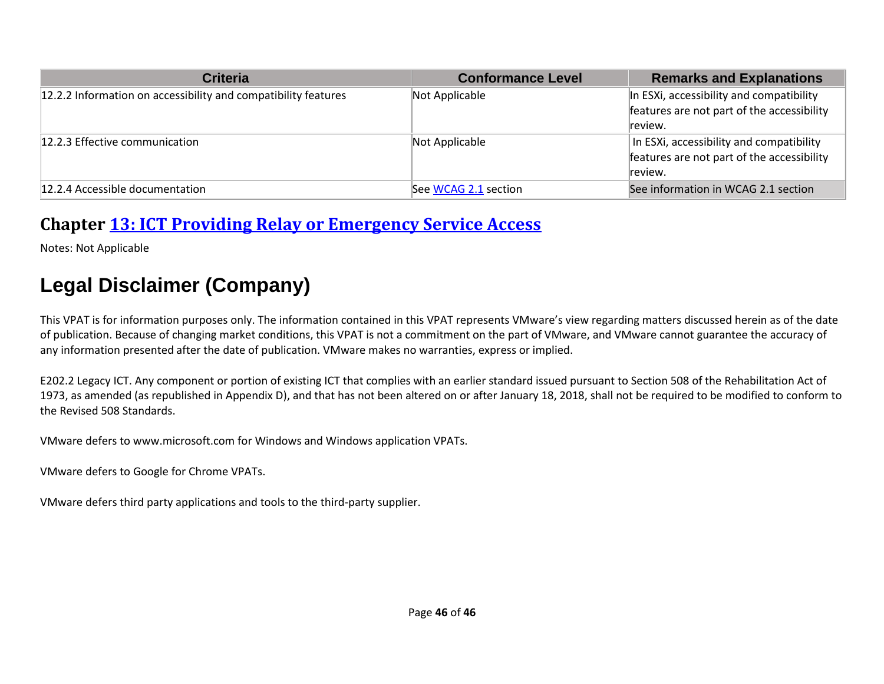| Criteria | Conformance Level | Remarks and Explanations |
| --- | --- | --- |
| 12.2.2 Information on accessibility and compatibility features | Not Applicable | In ESXi, accessibility and compatibility features are not part of the accessibility review. |
| 12.2.3 Effective communication | Not Applicable | In ESXi, accessibility and compatibility features are not part of the accessibility review. |
| 12.2.4 Accessible documentation | See WCAG 2.1 section | See information in WCAG 2.1 section |

### Chapter 13: ICT Providing Relay or Emergency Service Access

Notes: Not Applicable

## Legal Disclaimer (Company)

This VPAT is for information purposes only. The information contained in this VPAT represents VMware's view regarding matters discussed herein as of the date of publication. Because of changing market conditions, this VPAT is not a commitment on the part of VMware, and VMware cannot guarantee the accuracy of any information presented after the date of publication. VMware makes no warranties, express or implied.

E202.2 Legacy ICT. Any component or portion of existing ICT that complies with an earlier standard issued pursuant to Section 508 of the Rehabilitation Act of 1973, as amended (as republished in Appendix D), and that has not been altered on or after January 18, 2018, shall not be required to be modified to conform to the Revised 508 Standards.

VMware defers to www.microsoft.com for Windows and Windows application VPATs.

VMware defers to Google for Chrome VPATs.

VMware defers third party applications and tools to the third-party supplier.